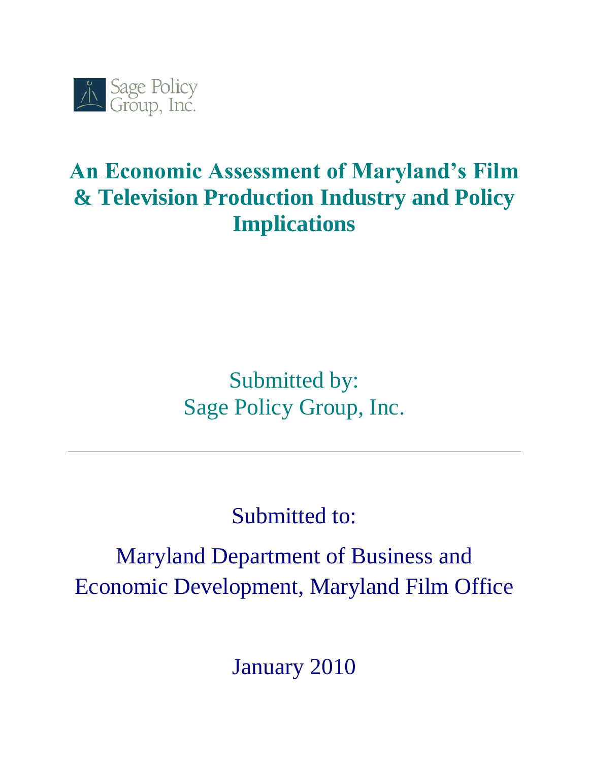Sage Policy Group, Inc.

# An Economic Assessment of Maryland's Film & Television Production Industry and Policy Implications

Submitted by:
Sage Policy Group, Inc.

---

Submitted to:

Maryland Department of Business and Economic Development, Maryland Film Office

January 2010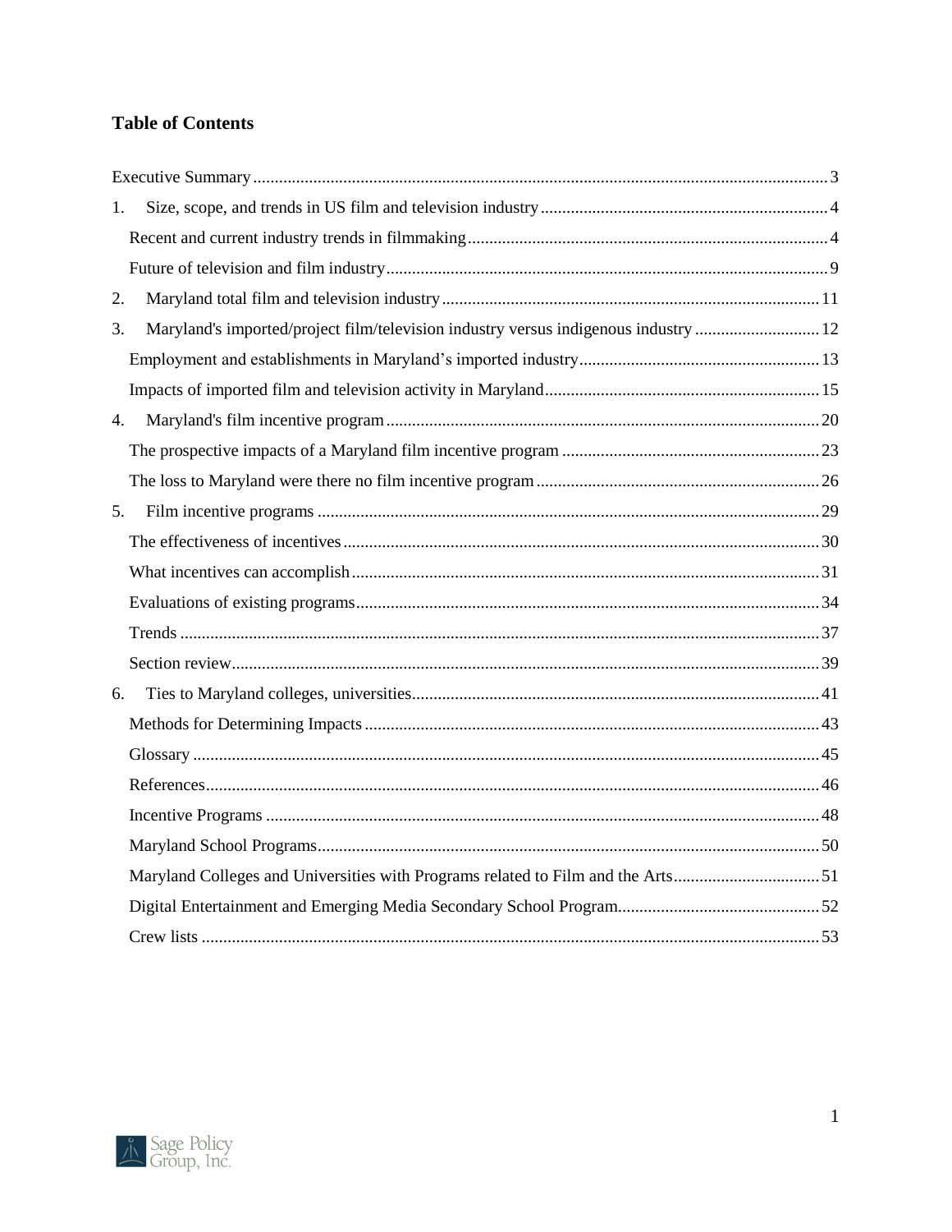## Table of Contents

Executive Summary ..... 3

1. Size, scope, and trends in US film and television industry ..... 4
   - Recent and current industry trends in filmmaking ..... 4
   - Future of television and film industry ..... 9
2. Maryland total film and television industry ..... 11
3. Maryland's imported/project film/television industry versus indigenous industry ..... 12
   - Employment and establishments in Maryland's imported industry ..... 13
   - Impacts of imported film and television activity in Maryland ..... 15
4. Maryland's film incentive program ..... 20
   - The prospective impacts of a Maryland film incentive program ..... 23
   - The loss to Maryland were there no film incentive program ..... 26
5. Film incentive programs ..... 29
   - The effectiveness of incentives ..... 30
   - What incentives can accomplish ..... 31
   - Evaluations of existing programs ..... 34
   - Trends ..... 37
   - Section review ..... 39
6. Ties to Maryland colleges, universities ..... 41
   - Methods for Determining Impacts ..... 43
   - Glossary ..... 45
   - References ..... 46
   - Incentive Programs ..... 48
   - Maryland School Programs ..... 50
   - Maryland Colleges and Universities with Programs related to Film and the Arts ..... 51
   - Digital Entertainment and Emerging Media Secondary School Program ..... 52
   - Crew lists ..... 53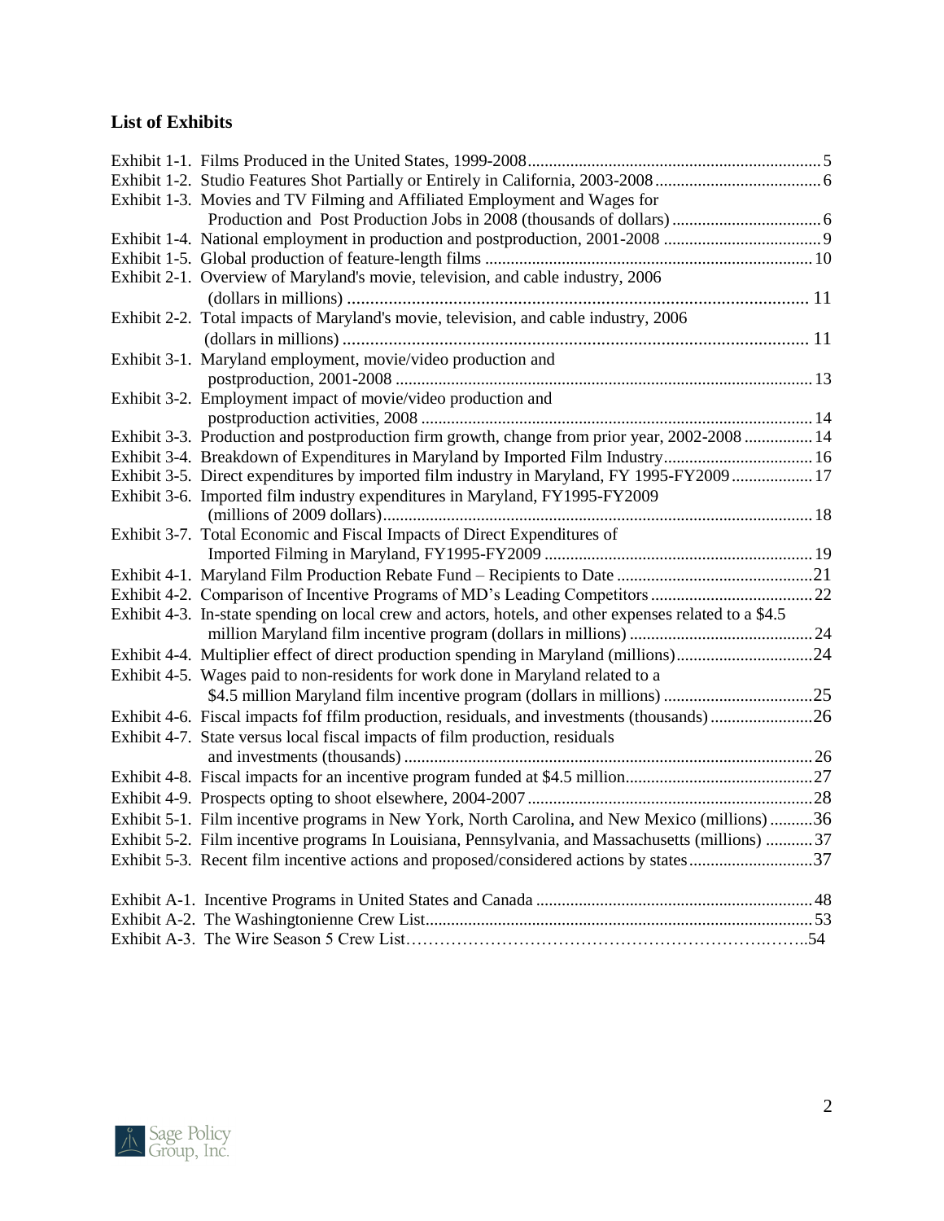## List of Exhibits

Exhibit 1-1. Films Produced in the United States, 1999-2008 .......... 5
Exhibit 1-2. Studio Features Shot Partially or Entirely in California, 2003-2008 .......... 6
Exhibit 1-3. Movies and TV Filming and Affiliated Employment and Wages for Production and Post Production Jobs in 2008 (thousands of dollars) .......... 6
Exhibit 1-4. National employment in production and postproduction, 2001-2008 .......... 9
Exhibit 1-5. Global production of feature-length films .......... 10
Exhibit 2-1. Overview of Maryland's movie, television, and cable industry, 2006 (dollars in millions) .......... 11
Exhibit 2-2. Total impacts of Maryland's movie, television, and cable industry, 2006 (dollars in millions) .......... 11
Exhibit 3-1. Maryland employment, movie/video production and postproduction, 2001-2008 .......... 13
Exhibit 3-2. Employment impact of movie/video production and postproduction activities, 2008 .......... 14
Exhibit 3-3. Production and postproduction firm growth, change from prior year, 2002-2008 .......... 14
Exhibit 3-4. Breakdown of Expenditures in Maryland by Imported Film Industry .......... 16
Exhibit 3-5. Direct expenditures by imported film industry in Maryland, FY 1995-FY2009 .......... 17
Exhibit 3-6. Imported film industry expenditures in Maryland, FY1995-FY2009 (millions of 2009 dollars) .......... 18
Exhibit 3-7. Total Economic and Fiscal Impacts of Direct Expenditures of Imported Filming in Maryland, FY1995-FY2009 .......... 19
Exhibit 4-1. Maryland Film Production Rebate Fund – Recipients to Date .......... 21
Exhibit 4-2. Comparison of Incentive Programs of MD's Leading Competitors .......... 22
Exhibit 4-3. In-state spending on local crew and actors, hotels, and other expenses related to a $4.5 million Maryland film incentive program (dollars in millions) .......... 24
Exhibit 4-4. Multiplier effect of direct production spending in Maryland (millions) .......... 24
Exhibit 4-5. Wages paid to non-residents for work done in Maryland related to a $4.5 million Maryland film incentive program (dollars in millions) .......... 25
Exhibit 4-6. Fiscal impacts fof ffilm production, residuals, and investments (thousands) .......... 26
Exhibit 4-7. State versus local fiscal impacts of film production, residuals and investments (thousands) .......... 26
Exhibit 4-8. Fiscal impacts for an incentive program funded at $4.5 million .......... 27
Exhibit 4-9. Prospects opting to shoot elsewhere, 2004-2007 .......... 28
Exhibit 5-1. Film incentive programs in New York, North Carolina, and New Mexico (millions) .......... 36
Exhibit 5-2. Film incentive programs In Louisiana, Pennsylvania, and Massachusetts (millions) .......... 37
Exhibit 5-3. Recent film incentive actions and proposed/considered actions by states .......... 37

Exhibit A-1. Incentive Programs in United States and Canada .......... 48
Exhibit A-2. The Washingtonienne Crew List .......... 53
Exhibit A-3. The Wire Season 5 Crew List .......... 54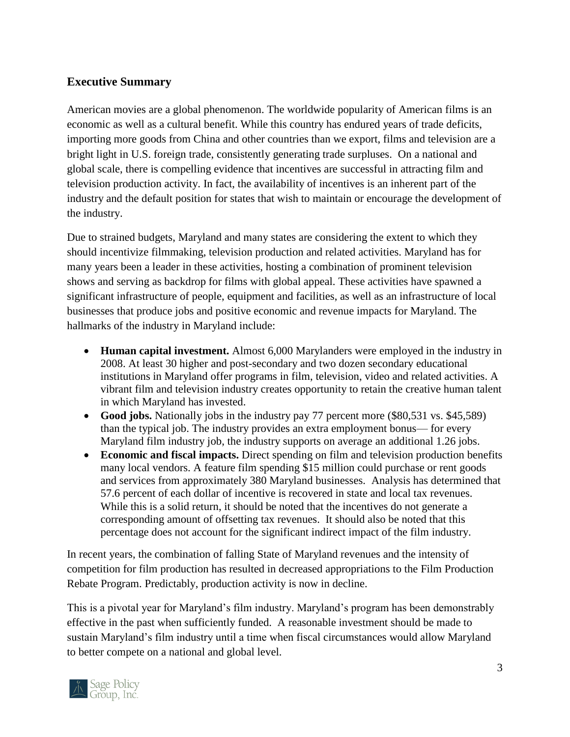## Executive Summary

American movies are a global phenomenon. The worldwide popularity of American films is an economic as well as a cultural benefit. While this country has endured years of trade deficits, importing more goods from China and other countries than we export, films and television are a bright light in U.S. foreign trade, consistently generating trade surpluses. On a national and global scale, there is compelling evidence that incentives are successful in attracting film and television production activity. In fact, the availability of incentives is an inherent part of the industry and the default position for states that wish to maintain or encourage the development of the industry.

Due to strained budgets, Maryland and many states are considering the extent to which they should incentivize filmmaking, television production and related activities. Maryland has for many years been a leader in these activities, hosting a combination of prominent television shows and serving as backdrop for films with global appeal. These activities have spawned a significant infrastructure of people, equipment and facilities, as well as an infrastructure of local businesses that produce jobs and positive economic and revenue impacts for Maryland. The hallmarks of the industry in Maryland include:

- **Human capital investment.** Almost 6,000 Marylanders were employed in the industry in 2008. At least 30 higher and post-secondary and two dozen secondary educational institutions in Maryland offer programs in film, television, video and related activities. A vibrant film and television industry creates opportunity to retain the creative human talent in which Maryland has invested.
- **Good jobs.** Nationally jobs in the industry pay 77 percent more ($80,531 vs. $45,589) than the typical job. The industry provides an extra employment bonus— for every Maryland film industry job, the industry supports on average an additional 1.26 jobs.
- **Economic and fiscal impacts.** Direct spending on film and television production benefits many local vendors. A feature film spending $15 million could purchase or rent goods and services from approximately 380 Maryland businesses. Analysis has determined that 57.6 percent of each dollar of incentive is recovered in state and local tax revenues. While this is a solid return, it should be noted that the incentives do not generate a corresponding amount of offsetting tax revenues. It should also be noted that this percentage does not account for the significant indirect impact of the film industry.

In recent years, the combination of falling State of Maryland revenues and the intensity of competition for film production has resulted in decreased appropriations to the Film Production Rebate Program. Predictably, production activity is now in decline.

This is a pivotal year for Maryland's film industry. Maryland's program has been demonstrably effective in the past when sufficiently funded. A reasonable investment should be made to sustain Maryland's film industry until a time when fiscal circumstances would allow Maryland to better compete on a national and global level.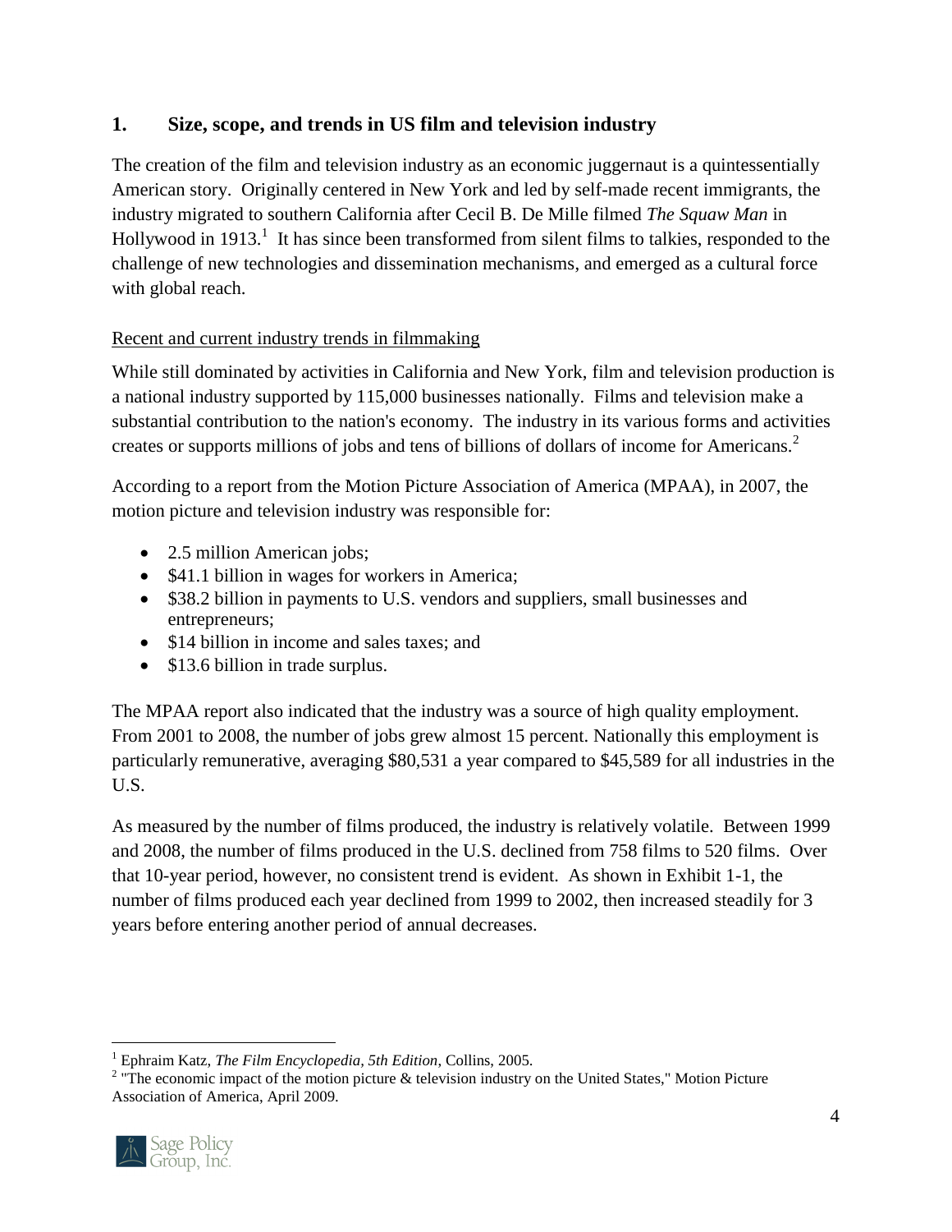## 1. Size, scope, and trends in US film and television industry

The creation of the film and television industry as an economic juggernaut is a quintessentially American story. Originally centered in New York and led by self-made recent immigrants, the industry migrated to southern California after Cecil B. De Mille filmed *The Squaw Man* in Hollywood in 1913.[1] It has since been transformed from silent films to talkies, responded to the challenge of new technologies and dissemination mechanisms, and emerged as a cultural force with global reach.

### Recent and current industry trends in filmmaking

While still dominated by activities in California and New York, film and television production is a national industry supported by 115,000 businesses nationally. Films and television make a substantial contribution to the nation's economy. The industry in its various forms and activities creates or supports millions of jobs and tens of billions of dollars of income for Americans.[2]

According to a report from the Motion Picture Association of America (MPAA), in 2007, the motion picture and television industry was responsible for:

- 2.5 million American jobs;
- $41.1 billion in wages for workers in America;
- $38.2 billion in payments to U.S. vendors and suppliers, small businesses and entrepreneurs;
- $14 billion in income and sales taxes; and
- $13.6 billion in trade surplus.

The MPAA report also indicated that the industry was a source of high quality employment. From 2001 to 2008, the number of jobs grew almost 15 percent. Nationally this employment is particularly remunerative, averaging $80,531 a year compared to $45,589 for all industries in the U.S.

As measured by the number of films produced, the industry is relatively volatile. Between 1999 and 2008, the number of films produced in the U.S. declined from 758 films to 520 films. Over that 10-year period, however, no consistent trend is evident. As shown in Exhibit 1-1, the number of films produced each year declined from 1999 to 2002, then increased steadily for 3 years before entering another period of annual decreases.

---

[1] Ephraim Katz, *The Film Encyclopedia, 5th Edition*, Collins, 2005.

[2] "The economic impact of the motion picture & television industry on the United States," Motion Picture Association of America, April 2009.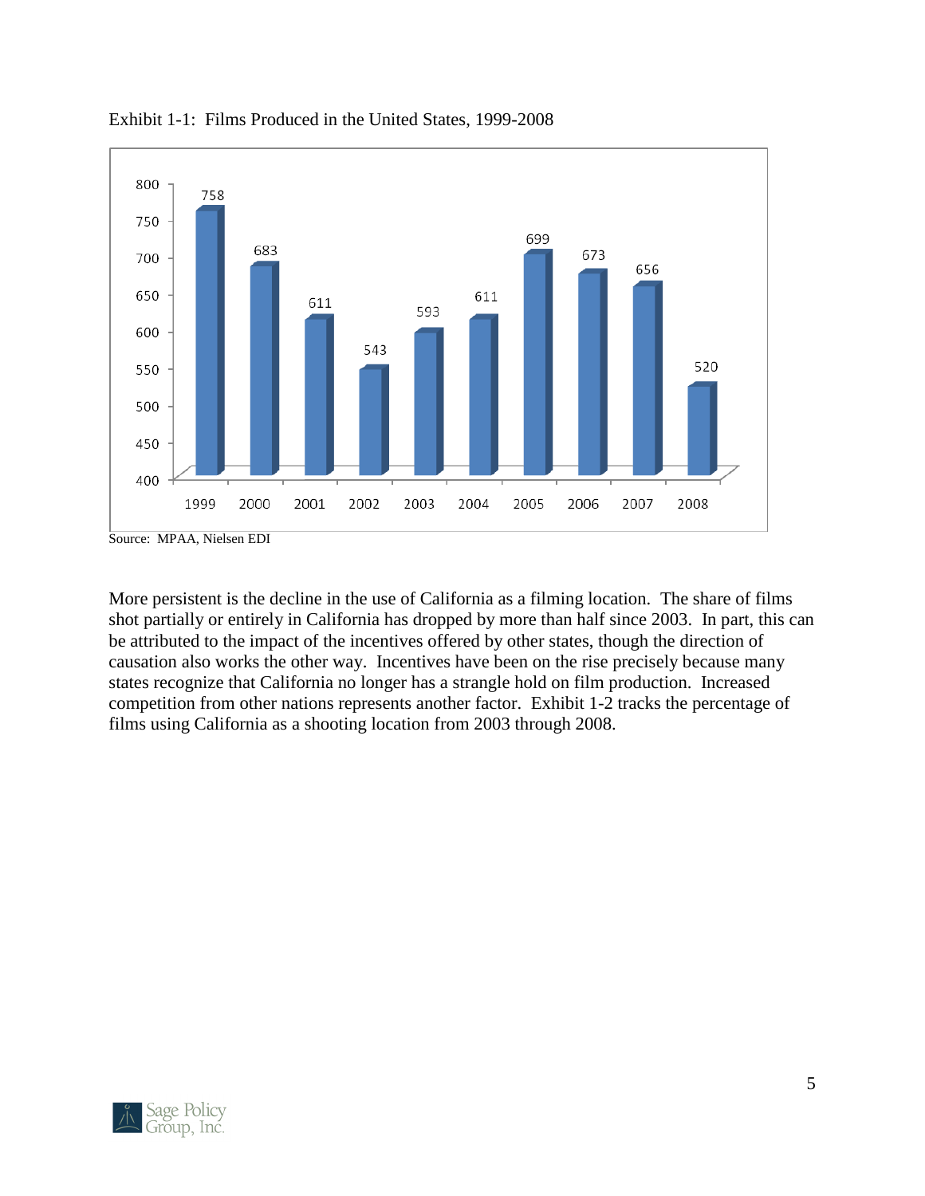Exhibit 1-1: Films Produced in the United States, 1999-2008

| Year | Films |
| --- | --- |
| 1999 | 758 |
| 2000 | 683 |
| 2001 | 611 |
| 2002 | 543 |
| 2003 | 593 |
| 2004 | 611 |
| 2005 | 699 |
| 2006 | 673 |
| 2007 | 656 |
| 2008 | 520 |

Source: MPAA, Nielsen EDI

More persistent is the decline in the use of California as a filming location. The share of films shot partially or entirely in California has dropped by more than half since 2003. In part, this can be attributed to the impact of the incentives offered by other states, though the direction of causation also works the other way. Incentives have been on the rise precisely because many states recognize that California no longer has a strangle hold on film production. Increased competition from other nations represents another factor. Exhibit 1-2 tracks the percentage of films using California as a shooting location from 2003 through 2008.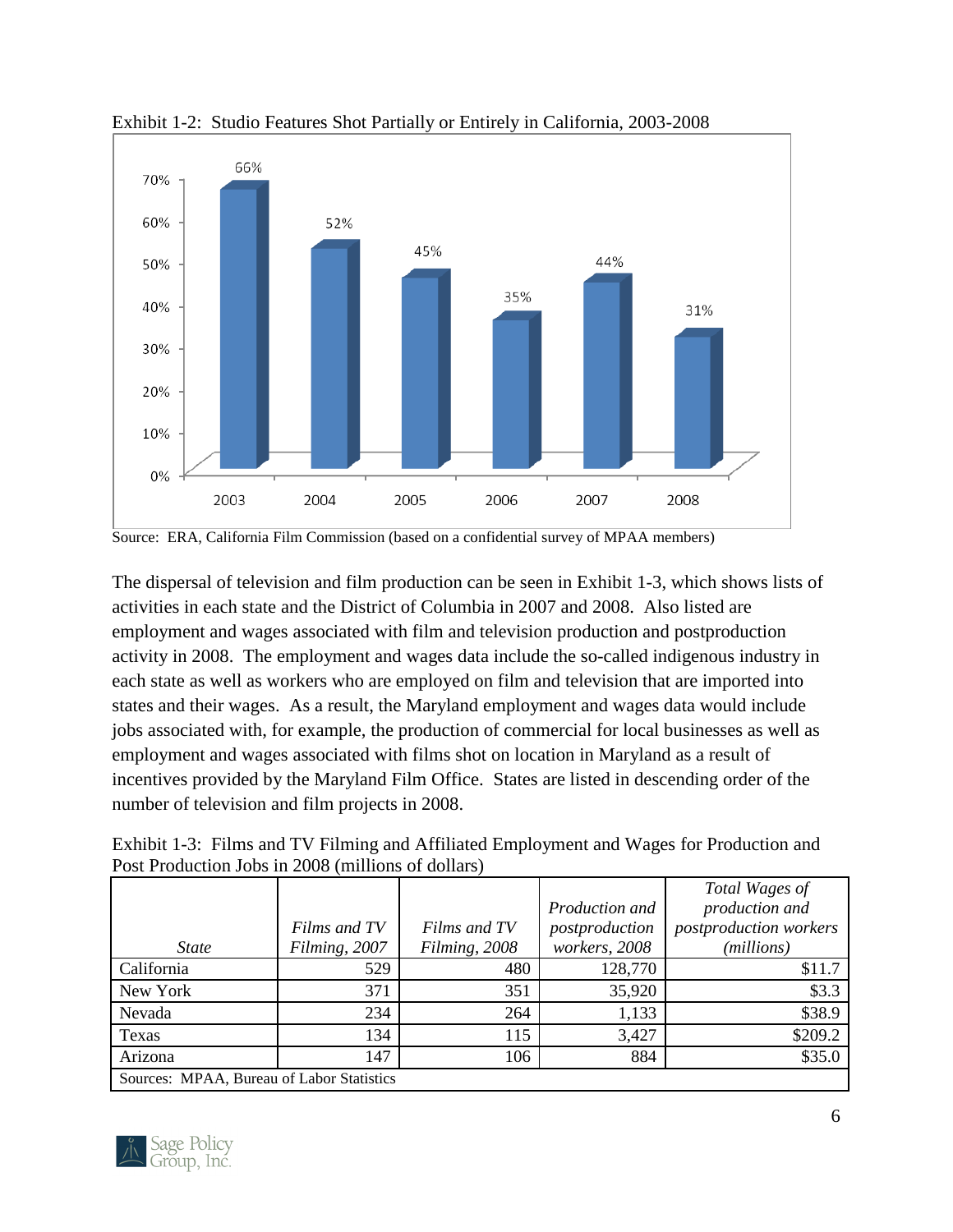Exhibit 1-2: Studio Features Shot Partially or Entirely in California, 2003-2008

| Year | Percent |
|---|---|
| 2003 | 66% |
| 2004 | 52% |
| 2005 | 45% |
| 2006 | 35% |
| 2007 | 44% |
| 2008 | 31% |

Source: ERA, California Film Commission (based on a confidential survey of MPAA members)

The dispersal of television and film production can be seen in Exhibit 1-3, which shows lists of activities in each state and the District of Columbia in 2007 and 2008. Also listed are employment and wages associated with film and television production and postproduction activity in 2008. The employment and wages data include the so-called indigenous industry in each state as well as workers who are employed on film and television that are imported into states and their wages. As a result, the Maryland employment and wages data would include jobs associated with, for example, the production of commercial for local businesses as well as employment and wages associated with films shot on location in Maryland as a result of incentives provided by the Maryland Film Office. States are listed in descending order of the number of television and film projects in 2008.

Exhibit 1-3: Films and TV Filming and Affiliated Employment and Wages for Production and Post Production Jobs in 2008 (millions of dollars)

| *State* | *Films and TV Filming, 2007* | *Films and TV Filming, 2008* | *Production and postproduction workers, 2008* | *Total Wages of production and postproduction workers (millions)* |
|---|---|---|---|---|
| California | 529 | 480 | 128,770 | $11.7 |
| New York | 371 | 351 | 35,920 | $3.3 |
| Nevada | 234 | 264 | 1,133 | $38.9 |
| Texas | 134 | 115 | 3,427 | $209.2 |
| Arizona | 147 | 106 | 884 | $35.0 |
| Sources: MPAA, Bureau of Labor Statistics | | | | |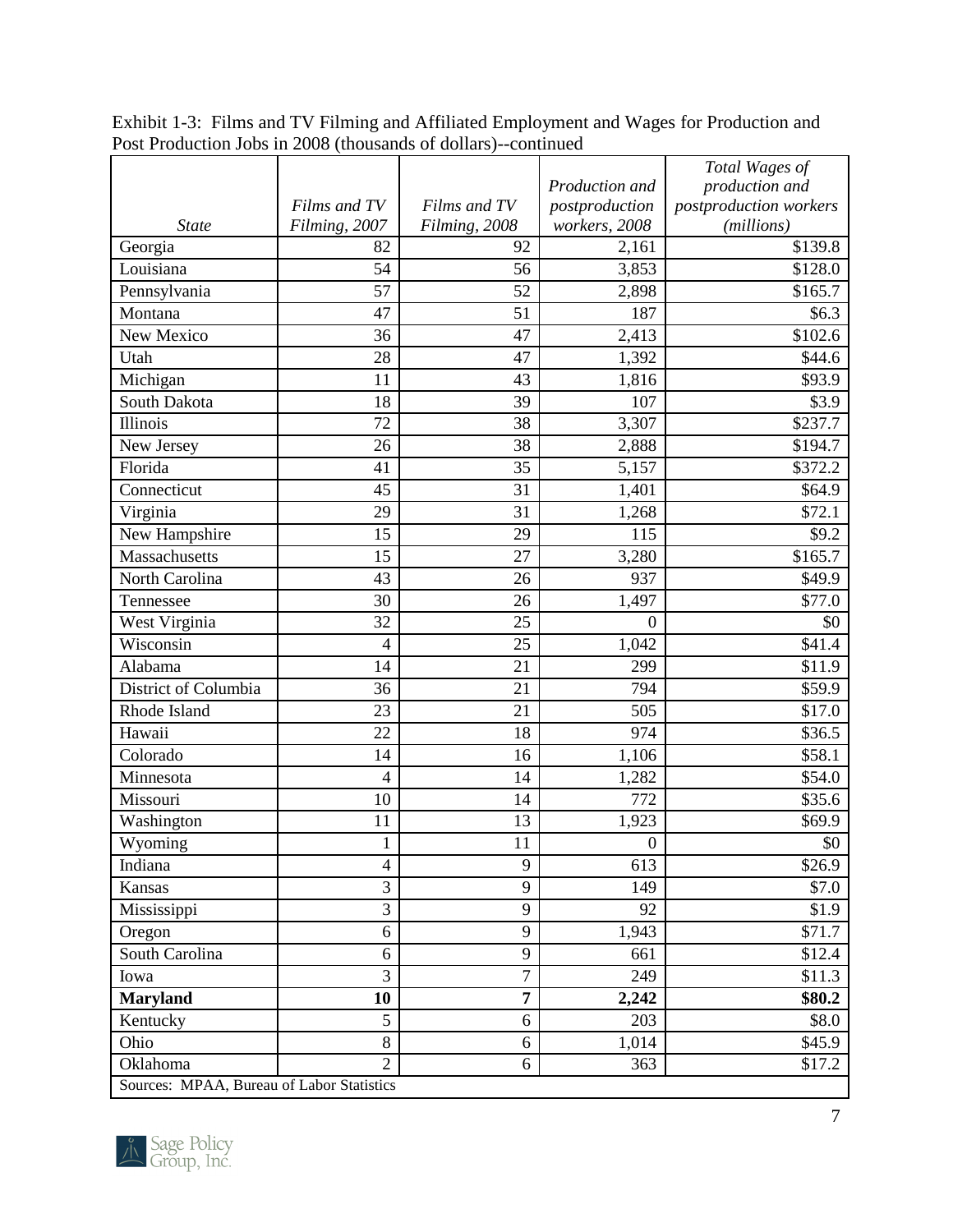Exhibit 1-3: Films and TV Filming and Affiliated Employment and Wages for Production and Post Production Jobs in 2008 (thousands of dollars)--continued

| *State* | *Films and TV Filming, 2007* | *Films and TV Filming, 2008* | *Production and postproduction workers, 2008* | *Total Wages of production and postproduction workers (millions)* |
|---|---|---|---|---|
| Georgia | 82 | 92 | 2,161 | $139.8 |
| Louisiana | 54 | 56 | 3,853 | $128.0 |
| Pennsylvania | 57 | 52 | 2,898 | $165.7 |
| Montana | 47 | 51 | 187 | $6.3 |
| New Mexico | 36 | 47 | 2,413 | $102.6 |
| Utah | 28 | 47 | 1,392 | $44.6 |
| Michigan | 11 | 43 | 1,816 | $93.9 |
| South Dakota | 18 | 39 | 107 | $3.9 |
| Illinois | 72 | 38 | 3,307 | $237.7 |
| New Jersey | 26 | 38 | 2,888 | $194.7 |
| Florida | 41 | 35 | 5,157 | $372.2 |
| Connecticut | 45 | 31 | 1,401 | $64.9 |
| Virginia | 29 | 31 | 1,268 | $72.1 |
| New Hampshire | 15 | 29 | 115 | $9.2 |
| Massachusetts | 15 | 27 | 3,280 | $165.7 |
| North Carolina | 43 | 26 | 937 | $49.9 |
| Tennessee | 30 | 26 | 1,497 | $77.0 |
| West Virginia | 32 | 25 | 0 | $0 |
| Wisconsin | 4 | 25 | 1,042 | $41.4 |
| Alabama | 14 | 21 | 299 | $11.9 |
| District of Columbia | 36 | 21 | 794 | $59.9 |
| Rhode Island | 23 | 21 | 505 | $17.0 |
| Hawaii | 22 | 18 | 974 | $36.5 |
| Colorado | 14 | 16 | 1,106 | $58.1 |
| Minnesota | 4 | 14 | 1,282 | $54.0 |
| Missouri | 10 | 14 | 772 | $35.6 |
| Washington | 11 | 13 | 1,923 | $69.9 |
| Wyoming | 1 | 11 | 0 | $0 |
| Indiana | 4 | 9 | 613 | $26.9 |
| Kansas | 3 | 9 | 149 | $7.0 |
| Mississippi | 3 | 9 | 92 | $1.9 |
| Oregon | 6 | 9 | 1,943 | $71.7 |
| South Carolina | 6 | 9 | 661 | $12.4 |
| Iowa | 3 | 7 | 249 | $11.3 |
| **Maryland** | **10** | **7** | **2,242** | **$80.2** |
| Kentucky | 5 | 6 | 203 | $8.0 |
| Ohio | 8 | 6 | 1,014 | $45.9 |
| Oklahoma | 2 | 6 | 363 | $17.2 |

Sources: MPAA, Bureau of Labor Statistics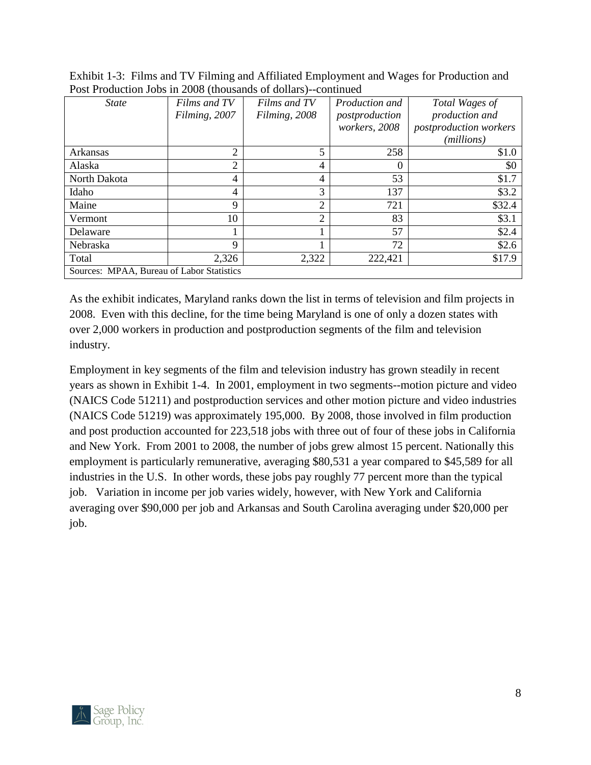Exhibit 1-3: Films and TV Filming and Affiliated Employment and Wages for Production and Post Production Jobs in 2008 (thousands of dollars)--continued

| *State* | *Films and TV Filming, 2007* | *Films and TV Filming, 2008* | *Production and postproduction workers, 2008* | *Total Wages of production and postproduction workers (millions)* |
|---|---|---|---|---|
| Arkansas | 2 | 5 | 258 | \$1.0 |
| Alaska | 2 | 4 | 0 | \$0 |
| North Dakota | 4 | 4 | 53 | \$1.7 |
| Idaho | 4 | 3 | 137 | \$3.2 |
| Maine | 9 | 2 | 721 | \$32.4 |
| Vermont | 10 | 2 | 83 | \$3.1 |
| Delaware | 1 | 1 | 57 | \$2.4 |
| Nebraska | 9 | 1 | 72 | \$2.6 |
| Total | 2,326 | 2,322 | 222,421 | \$17.9 |
| Sources: MPAA, Bureau of Labor Statistics | | | | |

As the exhibit indicates, Maryland ranks down the list in terms of television and film projects in 2008. Even with this decline, for the time being Maryland is one of only a dozen states with over 2,000 workers in production and postproduction segments of the film and television industry.

Employment in key segments of the film and television industry has grown steadily in recent years as shown in Exhibit 1-4. In 2001, employment in two segments--motion picture and video (NAICS Code 51211) and postproduction services and other motion picture and video industries (NAICS Code 51219) was approximately 195,000. By 2008, those involved in film production and post production accounted for 223,518 jobs with three out of four of these jobs in California and New York. From 2001 to 2008, the number of jobs grew almost 15 percent. Nationally this employment is particularly remunerative, averaging \$80,531 a year compared to \$45,589 for all industries in the U.S. In other words, these jobs pay roughly 77 percent more than the typical job. Variation in income per job varies widely, however, with New York and California averaging over \$90,000 per job and Arkansas and South Carolina averaging under \$20,000 per job.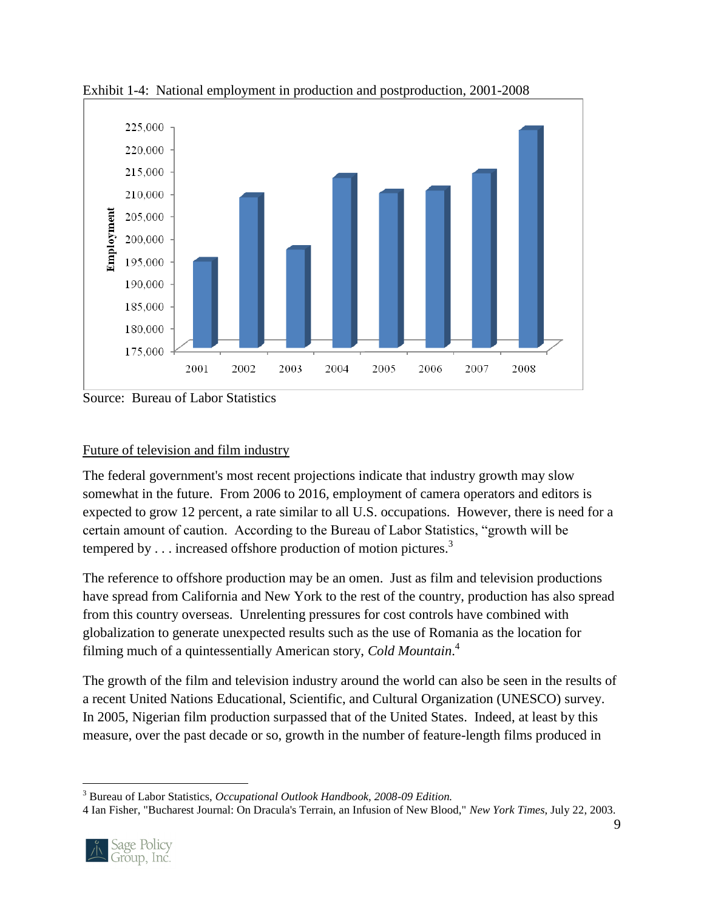Exhibit 1-4: National employment in production and postproduction, 2001-2008

Source: Bureau of Labor Statistics

Future of television and film industry

The federal government's most recent projections indicate that industry growth may slow somewhat in the future. From 2006 to 2016, employment of camera operators and editors is expected to grow 12 percent, a rate similar to all U.S. occupations. However, there is need for a certain amount of caution. According to the Bureau of Labor Statistics, "growth will be tempered by . . . increased offshore production of motion pictures.[3]

The reference to offshore production may be an omen. Just as film and television productions have spread from California and New York to the rest of the country, production has also spread from this country overseas. Unrelenting pressures for cost controls have combined with globalization to generate unexpected results such as the use of Romania as the location for filming much of a quintessentially American story, *Cold Mountain*.[4]

The growth of the film and television industry around the world can also be seen in the results of a recent United Nations Educational, Scientific, and Cultural Organization (UNESCO) survey. In 2005, Nigerian film production surpassed that of the United States. Indeed, at least by this measure, over the past decade or so, growth in the number of feature-length films produced in

---

[3] Bureau of Labor Statistics, *Occupational Outlook Handbook, 2008-09 Edition.*

[4] Ian Fisher, "Bucharest Journal: On Dracula's Terrain, an Infusion of New Blood," *New York Times*, July 22, 2003.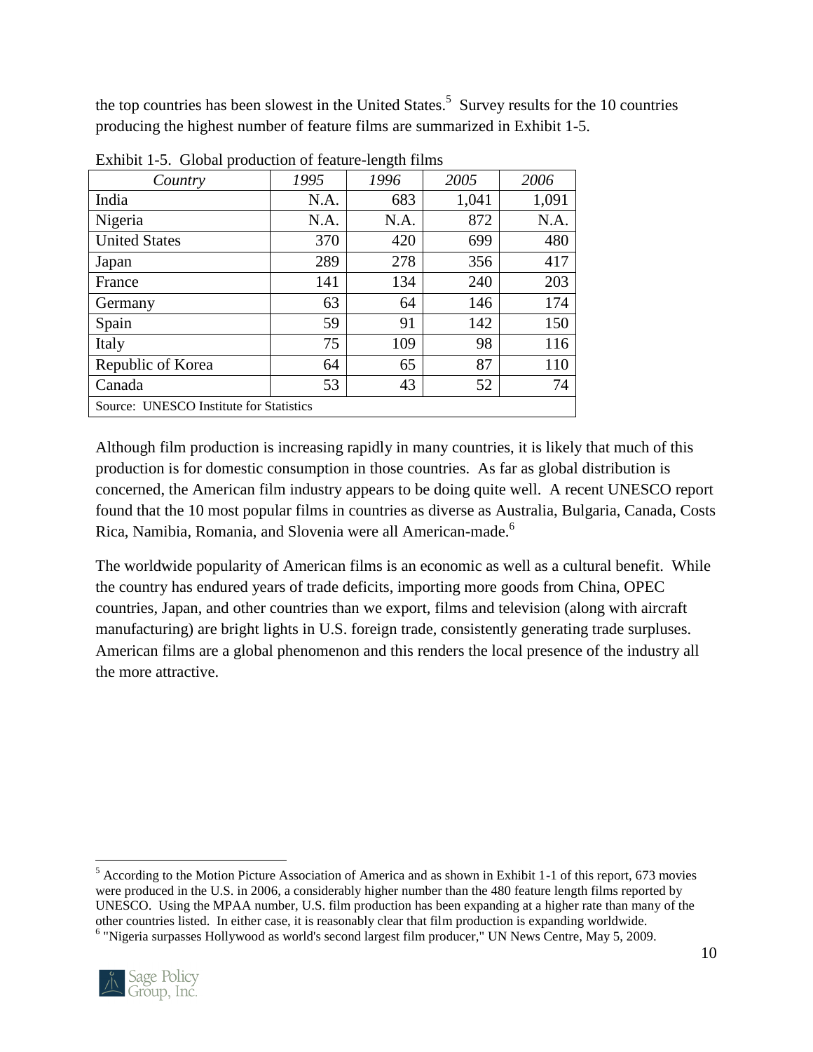the top countries has been slowest in the United States.[5] Survey results for the 10 countries producing the highest number of feature films are summarized in Exhibit 1-5.

Exhibit 1-5. Global production of feature-length films

| *Country* | *1995* | *1996* | *2005* | *2006* |
|---|---|---|---|---|
| India | N.A. | 683 | 1,041 | 1,091 |
| Nigeria | N.A. | N.A. | 872 | N.A. |
| United States | 370 | 420 | 699 | 480 |
| Japan | 289 | 278 | 356 | 417 |
| France | 141 | 134 | 240 | 203 |
| Germany | 63 | 64 | 146 | 174 |
| Spain | 59 | 91 | 142 | 150 |
| Italy | 75 | 109 | 98 | 116 |
| Republic of Korea | 64 | 65 | 87 | 110 |
| Canada | 53 | 43 | 52 | 74 |
| Source: UNESCO Institute for Statistics | | | | |

Although film production is increasing rapidly in many countries, it is likely that much of this production is for domestic consumption in those countries. As far as global distribution is concerned, the American film industry appears to be doing quite well. A recent UNESCO report found that the 10 most popular films in countries as diverse as Australia, Bulgaria, Canada, Costs Rica, Namibia, Romania, and Slovenia were all American-made.[6]

The worldwide popularity of American films is an economic as well as a cultural benefit. While the country has endured years of trade deficits, importing more goods from China, OPEC countries, Japan, and other countries than we export, films and television (along with aircraft manufacturing) are bright lights in U.S. foreign trade, consistently generating trade surpluses. American films are a global phenomenon and this renders the local presence of the industry all the more attractive.

---

[5] According to the Motion Picture Association of America and as shown in Exhibit 1-1 of this report, 673 movies were produced in the U.S. in 2006, a considerably higher number than the 480 feature length films reported by UNESCO. Using the MPAA number, U.S. film production has been expanding at a higher rate than many of the other countries listed. In either case, it is reasonably clear that film production is expanding worldwide.

[6] "Nigeria surpasses Hollywood as world's second largest film producer," UN News Centre, May 5, 2009.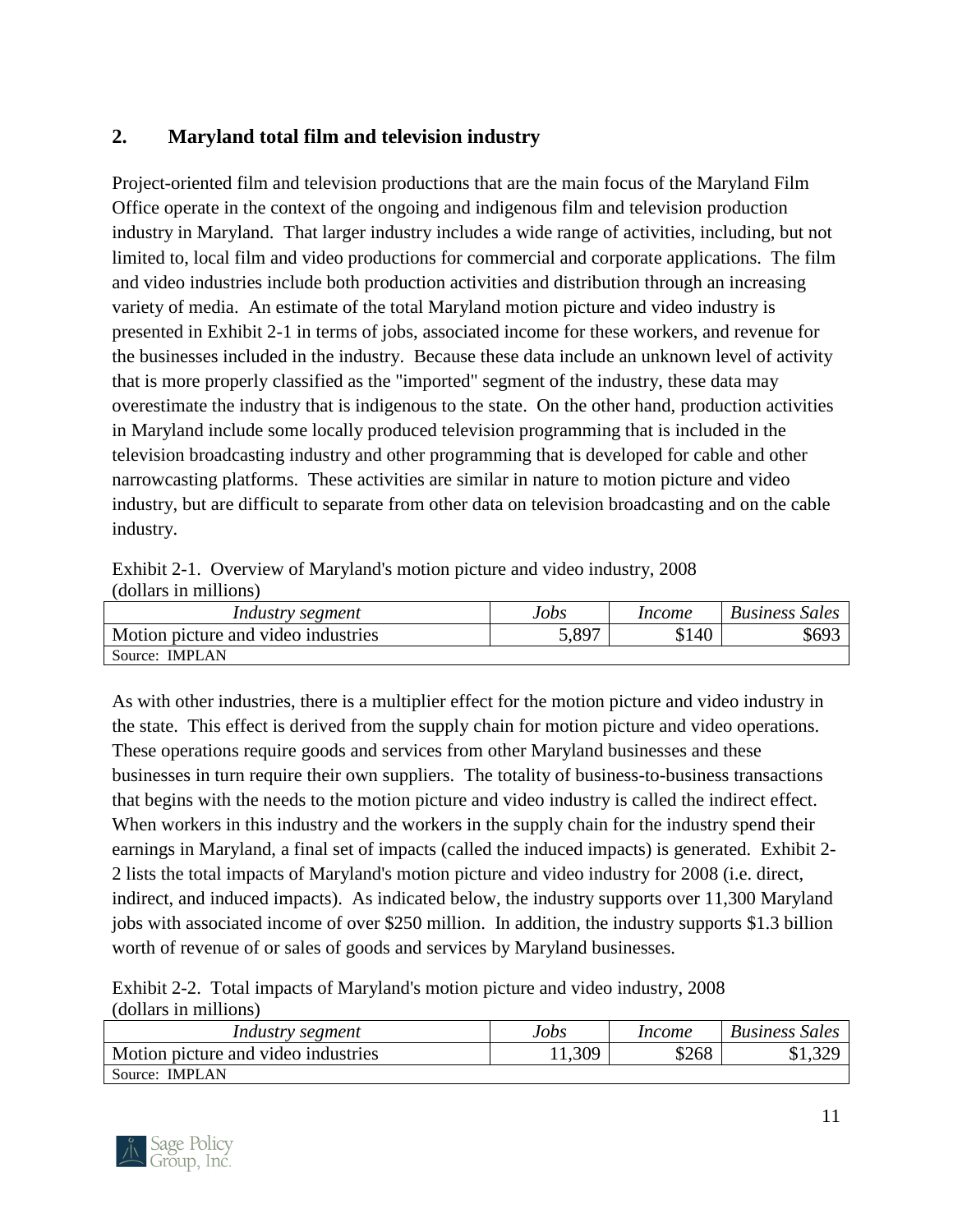## 2. Maryland total film and television industry

Project-oriented film and television productions that are the main focus of the Maryland Film Office operate in the context of the ongoing and indigenous film and television production industry in Maryland. That larger industry includes a wide range of activities, including, but not limited to, local film and video productions for commercial and corporate applications. The film and video industries include both production activities and distribution through an increasing variety of media. An estimate of the total Maryland motion picture and video industry is presented in Exhibit 2-1 in terms of jobs, associated income for these workers, and revenue for the businesses included in the industry. Because these data include an unknown level of activity that is more properly classified as the "imported" segment of the industry, these data may overestimate the industry that is indigenous to the state. On the other hand, production activities in Maryland include some locally produced television programming that is included in the television broadcasting industry and other programming that is developed for cable and other narrowcasting platforms. These activities are similar in nature to motion picture and video industry, but are difficult to separate from other data on television broadcasting and on the cable industry.

Exhibit 2-1. Overview of Maryland's motion picture and video industry, 2008
(dollars in millions)

| *Industry segment* | *Jobs* | *Income* | *Business Sales* |
|---|---|---|---|
| Motion picture and video industries | 5,897 | $140 | $693 |
| Source: IMPLAN | | | |

As with other industries, there is a multiplier effect for the motion picture and video industry in the state. This effect is derived from the supply chain for motion picture and video operations. These operations require goods and services from other Maryland businesses and these businesses in turn require their own suppliers. The totality of business-to-business transactions that begins with the needs to the motion picture and video industry is called the indirect effect. When workers in this industry and the workers in the supply chain for the industry spend their earnings in Maryland, a final set of impacts (called the induced impacts) is generated. Exhibit 2-2 lists the total impacts of Maryland's motion picture and video industry for 2008 (i.e. direct, indirect, and induced impacts). As indicated below, the industry supports over 11,300 Maryland jobs with associated income of over $250 million. In addition, the industry supports $1.3 billion worth of revenue of or sales of goods and services by Maryland businesses.

Exhibit 2-2. Total impacts of Maryland's motion picture and video industry, 2008
(dollars in millions)

| *Industry segment* | *Jobs* | *Income* | *Business Sales* |
|---|---|---|---|
| Motion picture and video industries | 11,309 | $268 | $1,329 |
| Source: IMPLAN | | | |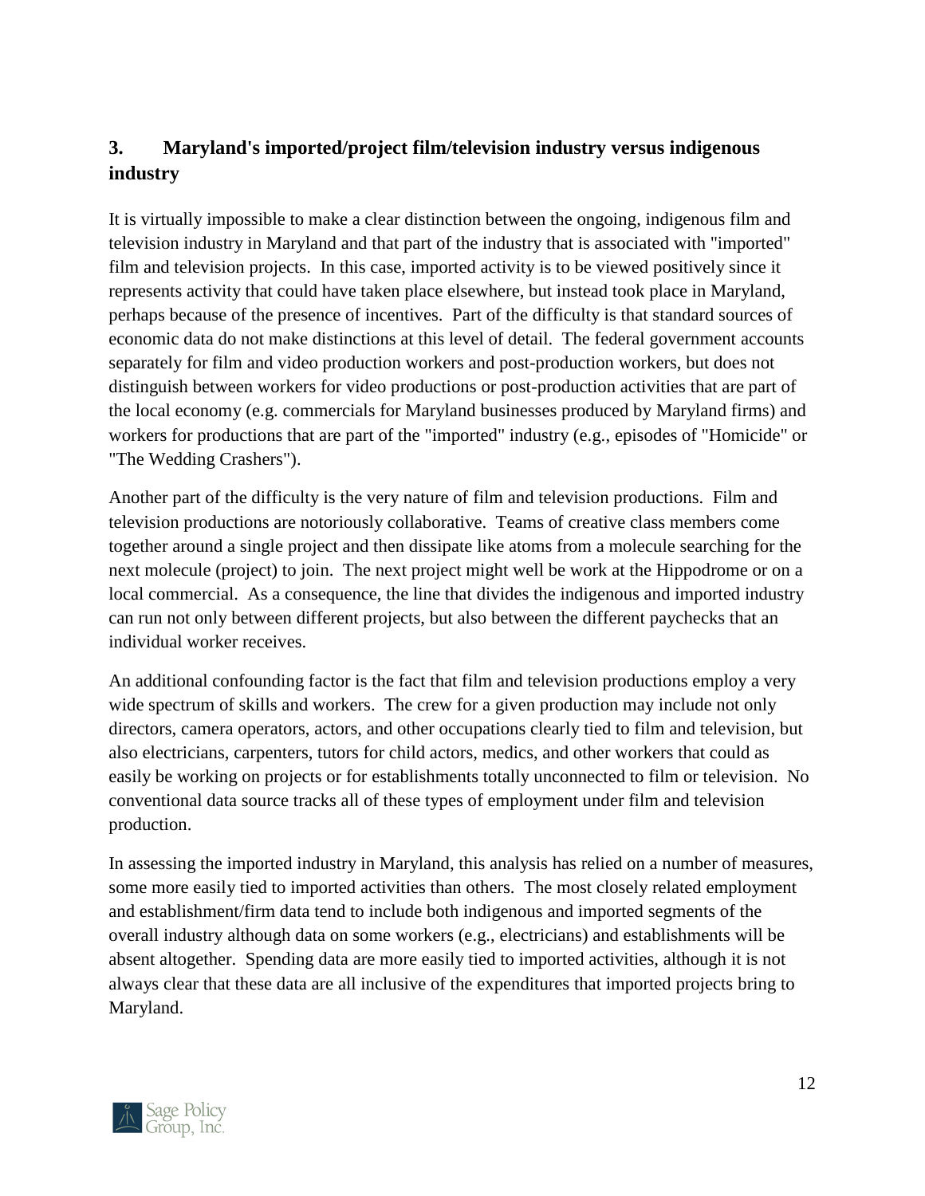## 3. Maryland's imported/project film/television industry versus indigenous industry

It is virtually impossible to make a clear distinction between the ongoing, indigenous film and television industry in Maryland and that part of the industry that is associated with "imported" film and television projects. In this case, imported activity is to be viewed positively since it represents activity that could have taken place elsewhere, but instead took place in Maryland, perhaps because of the presence of incentives. Part of the difficulty is that standard sources of economic data do not make distinctions at this level of detail. The federal government accounts separately for film and video production workers and post-production workers, but does not distinguish between workers for video productions or post-production activities that are part of the local economy (e.g. commercials for Maryland businesses produced by Maryland firms) and workers for productions that are part of the "imported" industry (e.g., episodes of "Homicide" or "The Wedding Crashers").

Another part of the difficulty is the very nature of film and television productions. Film and television productions are notoriously collaborative. Teams of creative class members come together around a single project and then dissipate like atoms from a molecule searching for the next molecule (project) to join. The next project might well be work at the Hippodrome or on a local commercial. As a consequence, the line that divides the indigenous and imported industry can run not only between different projects, but also between the different paychecks that an individual worker receives.

An additional confounding factor is the fact that film and television productions employ a very wide spectrum of skills and workers. The crew for a given production may include not only directors, camera operators, actors, and other occupations clearly tied to film and television, but also electricians, carpenters, tutors for child actors, medics, and other workers that could as easily be working on projects or for establishments totally unconnected to film or television. No conventional data source tracks all of these types of employment under film and television production.

In assessing the imported industry in Maryland, this analysis has relied on a number of measures, some more easily tied to imported activities than others. The most closely related employment and establishment/firm data tend to include both indigenous and imported segments of the overall industry although data on some workers (e.g., electricians) and establishments will be absent altogether. Spending data are more easily tied to imported activities, although it is not always clear that these data are all inclusive of the expenditures that imported projects bring to Maryland.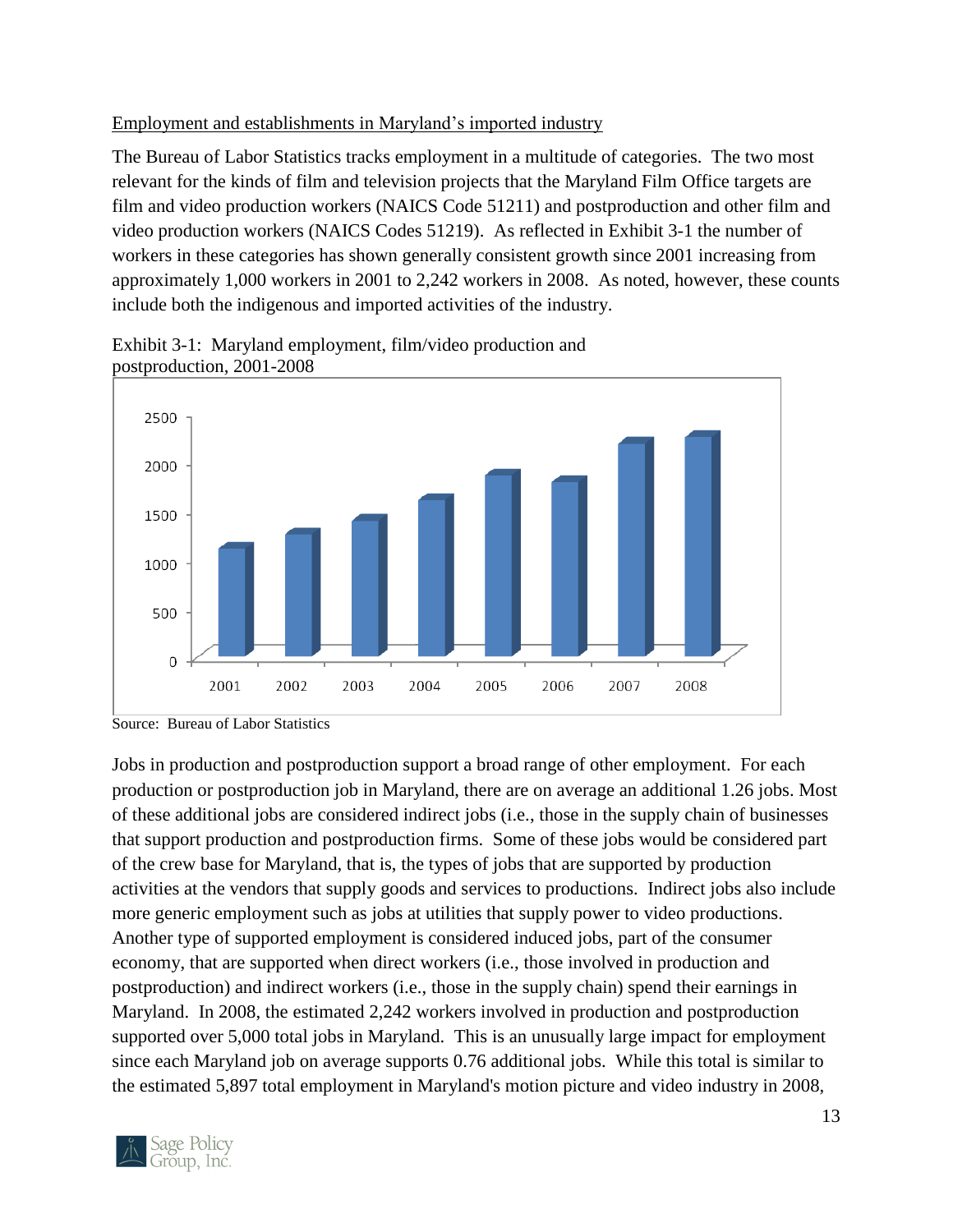Employment and establishments in Maryland's imported industry

The Bureau of Labor Statistics tracks employment in a multitude of categories. The two most relevant for the kinds of film and television projects that the Maryland Film Office targets are film and video production workers (NAICS Code 51211) and postproduction and other film and video production workers (NAICS Codes 51219). As reflected in Exhibit 3-1 the number of workers in these categories has shown generally consistent growth since 2001 increasing from approximately 1,000 workers in 2001 to 2,242 workers in 2008. As noted, however, these counts include both the indigenous and imported activities of the industry.

Exhibit 3-1: Maryland employment, film/video production and postproduction, 2001-2008

Source: Bureau of Labor Statistics

Jobs in production and postproduction support a broad range of other employment. For each production or postproduction job in Maryland, there are on average an additional 1.26 jobs. Most of these additional jobs are considered indirect jobs (i.e., those in the supply chain of businesses that support production and postproduction firms. Some of these jobs would be considered part of the crew base for Maryland, that is, the types of jobs that are supported by production activities at the vendors that supply goods and services to productions. Indirect jobs also include more generic employment such as jobs at utilities that supply power to video productions. Another type of supported employment is considered induced jobs, part of the consumer economy, that are supported when direct workers (i.e., those involved in production and postproduction) and indirect workers (i.e., those in the supply chain) spend their earnings in Maryland. In 2008, the estimated 2,242 workers involved in production and postproduction supported over 5,000 total jobs in Maryland. This is an unusually large impact for employment since each Maryland job on average supports 0.76 additional jobs. While this total is similar to the estimated 5,897 total employment in Maryland's motion picture and video industry in 2008,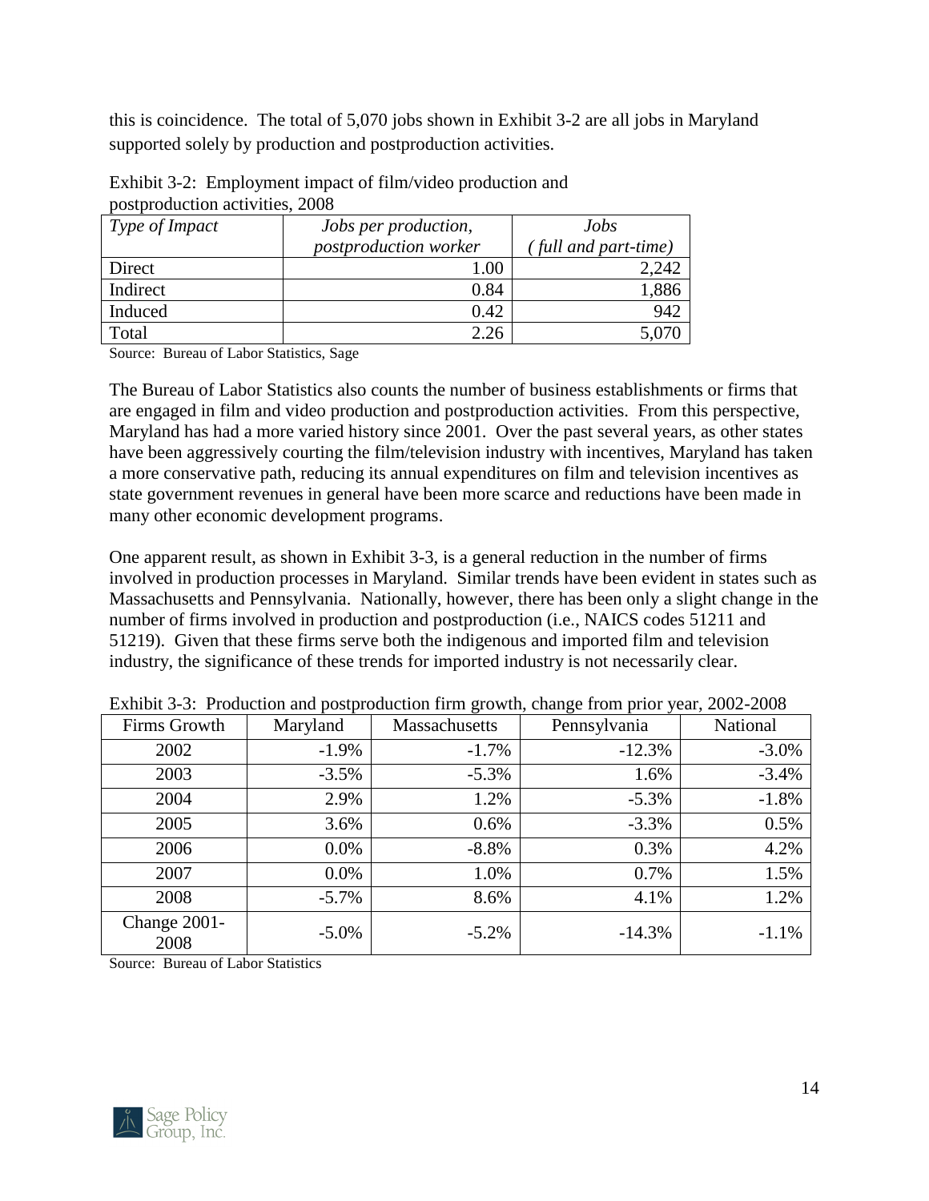this is coincidence. The total of 5,070 jobs shown in Exhibit 3-2 are all jobs in Maryland supported solely by production and postproduction activities.

Exhibit 3-2: Employment impact of film/video production and postproduction activities, 2008

| *Type of Impact* | *Jobs per production, postproduction worker* | *Jobs (full and part-time)* |
|---|---|---|
| Direct | 1.00 | 2,242 |
| Indirect | 0.84 | 1,886 |
| Induced | 0.42 | 942 |
| Total | 2.26 | 5,070 |

Source: Bureau of Labor Statistics, Sage

The Bureau of Labor Statistics also counts the number of business establishments or firms that are engaged in film and video production and postproduction activities. From this perspective, Maryland has had a more varied history since 2001. Over the past several years, as other states have been aggressively courting the film/television industry with incentives, Maryland has taken a more conservative path, reducing its annual expenditures on film and television incentives as state government revenues in general have been more scarce and reductions have been made in many other economic development programs.

One apparent result, as shown in Exhibit 3-3, is a general reduction in the number of firms involved in production processes in Maryland. Similar trends have been evident in states such as Massachusetts and Pennsylvania. Nationally, however, there has been only a slight change in the number of firms involved in production and postproduction (i.e., NAICS codes 51211 and 51219). Given that these firms serve both the indigenous and imported film and television industry, the significance of these trends for imported industry is not necessarily clear.

Exhibit 3-3: Production and postproduction firm growth, change from prior year, 2002-2008

| Firms Growth | Maryland | Massachusetts | Pennsylvania | National |
|---|---|---|---|---|
| 2002 | -1.9% | -1.7% | -12.3% | -3.0% |
| 2003 | -3.5% | -5.3% | 1.6% | -3.4% |
| 2004 | 2.9% | 1.2% | -5.3% | -1.8% |
| 2005 | 3.6% | 0.6% | -3.3% | 0.5% |
| 2006 | 0.0% | -8.8% | 0.3% | 4.2% |
| 2007 | 0.0% | 1.0% | 0.7% | 1.5% |
| 2008 | -5.7% | 8.6% | 4.1% | 1.2% |
| Change 2001-2008 | -5.0% | -5.2% | -14.3% | -1.1% |

Source: Bureau of Labor Statistics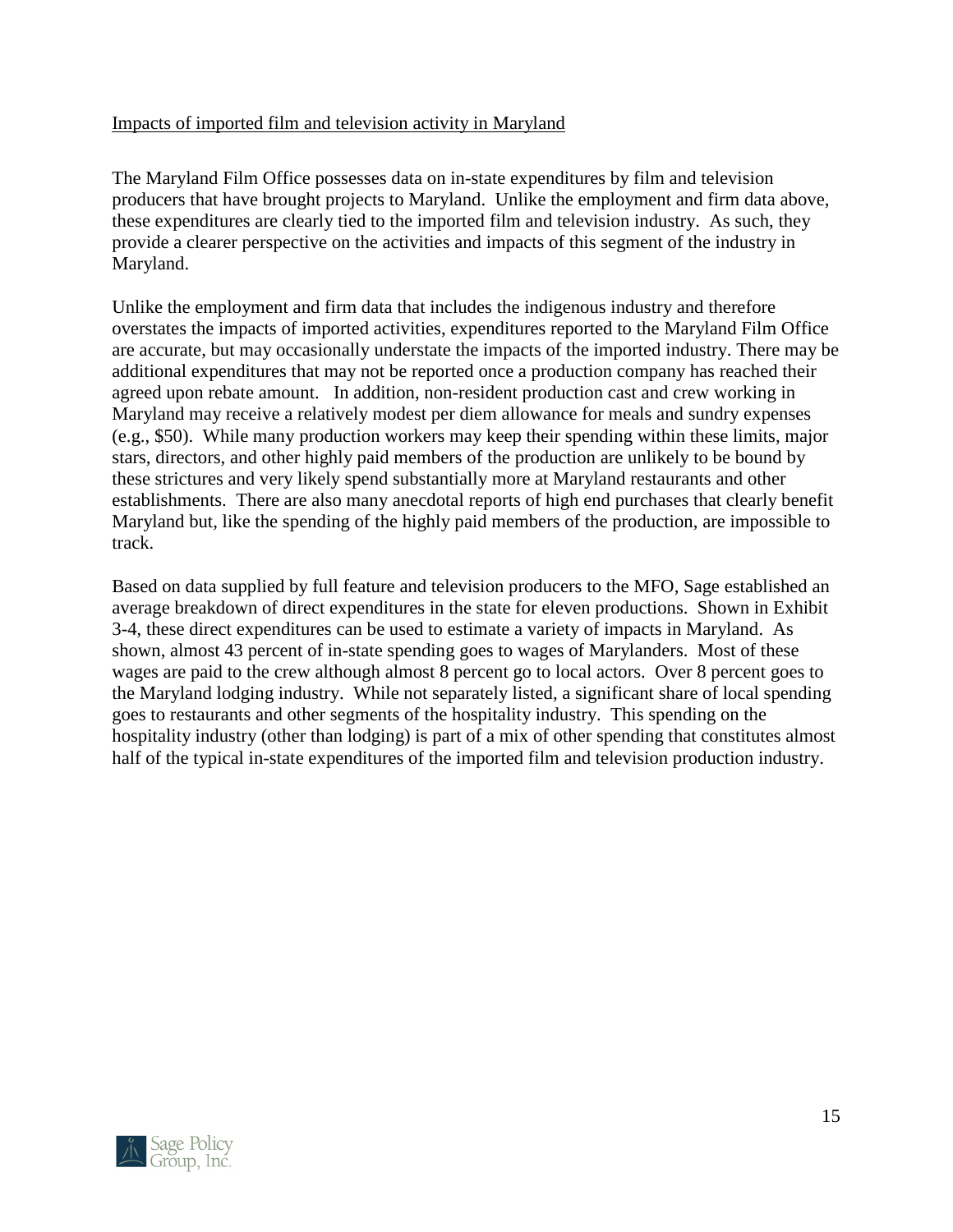<u>Impacts of imported film and television activity in Maryland</u>

The Maryland Film Office possesses data on in-state expenditures by film and television producers that have brought projects to Maryland. Unlike the employment and firm data above, these expenditures are clearly tied to the imported film and television industry. As such, they provide a clearer perspective on the activities and impacts of this segment of the industry in Maryland.

Unlike the employment and firm data that includes the indigenous industry and therefore overstates the impacts of imported activities, expenditures reported to the Maryland Film Office are accurate, but may occasionally understate the impacts of the imported industry. There may be additional expenditures that may not be reported once a production company has reached their agreed upon rebate amount. In addition, non-resident production cast and crew working in Maryland may receive a relatively modest per diem allowance for meals and sundry expenses (e.g., $50). While many production workers may keep their spending within these limits, major stars, directors, and other highly paid members of the production are unlikely to be bound by these strictures and very likely spend substantially more at Maryland restaurants and other establishments. There are also many anecdotal reports of high end purchases that clearly benefit Maryland but, like the spending of the highly paid members of the production, are impossible to track.

Based on data supplied by full feature and television producers to the MFO, Sage established an average breakdown of direct expenditures in the state for eleven productions. Shown in Exhibit 3-4, these direct expenditures can be used to estimate a variety of impacts in Maryland. As shown, almost 43 percent of in-state spending goes to wages of Marylanders. Most of these wages are paid to the crew although almost 8 percent go to local actors. Over 8 percent goes to the Maryland lodging industry. While not separately listed, a significant share of local spending goes to restaurants and other segments of the hospitality industry. This spending on the hospitality industry (other than lodging) is part of a mix of other spending that constitutes almost half of the typical in-state expenditures of the imported film and television production industry.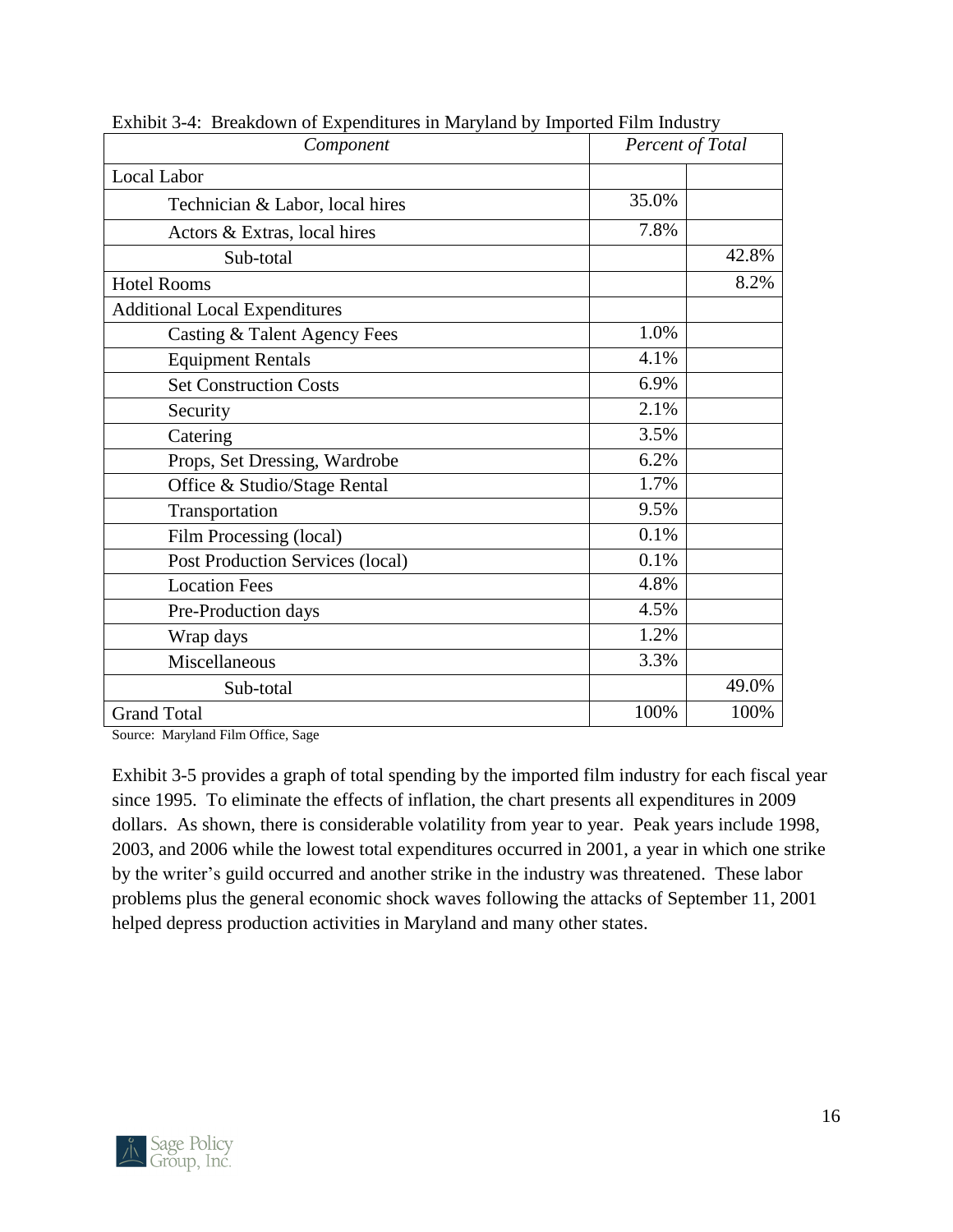Exhibit 3-4: Breakdown of Expenditures in Maryland by Imported Film Industry

| *Component* | *Percent of Total* | |
|---|---|---|
| Local Labor | | |
| Technician & Labor, local hires | 35.0% | |
| Actors & Extras, local hires | 7.8% | |
| Sub-total | | 42.8% |
| Hotel Rooms | | 8.2% |
| Additional Local Expenditures | | |
| Casting & Talent Agency Fees | 1.0% | |
| Equipment Rentals | 4.1% | |
| Set Construction Costs | 6.9% | |
| Security | 2.1% | |
| Catering | 3.5% | |
| Props, Set Dressing, Wardrobe | 6.2% | |
| Office & Studio/Stage Rental | 1.7% | |
| Transportation | 9.5% | |
| Film Processing (local) | 0.1% | |
| Post Production Services (local) | 0.1% | |
| Location Fees | 4.8% | |
| Pre-Production days | 4.5% | |
| Wrap days | 1.2% | |
| Miscellaneous | 3.3% | |
| Sub-total | | 49.0% |
| Grand Total | 100% | 100% |

Source: Maryland Film Office, Sage

Exhibit 3-5 provides a graph of total spending by the imported film industry for each fiscal year since 1995. To eliminate the effects of inflation, the chart presents all expenditures in 2009 dollars. As shown, there is considerable volatility from year to year. Peak years include 1998, 2003, and 2006 while the lowest total expenditures occurred in 2001, a year in which one strike by the writer's guild occurred and another strike in the industry was threatened. These labor problems plus the general economic shock waves following the attacks of September 11, 2001 helped depress production activities in Maryland and many other states.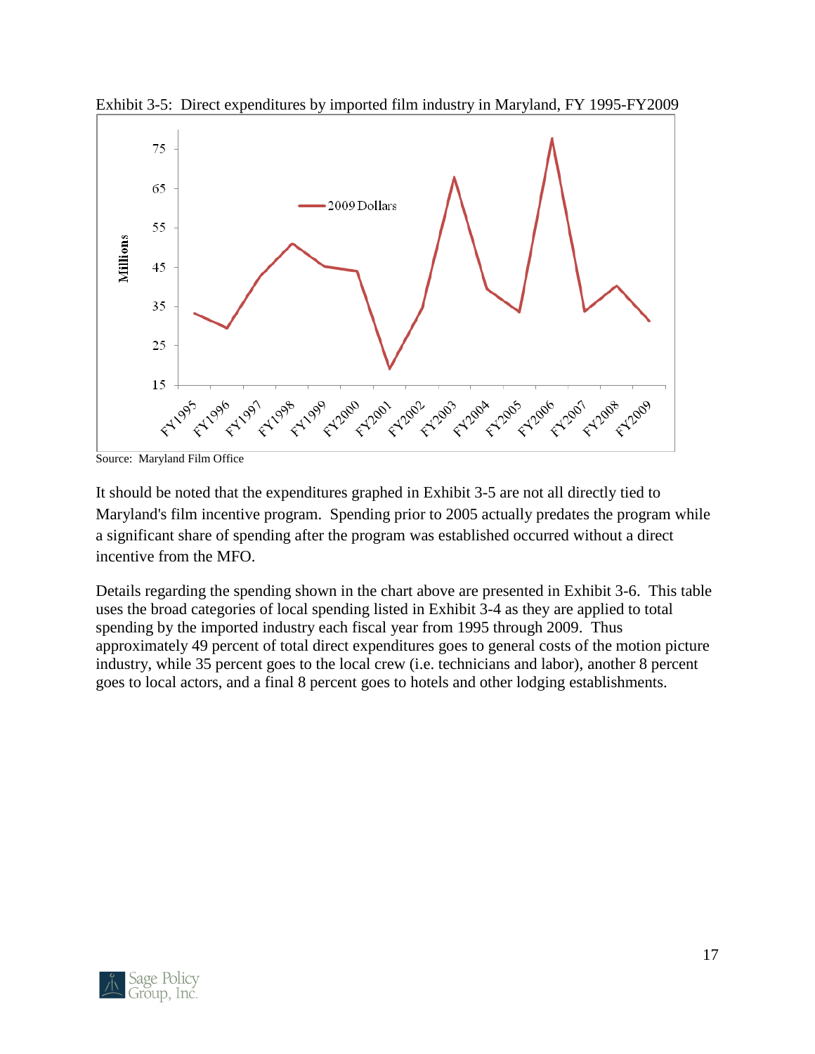Exhibit 3-5: Direct expenditures by imported film industry in Maryland, FY 1995-FY2009

Source: Maryland Film Office

It should be noted that the expenditures graphed in Exhibit 3-5 are not all directly tied to Maryland's film incentive program. Spending prior to 2005 actually predates the program while a significant share of spending after the program was established occurred without a direct incentive from the MFO.

Details regarding the spending shown in the chart above are presented in Exhibit 3-6. This table uses the broad categories of local spending listed in Exhibit 3-4 as they are applied to total spending by the imported industry each fiscal year from 1995 through 2009. Thus approximately 49 percent of total direct expenditures goes to general costs of the motion picture industry, while 35 percent goes to the local crew (i.e. technicians and labor), another 8 percent goes to local actors, and a final 8 percent goes to hotels and other lodging establishments.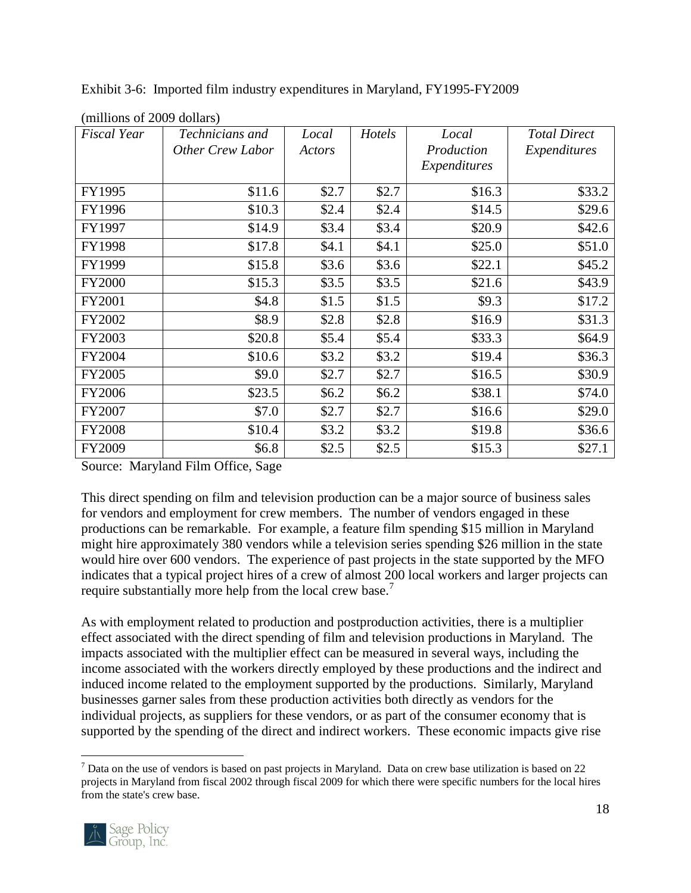Exhibit 3-6: Imported film industry expenditures in Maryland, FY1995-FY2009

(millions of 2009 dollars)

| *Fiscal Year* | *Technicians and Other Crew Labor* | *Local Actors* | *Hotels* | *Local Production Expenditures* | *Total Direct Expenditures* |
|---|---|---|---|---|---|
| FY1995 | $11.6 | $2.7 | $2.7 | $16.3 | $33.2 |
| FY1996 | $10.3 | $2.4 | $2.4 | $14.5 | $29.6 |
| FY1997 | $14.9 | $3.4 | $3.4 | $20.9 | $42.6 |
| FY1998 | $17.8 | $4.1 | $4.1 | $25.0 | $51.0 |
| FY1999 | $15.8 | $3.6 | $3.6 | $22.1 | $45.2 |
| FY2000 | $15.3 | $3.5 | $3.5 | $21.6 | $43.9 |
| FY2001 | $4.8 | $1.5 | $1.5 | $9.3 | $17.2 |
| FY2002 | $8.9 | $2.8 | $2.8 | $16.9 | $31.3 |
| FY2003 | $20.8 | $5.4 | $5.4 | $33.3 | $64.9 |
| FY2004 | $10.6 | $3.2 | $3.2 | $19.4 | $36.3 |
| FY2005 | $9.0 | $2.7 | $2.7 | $16.5 | $30.9 |
| FY2006 | $23.5 | $6.2 | $6.2 | $38.1 | $74.0 |
| FY2007 | $7.0 | $2.7 | $2.7 | $16.6 | $29.0 |
| FY2008 | $10.4 | $3.2 | $3.2 | $19.8 | $36.6 |
| FY2009 | $6.8 | $2.5 | $2.5 | $15.3 | $27.1 |

Source: Maryland Film Office, Sage

This direct spending on film and television production can be a major source of business sales for vendors and employment for crew members. The number of vendors engaged in these productions can be remarkable. For example, a feature film spending $15 million in Maryland might hire approximately 380 vendors while a television series spending $26 million in the state would hire over 600 vendors. The experience of past projects in the state supported by the MFO indicates that a typical project hires of a crew of almost 200 local workers and larger projects can require substantially more help from the local crew base.[7]

As with employment related to production and postproduction activities, there is a multiplier effect associated with the direct spending of film and television productions in Maryland. The impacts associated with the multiplier effect can be measured in several ways, including the income associated with the workers directly employed by these productions and the indirect and induced income related to the employment supported by the productions. Similarly, Maryland businesses garner sales from these production activities both directly as vendors for the individual projects, as suppliers for these vendors, or as part of the consumer economy that is supported by the spending of the direct and indirect workers. These economic impacts give rise

[7] Data on the use of vendors is based on past projects in Maryland. Data on crew base utilization is based on 22 projects in Maryland from fiscal 2002 through fiscal 2009 for which there were specific numbers for the local hires from the state's crew base.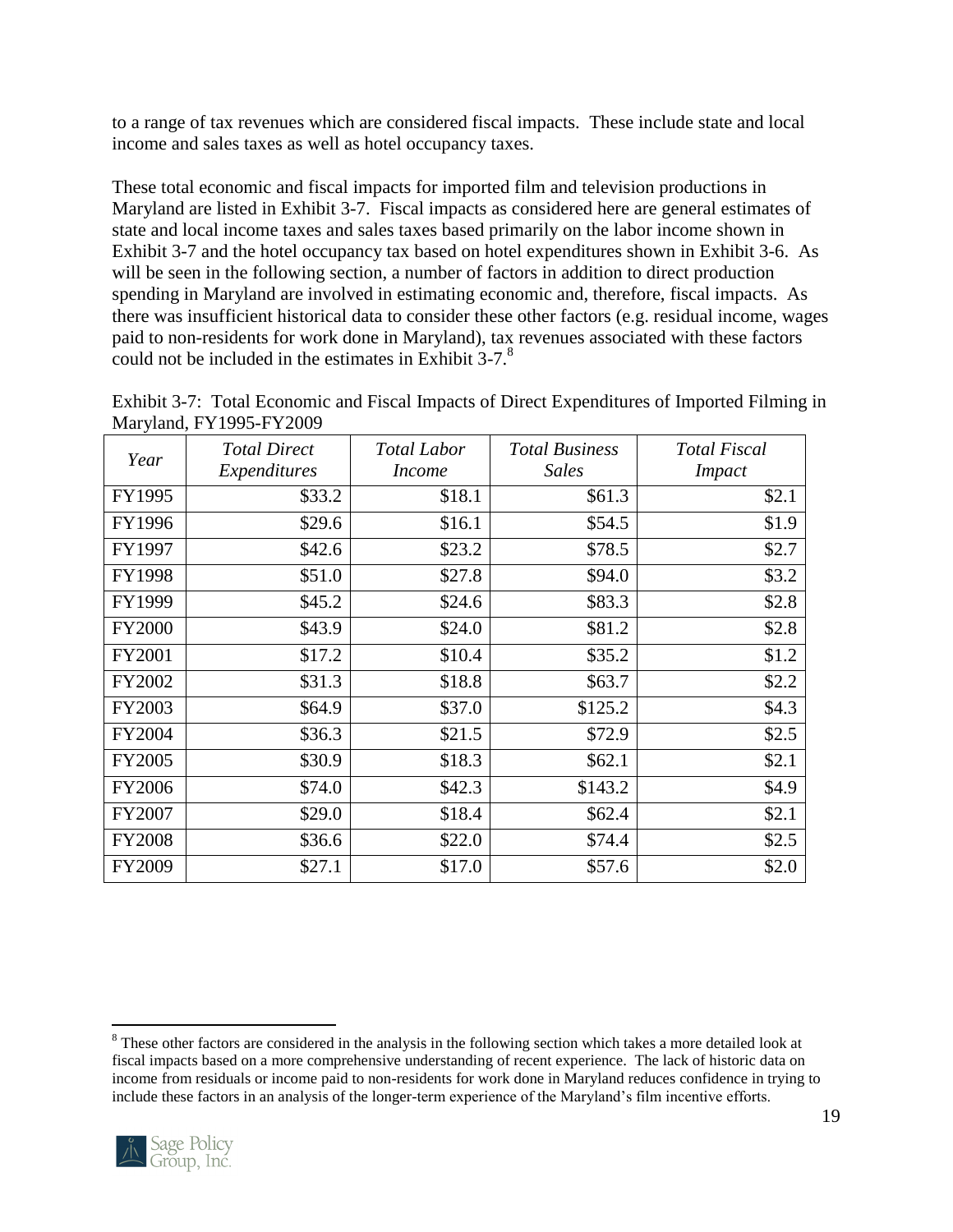to a range of tax revenues which are considered fiscal impacts. These include state and local income and sales taxes as well as hotel occupancy taxes.

These total economic and fiscal impacts for imported film and television productions in Maryland are listed in Exhibit 3-7. Fiscal impacts as considered here are general estimates of state and local income taxes and sales taxes based primarily on the labor income shown in Exhibit 3-7 and the hotel occupancy tax based on hotel expenditures shown in Exhibit 3-6. As will be seen in the following section, a number of factors in addition to direct production spending in Maryland are involved in estimating economic and, therefore, fiscal impacts. As there was insufficient historical data to consider these other factors (e.g. residual income, wages paid to non-residents for work done in Maryland), tax revenues associated with these factors could not be included in the estimates in Exhibit 3-7.[8]

Exhibit 3-7: Total Economic and Fiscal Impacts of Direct Expenditures of Imported Filming in Maryland, FY1995-FY2009

| *Year* | *Total Direct Expenditures* | *Total Labor Income* | *Total Business Sales* | *Total Fiscal Impact* |
|---|---|---|---|---|
| FY1995 | \$33.2 | \$18.1 | \$61.3 | \$2.1 |
| FY1996 | \$29.6 | \$16.1 | \$54.5 | \$1.9 |
| FY1997 | \$42.6 | \$23.2 | \$78.5 | \$2.7 |
| FY1998 | \$51.0 | \$27.8 | \$94.0 | \$3.2 |
| FY1999 | \$45.2 | \$24.6 | \$83.3 | \$2.8 |
| FY2000 | \$43.9 | \$24.0 | \$81.2 | \$2.8 |
| FY2001 | \$17.2 | \$10.4 | \$35.2 | \$1.2 |
| FY2002 | \$31.3 | \$18.8 | \$63.7 | \$2.2 |
| FY2003 | \$64.9 | \$37.0 | \$125.2 | \$4.3 |
| FY2004 | \$36.3 | \$21.5 | \$72.9 | \$2.5 |
| FY2005 | \$30.9 | \$18.3 | \$62.1 | \$2.1 |
| FY2006 | \$74.0 | \$42.3 | \$143.2 | \$4.9 |
| FY2007 | \$29.0 | \$18.4 | \$62.4 | \$2.1 |
| FY2008 | \$36.6 | \$22.0 | \$74.4 | \$2.5 |
| FY2009 | \$27.1 | \$17.0 | \$57.6 | \$2.0 |

[8] These other factors are considered in the analysis in the following section which takes a more detailed look at fiscal impacts based on a more comprehensive understanding of recent experience. The lack of historic data on income from residuals or income paid to non-residents for work done in Maryland reduces confidence in trying to include these factors in an analysis of the longer-term experience of the Maryland's film incentive efforts.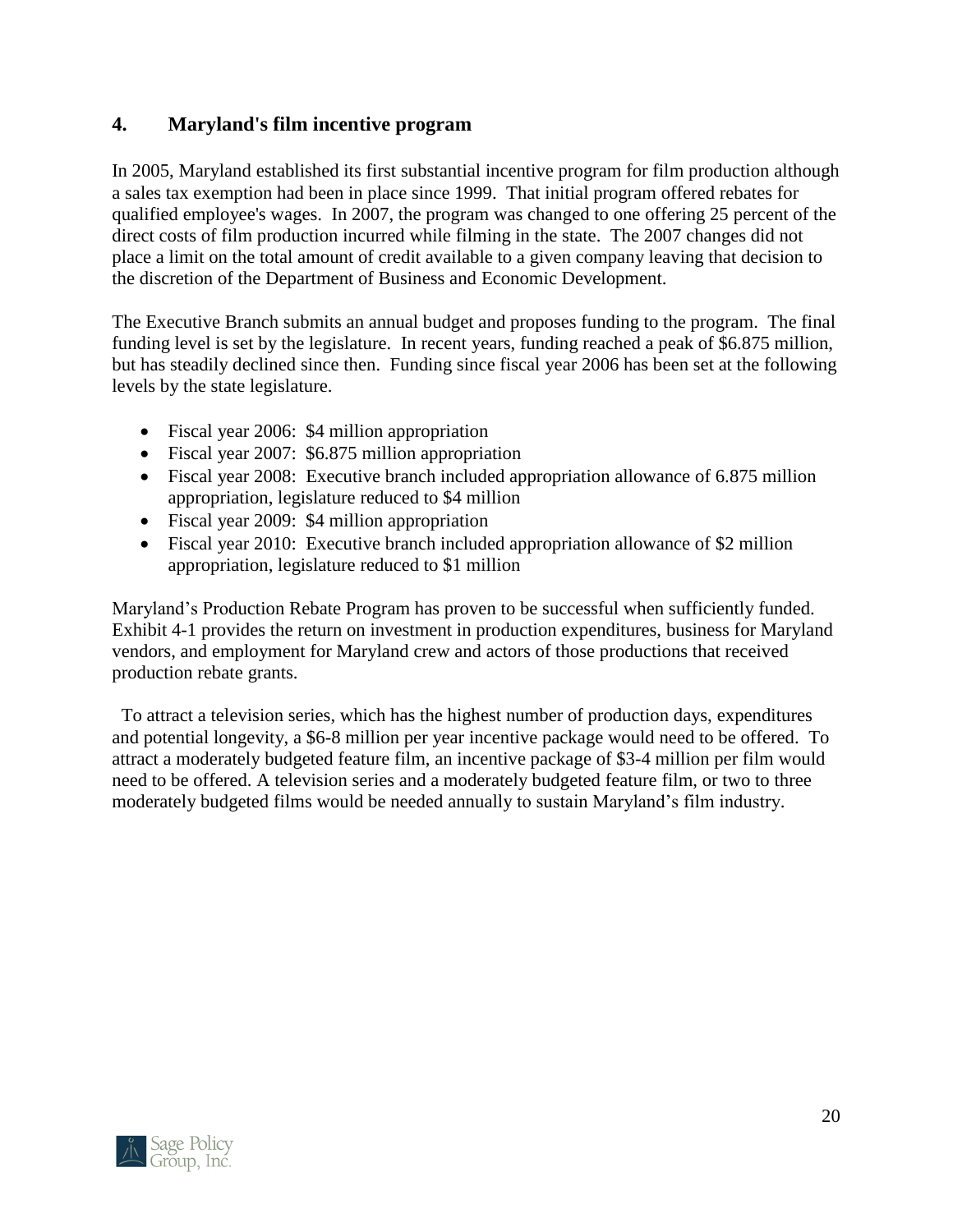## 4. Maryland's film incentive program

In 2005, Maryland established its first substantial incentive program for film production although a sales tax exemption had been in place since 1999. That initial program offered rebates for qualified employee's wages. In 2007, the program was changed to one offering 25 percent of the direct costs of film production incurred while filming in the state. The 2007 changes did not place a limit on the total amount of credit available to a given company leaving that decision to the discretion of the Department of Business and Economic Development.

The Executive Branch submits an annual budget and proposes funding to the program. The final funding level is set by the legislature. In recent years, funding reached a peak of $6.875 million, but has steadily declined since then. Funding since fiscal year 2006 has been set at the following levels by the state legislature.

- Fiscal year 2006: $4 million appropriation
- Fiscal year 2007: $6.875 million appropriation
- Fiscal year 2008: Executive branch included appropriation allowance of 6.875 million appropriation, legislature reduced to $4 million
- Fiscal year 2009: $4 million appropriation
- Fiscal year 2010: Executive branch included appropriation allowance of $2 million appropriation, legislature reduced to $1 million

Maryland's Production Rebate Program has proven to be successful when sufficiently funded. Exhibit 4-1 provides the return on investment in production expenditures, business for Maryland vendors, and employment for Maryland crew and actors of those productions that received production rebate grants.

To attract a television series, which has the highest number of production days, expenditures and potential longevity, a $6-8 million per year incentive package would need to be offered. To attract a moderately budgeted feature film, an incentive package of $3-4 million per film would need to be offered. A television series and a moderately budgeted feature film, or two to three moderately budgeted films would be needed annually to sustain Maryland's film industry.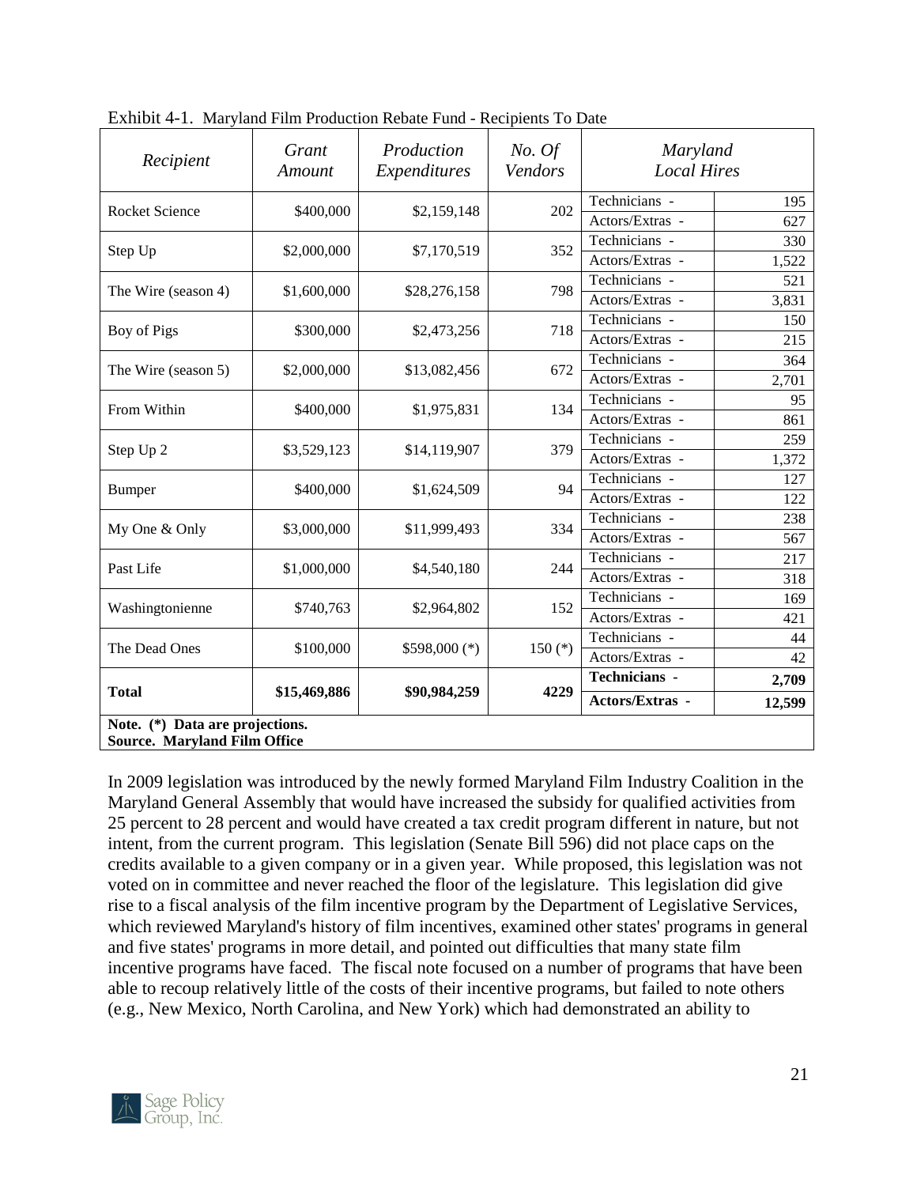Exhibit 4-1. Maryland Film Production Rebate Fund - Recipients To Date

| *Recipient* | *Grant Amount* | *Production Expenditures* | *No. Of Vendors* | *Maryland Local Hires* | |
|---|---|---|---|---|---|
| Rocket Science | $400,000 | $2,159,148 | 202 | Technicians - | 195 |
| | | | | Actors/Extras - | 627 |
| Step Up | $2,000,000 | $7,170,519 | 352 | Technicians - | 330 |
| | | | | Actors/Extras - | 1,522 |
| The Wire (season 4) | $1,600,000 | $28,276,158 | 798 | Technicians - | 521 |
| | | | | Actors/Extras - | 3,831 |
| Boy of Pigs | $300,000 | $2,473,256 | 718 | Technicians - | 150 |
| | | | | Actors/Extras - | 215 |
| The Wire (season 5) | $2,000,000 | $13,082,456 | 672 | Technicians - | 364 |
| | | | | Actors/Extras - | 2,701 |
| From Within | $400,000 | $1,975,831 | 134 | Technicians - | 95 |
| | | | | Actors/Extras - | 861 |
| Step Up 2 | $3,529,123 | $14,119,907 | 379 | Technicians - | 259 |
| | | | | Actors/Extras - | 1,372 |
| Bumper | $400,000 | $1,624,509 | 94 | Technicians - | 127 |
| | | | | Actors/Extras - | 122 |
| My One & Only | $3,000,000 | $11,999,493 | 334 | Technicians - | 238 |
| | | | | Actors/Extras - | 567 |
| Past Life | $1,000,000 | $4,540,180 | 244 | Technicians - | 217 |
| | | | | Actors/Extras - | 318 |
| Washingtonienne | $740,763 | $2,964,802 | 152 | Technicians - | 169 |
| | | | | Actors/Extras - | 421 |
| The Dead Ones | $100,000 | $598,000 (*) | 150 (*) | Technicians - | 44 |
| | | | | Actors/Extras - | 42 |
| **Total** | **$15,469,886** | **$90,984,259** | **4229** | **Technicians -** | **2,709** |
| | | | | **Actors/Extras -** | **12,599** |

**Note. (*) Data are projections.**
**Source. Maryland Film Office**

In 2009 legislation was introduced by the newly formed Maryland Film Industry Coalition in the Maryland General Assembly that would have increased the subsidy for qualified activities from 25 percent to 28 percent and would have created a tax credit program different in nature, but not intent, from the current program. This legislation (Senate Bill 596) did not place caps on the credits available to a given company or in a given year. While proposed, this legislation was not voted on in committee and never reached the floor of the legislature. This legislation did give rise to a fiscal analysis of the film incentive program by the Department of Legislative Services, which reviewed Maryland's history of film incentives, examined other states' programs in general and five states' programs in more detail, and pointed out difficulties that many state film incentive programs have faced. The fiscal note focused on a number of programs that have been able to recoup relatively little of the costs of their incentive programs, but failed to note others (e.g., New Mexico, North Carolina, and New York) which had demonstrated an ability to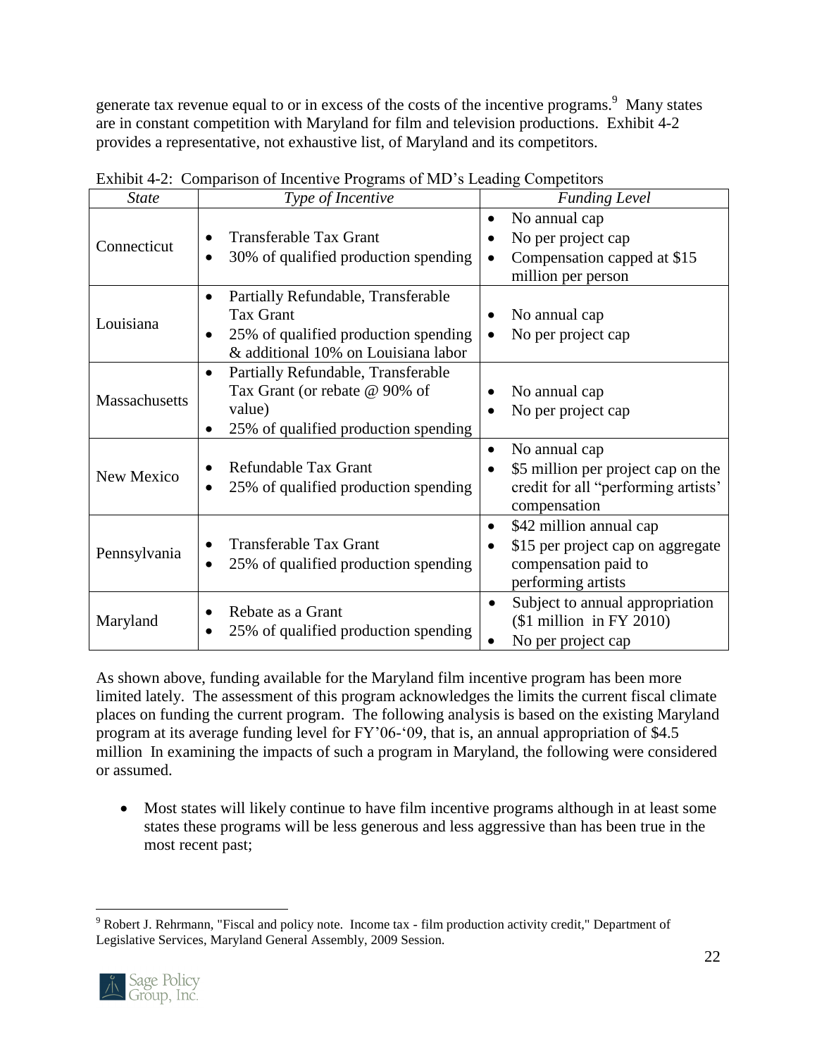generate tax revenue equal to or in excess of the costs of the incentive programs.[9] Many states are in constant competition with Maryland for film and television productions. Exhibit 4-2 provides a representative, not exhaustive list, of Maryland and its competitors.

Exhibit 4-2: Comparison of Incentive Programs of MD's Leading Competitors

| *State* | *Type of Incentive* | *Funding Level* |
|---|---|---|
| Connecticut | • Transferable Tax Grant<br>• 30% of qualified production spending | • No annual cap<br>• No per project cap<br>• Compensation capped at $15 million per person |
| Louisiana | • Partially Refundable, Transferable Tax Grant<br>• 25% of qualified production spending & additional 10% on Louisiana labor | • No annual cap<br>• No per project cap |
| Massachusetts | • Partially Refundable, Transferable Tax Grant (or rebate @ 90% of value)<br>• 25% of qualified production spending | • No annual cap<br>• No per project cap |
| New Mexico | • Refundable Tax Grant<br>• 25% of qualified production spending | • No annual cap<br>• $5 million per project cap on the credit for all "performing artists' compensation |
| Pennsylvania | • Transferable Tax Grant<br>• 25% of qualified production spending | • $42 million annual cap<br>• $15 per project cap on aggregate compensation paid to performing artists |
| Maryland | • Rebate as a Grant<br>• 25% of qualified production spending | • Subject to annual appropriation ($1 million in FY 2010)<br>• No per project cap |

As shown above, funding available for the Maryland film incentive program has been more limited lately. The assessment of this program acknowledges the limits the current fiscal climate places on funding the current program. The following analysis is based on the existing Maryland program at its average funding level for FY'06-'09, that is, an annual appropriation of $4.5 million In examining the impacts of such a program in Maryland, the following were considered or assumed.

- Most states will likely continue to have film incentive programs although in at least some states these programs will be less generous and less aggressive than has been true in the most recent past;

[9] Robert J. Rehrmann, "Fiscal and policy note. Income tax - film production activity credit," Department of Legislative Services, Maryland General Assembly, 2009 Session.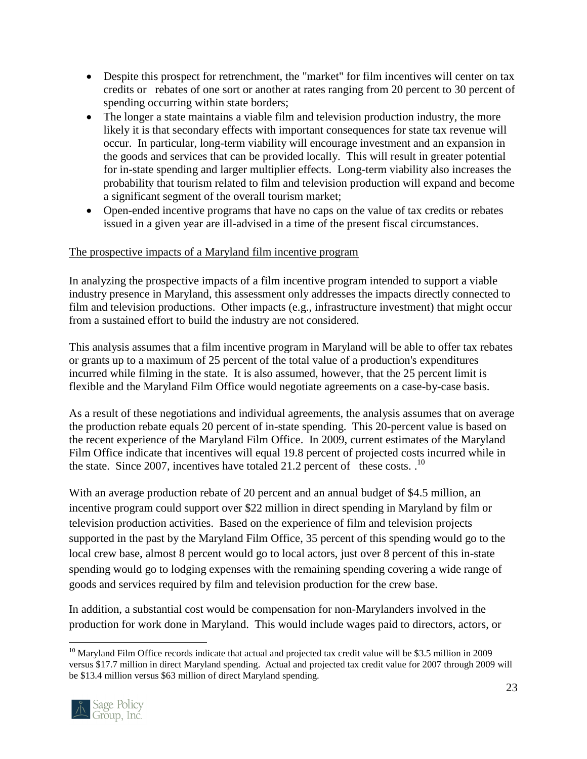- Despite this prospect for retrenchment, the "market" for film incentives will center on tax credits or rebates of one sort or another at rates ranging from 20 percent to 30 percent of spending occurring within state borders;
- The longer a state maintains a viable film and television production industry, the more likely it is that secondary effects with important consequences for state tax revenue will occur. In particular, long-term viability will encourage investment and an expansion in the goods and services that can be provided locally. This will result in greater potential for in-state spending and larger multiplier effects. Long-term viability also increases the probability that tourism related to film and television production will expand and become a significant segment of the overall tourism market;
- Open-ended incentive programs that have no caps on the value of tax credits or rebates issued in a given year are ill-advised in a time of the present fiscal circumstances.

The prospective impacts of a Maryland film incentive program

In analyzing the prospective impacts of a film incentive program intended to support a viable industry presence in Maryland, this assessment only addresses the impacts directly connected to film and television productions. Other impacts (e.g., infrastructure investment) that might occur from a sustained effort to build the industry are not considered.

This analysis assumes that a film incentive program in Maryland will be able to offer tax rebates or grants up to a maximum of 25 percent of the total value of a production's expenditures incurred while filming in the state. It is also assumed, however, that the 25 percent limit is flexible and the Maryland Film Office would negotiate agreements on a case-by-case basis.

As a result of these negotiations and individual agreements, the analysis assumes that on average the production rebate equals 20 percent of in-state spending. This 20-percent value is based on the recent experience of the Maryland Film Office. In 2009, current estimates of the Maryland Film Office indicate that incentives will equal 19.8 percent of projected costs incurred while in the state. Since 2007, incentives have totaled 21.2 percent of these costs. .[10]

With an average production rebate of 20 percent and an annual budget of $4.5 million, an incentive program could support over $22 million in direct spending in Maryland by film or television production activities. Based on the experience of film and television projects supported in the past by the Maryland Film Office, 35 percent of this spending would go to the local crew base, almost 8 percent would go to local actors, just over 8 percent of this in-state spending would go to lodging expenses with the remaining spending covering a wide range of goods and services required by film and television production for the crew base.

In addition, a substantial cost would be compensation for non-Marylanders involved in the production for work done in Maryland. This would include wages paid to directors, actors, or

[10] Maryland Film Office records indicate that actual and projected tax credit value will be $3.5 million in 2009 versus $17.7 million in direct Maryland spending. Actual and projected tax credit value for 2007 through 2009 will be $13.4 million versus $63 million of direct Maryland spending.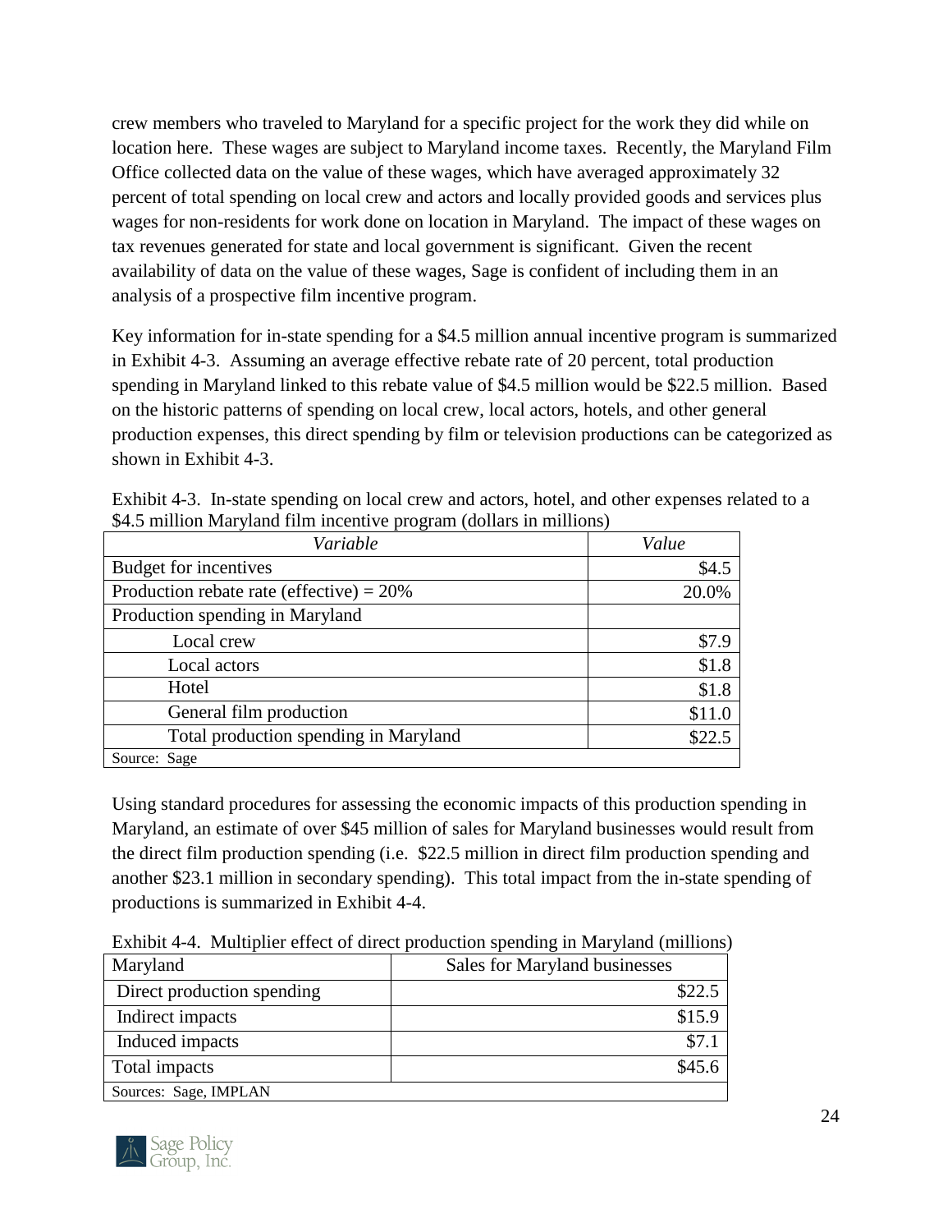crew members who traveled to Maryland for a specific project for the work they did while on location here. These wages are subject to Maryland income taxes. Recently, the Maryland Film Office collected data on the value of these wages, which have averaged approximately 32 percent of total spending on local crew and actors and locally provided goods and services plus wages for non-residents for work done on location in Maryland. The impact of these wages on tax revenues generated for state and local government is significant. Given the recent availability of data on the value of these wages, Sage is confident of including them in an analysis of a prospective film incentive program.

Key information for in-state spending for a $4.5 million annual incentive program is summarized in Exhibit 4-3. Assuming an average effective rebate rate of 20 percent, total production spending in Maryland linked to this rebate value of $4.5 million would be $22.5 million. Based on the historic patterns of spending on local crew, local actors, hotels, and other general production expenses, this direct spending by film or television productions can be categorized as shown in Exhibit 4-3.

Exhibit 4-3. In-state spending on local crew and actors, hotel, and other expenses related to a $4.5 million Maryland film incentive program (dollars in millions)

| *Variable* | *Value* |
|---|---|
| Budget for incentives | $4.5 |
| Production rebate rate (effective) = 20% | 20.0% |
| Production spending in Maryland | |
| Local crew | $7.9 |
| Local actors | $1.8 |
| Hotel | $1.8 |
| General film production | $11.0 |
| Total production spending in Maryland | $22.5 |
| Source: Sage | |

Using standard procedures for assessing the economic impacts of this production spending in Maryland, an estimate of over $45 million of sales for Maryland businesses would result from the direct film production spending (i.e. $22.5 million in direct film production spending and another $23.1 million in secondary spending). This total impact from the in-state spending of productions is summarized in Exhibit 4-4.

Exhibit 4-4. Multiplier effect of direct production spending in Maryland (millions)

| Maryland | Sales for Maryland businesses |
|---|---|
| Direct production spending | $22.5 |
| Indirect impacts | $15.9 |
| Induced impacts | $7.1 |
| Total impacts | $45.6 |
| Sources: Sage, IMPLAN | |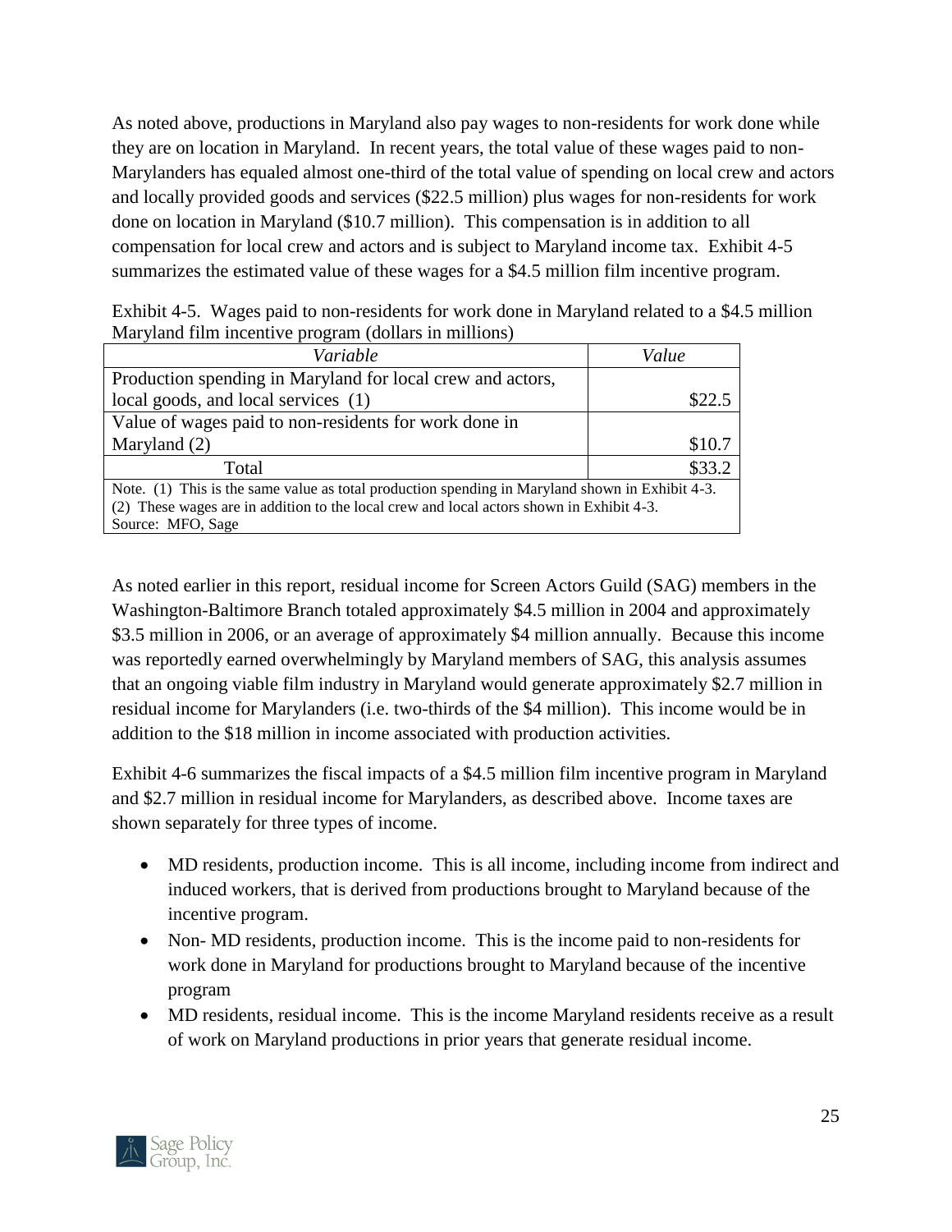As noted above, productions in Maryland also pay wages to non-residents for work done while they are on location in Maryland. In recent years, the total value of these wages paid to non-Marylanders has equaled almost one-third of the total value of spending on local crew and actors and locally provided goods and services ($22.5 million) plus wages for non-residents for work done on location in Maryland ($10.7 million). This compensation is in addition to all compensation for local crew and actors and is subject to Maryland income tax. Exhibit 4-5 summarizes the estimated value of these wages for a $4.5 million film incentive program.

Exhibit 4-5. Wages paid to non-residents for work done in Maryland related to a $4.5 million Maryland film incentive program (dollars in millions)

| *Variable* | *Value* |
|---|---|
| Production spending in Maryland for local crew and actors, local goods, and local services (1) | $22.5 |
| Value of wages paid to non-residents for work done in Maryland (2) | $10.7 |
| Total | $33.2 |

Note. (1) This is the same value as total production spending in Maryland shown in Exhibit 4-3.
(2) These wages are in addition to the local crew and local actors shown in Exhibit 4-3.
Source: MFO, Sage

As noted earlier in this report, residual income for Screen Actors Guild (SAG) members in the Washington-Baltimore Branch totaled approximately $4.5 million in 2004 and approximately $3.5 million in 2006, or an average of approximately $4 million annually. Because this income was reportedly earned overwhelmingly by Maryland members of SAG, this analysis assumes that an ongoing viable film industry in Maryland would generate approximately $2.7 million in residual income for Marylanders (i.e. two-thirds of the $4 million). This income would be in addition to the $18 million in income associated with production activities.

Exhibit 4-6 summarizes the fiscal impacts of a $4.5 million film incentive program in Maryland and $2.7 million in residual income for Marylanders, as described above. Income taxes are shown separately for three types of income.

- MD residents, production income. This is all income, including income from indirect and induced workers, that is derived from productions brought to Maryland because of the incentive program.
- Non- MD residents, production income. This is the income paid to non-residents for work done in Maryland for productions brought to Maryland because of the incentive program
- MD residents, residual income. This is the income Maryland residents receive as a result of work on Maryland productions in prior years that generate residual income.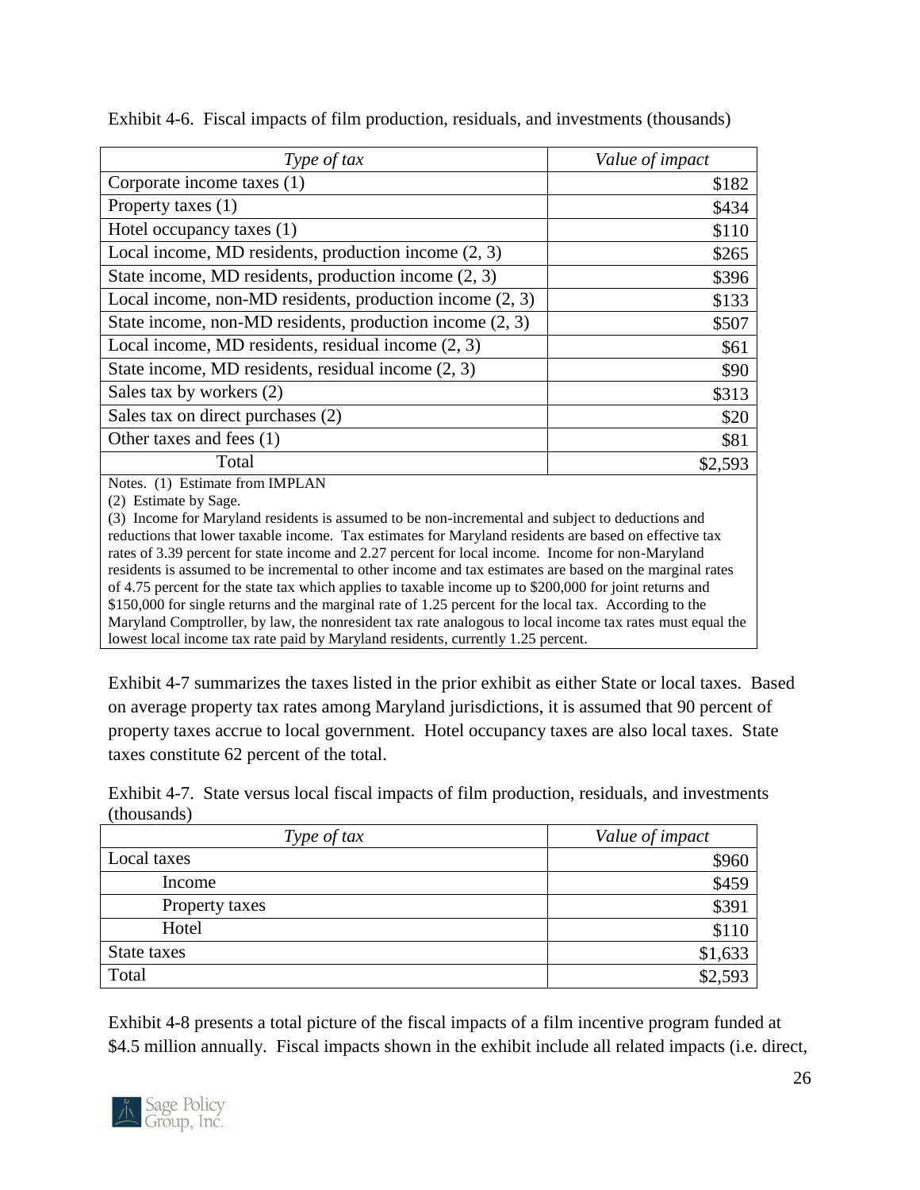Exhibit 4-6. Fiscal impacts of film production, residuals, and investments (thousands)

| *Type of tax* | *Value of impact* |
|---|---|
| Corporate income taxes (1) | $182 |
| Property taxes (1) | $434 |
| Hotel occupancy taxes (1) | $110 |
| Local income, MD residents, production income (2, 3) | $265 |
| State income, MD residents, production income (2, 3) | $396 |
| Local income, non-MD residents, production income (2, 3) | $133 |
| State income, non-MD residents, production income (2, 3) | $507 |
| Local income, MD residents, residual income (2, 3) | $61 |
| State income, MD residents, residual income (2, 3) | $90 |
| Sales tax by workers (2) | $313 |
| Sales tax on direct purchases (2) | $20 |
| Other taxes and fees (1) | $81 |
| Total | $2,593 |

Notes. (1) Estimate from IMPLAN

(2) Estimate by Sage.

(3) Income for Maryland residents is assumed to be non-incremental and subject to deductions and reductions that lower taxable income. Tax estimates for Maryland residents are based on effective tax rates of 3.39 percent for state income and 2.27 percent for local income. Income for non-Maryland residents is assumed to be incremental to other income and tax estimates are based on the marginal rates of 4.75 percent for the state tax which applies to taxable income up to $200,000 for joint returns and $150,000 for single returns and the marginal rate of 1.25 percent for the local tax. According to the Maryland Comptroller, by law, the nonresident tax rate analogous to local income tax rates must equal the lowest local income tax rate paid by Maryland residents, currently 1.25 percent.

Exhibit 4-7 summarizes the taxes listed in the prior exhibit as either State or local taxes. Based on average property tax rates among Maryland jurisdictions, it is assumed that 90 percent of property taxes accrue to local government. Hotel occupancy taxes are also local taxes. State taxes constitute 62 percent of the total.

Exhibit 4-7. State versus local fiscal impacts of film production, residuals, and investments (thousands)

| *Type of tax* | *Value of impact* |
|---|---|
| Local taxes | $960 |
| Income | $459 |
| Property taxes | $391 |
| Hotel | $110 |
| State taxes | $1,633 |
| Total | $2,593 |

Exhibit 4-8 presents a total picture of the fiscal impacts of a film incentive program funded at $4.5 million annually. Fiscal impacts shown in the exhibit include all related impacts (i.e. direct,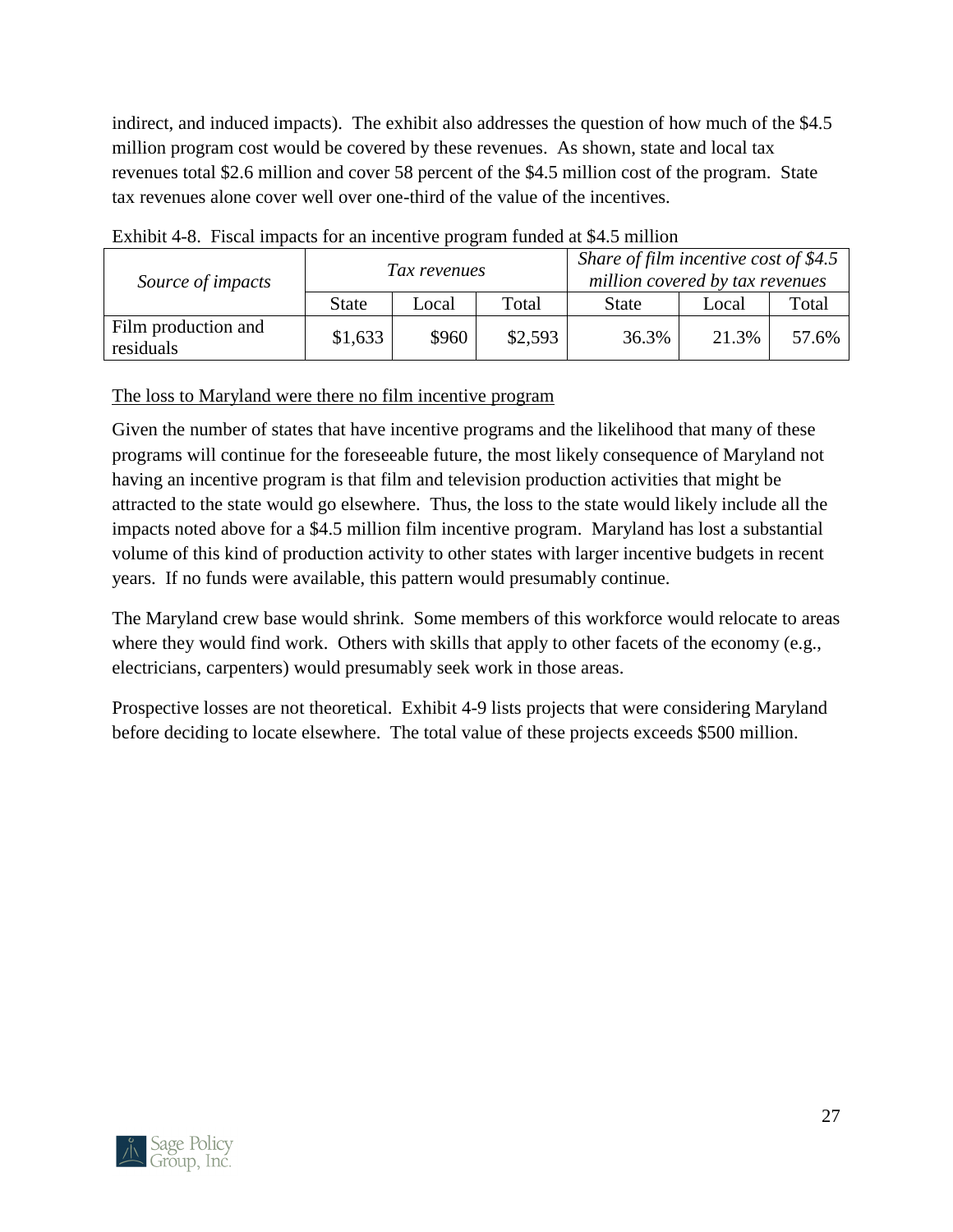indirect, and induced impacts). The exhibit also addresses the question of how much of the $4.5 million program cost would be covered by these revenues. As shown, state and local tax revenues total $2.6 million and cover 58 percent of the $4.5 million cost of the program. State tax revenues alone cover well over one-third of the value of the incentives.

Exhibit 4-8. Fiscal impacts for an incentive program funded at $4.5 million

| *Source of impacts* | *Tax revenues* | | | *Share of film incentive cost of $4.5 million covered by tax revenues* | | |
|---|---|---|---|---|---|---|
| | State | Local | Total | State | Local | Total |
| Film production and residuals | $1,633 | $960 | $2,593 | 36.3% | 21.3% | 57.6% |

The loss to Maryland were there no film incentive program

Given the number of states that have incentive programs and the likelihood that many of these programs will continue for the foreseeable future, the most likely consequence of Maryland not having an incentive program is that film and television production activities that might be attracted to the state would go elsewhere. Thus, the loss to the state would likely include all the impacts noted above for a $4.5 million film incentive program. Maryland has lost a substantial volume of this kind of production activity to other states with larger incentive budgets in recent years. If no funds were available, this pattern would presumably continue.

The Maryland crew base would shrink. Some members of this workforce would relocate to areas where they would find work. Others with skills that apply to other facets of the economy (e.g., electricians, carpenters) would presumably seek work in those areas.

Prospective losses are not theoretical. Exhibit 4-9 lists projects that were considering Maryland before deciding to locate elsewhere. The total value of these projects exceeds $500 million.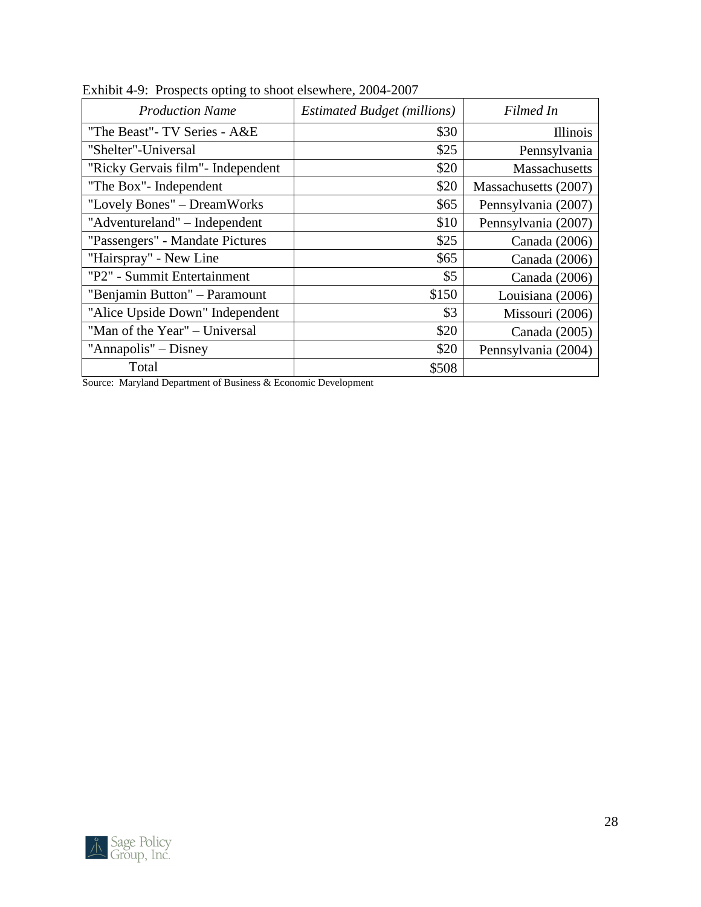Exhibit 4-9: Prospects opting to shoot elsewhere, 2004-2007

| *Production Name* | *Estimated Budget (millions)* | *Filmed In* |
|---|---|---|
| "The Beast"- TV Series - A&E | $30 | Illinois |
| "Shelter"-Universal | $25 | Pennsylvania |
| "Ricky Gervais film"- Independent | $20 | Massachusetts |
| "The Box"- Independent | $20 | Massachusetts (2007) |
| "Lovely Bones" – DreamWorks | $65 | Pennsylvania (2007) |
| "Adventureland" – Independent | $10 | Pennsylvania (2007) |
| "Passengers" - Mandate Pictures | $25 | Canada (2006) |
| "Hairspray" - New Line | $65 | Canada (2006) |
| "P2" - Summit Entertainment | $5 | Canada (2006) |
| "Benjamin Button" – Paramount | $150 | Louisiana (2006) |
| "Alice Upside Down" Independent | $3 | Missouri (2006) |
| "Man of the Year" – Universal | $20 | Canada (2005) |
| "Annapolis" – Disney | $20 | Pennsylvania (2004) |
| Total | $508 | |

Source: Maryland Department of Business & Economic Development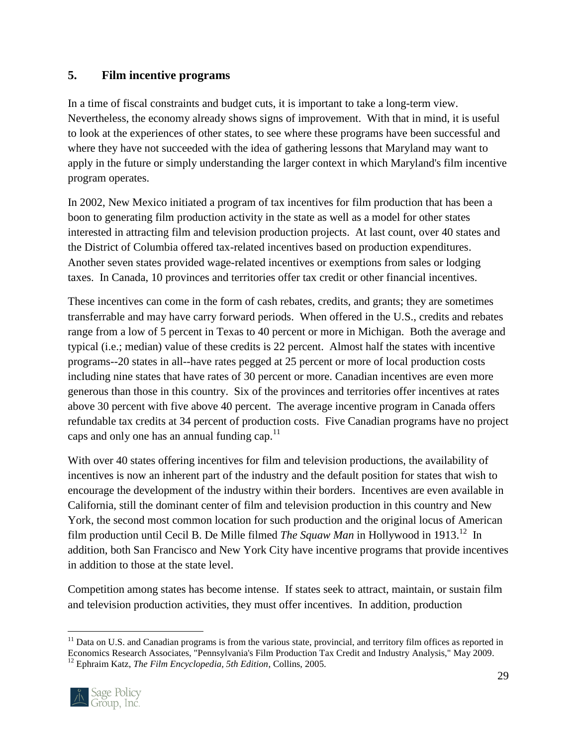## 5. Film incentive programs

In a time of fiscal constraints and budget cuts, it is important to take a long-term view. Nevertheless, the economy already shows signs of improvement. With that in mind, it is useful to look at the experiences of other states, to see where these programs have been successful and where they have not succeeded with the idea of gathering lessons that Maryland may want to apply in the future or simply understanding the larger context in which Maryland's film incentive program operates.

In 2002, New Mexico initiated a program of tax incentives for film production that has been a boon to generating film production activity in the state as well as a model for other states interested in attracting film and television production projects. At last count, over 40 states and the District of Columbia offered tax-related incentives based on production expenditures. Another seven states provided wage-related incentives or exemptions from sales or lodging taxes. In Canada, 10 provinces and territories offer tax credit or other financial incentives.

These incentives can come in the form of cash rebates, credits, and grants; they are sometimes transferrable and may have carry forward periods. When offered in the U.S., credits and rebates range from a low of 5 percent in Texas to 40 percent or more in Michigan. Both the average and typical (i.e.; median) value of these credits is 22 percent. Almost half the states with incentive programs--20 states in all--have rates pegged at 25 percent or more of local production costs including nine states that have rates of 30 percent or more. Canadian incentives are even more generous than those in this country. Six of the provinces and territories offer incentives at rates above 30 percent with five above 40 percent. The average incentive program in Canada offers refundable tax credits at 34 percent of production costs. Five Canadian programs have no project caps and only one has an annual funding cap.[11]

With over 40 states offering incentives for film and television productions, the availability of incentives is now an inherent part of the industry and the default position for states that wish to encourage the development of the industry within their borders. Incentives are even available in California, still the dominant center of film and television production in this country and New York, the second most common location for such production and the original locus of American film production until Cecil B. De Mille filmed *The Squaw Man* in Hollywood in 1913.[12] In addition, both San Francisco and New York City have incentive programs that provide incentives in addition to those at the state level.

Competition among states has become intense. If states seek to attract, maintain, or sustain film and television production activities, they must offer incentives. In addition, production

---

[11] Data on U.S. and Canadian programs is from the various state, provincial, and territory film offices as reported in Economics Research Associates, "Pennsylvania's Film Production Tax Credit and Industry Analysis," May 2009.

[12] Ephraim Katz, *The Film Encyclopedia, 5th Edition*, Collins, 2005.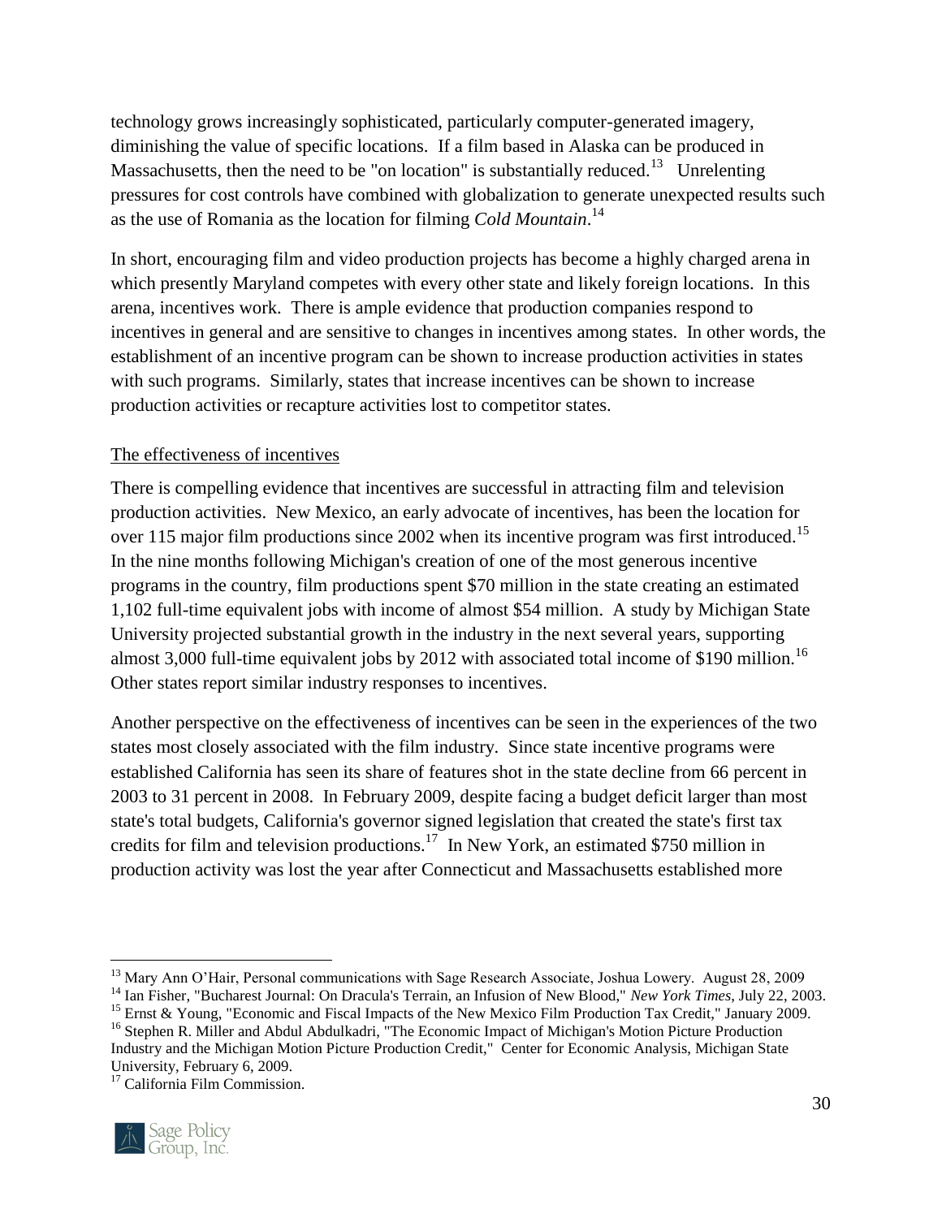technology grows increasingly sophisticated, particularly computer-generated imagery, diminishing the value of specific locations. If a film based in Alaska can be produced in Massachusetts, then the need to be "on location" is substantially reduced.[13] Unrelenting pressures for cost controls have combined with globalization to generate unexpected results such as the use of Romania as the location for filming *Cold Mountain*.[14]

In short, encouraging film and video production projects has become a highly charged arena in which presently Maryland competes with every other state and likely foreign locations. In this arena, incentives work. There is ample evidence that production companies respond to incentives in general and are sensitive to changes in incentives among states. In other words, the establishment of an incentive program can be shown to increase production activities in states with such programs. Similarly, states that increase incentives can be shown to increase production activities or recapture activities lost to competitor states.

<u>The effectiveness of incentives</u>

There is compelling evidence that incentives are successful in attracting film and television production activities. New Mexico, an early advocate of incentives, has been the location for over 115 major film productions since 2002 when its incentive program was first introduced.[15] In the nine months following Michigan's creation of one of the most generous incentive programs in the country, film productions spent \$70 million in the state creating an estimated 1,102 full-time equivalent jobs with income of almost \$54 million. A study by Michigan State University projected substantial growth in the industry in the next several years, supporting almost 3,000 full-time equivalent jobs by 2012 with associated total income of \$190 million.[16] Other states report similar industry responses to incentives.

Another perspective on the effectiveness of incentives can be seen in the experiences of the two states most closely associated with the film industry. Since state incentive programs were established California has seen its share of features shot in the state decline from 66 percent in 2003 to 31 percent in 2008. In February 2009, despite facing a budget deficit larger than most state's total budgets, California's governor signed legislation that created the state's first tax credits for film and television productions.[17] In New York, an estimated \$750 million in production activity was lost the year after Connecticut and Massachusetts established more

---

[13] Mary Ann O'Hair, Personal communications with Sage Research Associate, Joshua Lowery. August 28, 2009

[14] Ian Fisher, "Bucharest Journal: On Dracula's Terrain, an Infusion of New Blood," *New York Times*, July 22, 2003.

[15] Ernst & Young, "Economic and Fiscal Impacts of the New Mexico Film Production Tax Credit," January 2009.

[16] Stephen R. Miller and Abdul Abdulkadri, "The Economic Impact of Michigan's Motion Picture Production Industry and the Michigan Motion Picture Production Credit," Center for Economic Analysis, Michigan State University, February 6, 2009.

[17] California Film Commission.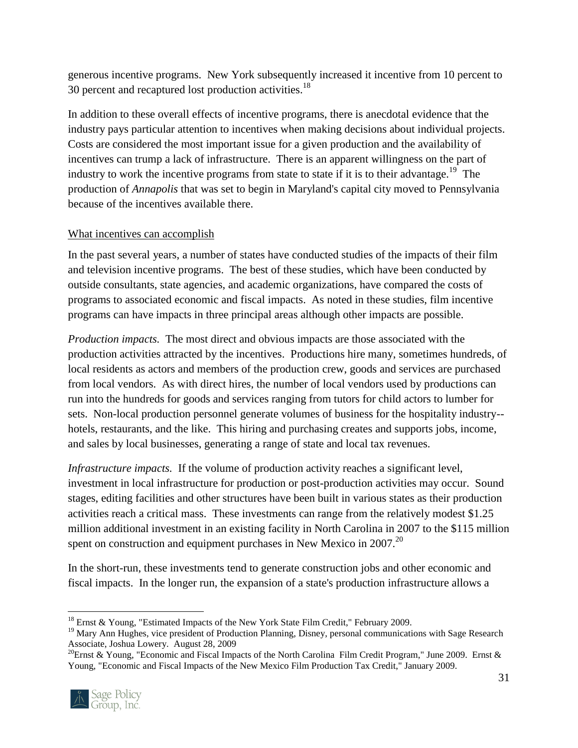generous incentive programs. New York subsequently increased it incentive from 10 percent to 30 percent and recaptured lost production activities.[18]

In addition to these overall effects of incentive programs, there is anecdotal evidence that the industry pays particular attention to incentives when making decisions about individual projects. Costs are considered the most important issue for a given production and the availability of incentives can trump a lack of infrastructure. There is an apparent willingness on the part of industry to work the incentive programs from state to state if it is to their advantage.[19] The production of *Annapolis* that was set to begin in Maryland's capital city moved to Pennsylvania because of the incentives available there.

What incentives can accomplish

In the past several years, a number of states have conducted studies of the impacts of their film and television incentive programs. The best of these studies, which have been conducted by outside consultants, state agencies, and academic organizations, have compared the costs of programs to associated economic and fiscal impacts. As noted in these studies, film incentive programs can have impacts in three principal areas although other impacts are possible.

*Production impacts.* The most direct and obvious impacts are those associated with the production activities attracted by the incentives. Productions hire many, sometimes hundreds, of local residents as actors and members of the production crew, goods and services are purchased from local vendors. As with direct hires, the number of local vendors used by productions can run into the hundreds for goods and services ranging from tutors for child actors to lumber for sets. Non-local production personnel generate volumes of business for the hospitality industry--hotels, restaurants, and the like. This hiring and purchasing creates and supports jobs, income, and sales by local businesses, generating a range of state and local tax revenues.

*Infrastructure impacts.* If the volume of production activity reaches a significant level, investment in local infrastructure for production or post-production activities may occur. Sound stages, editing facilities and other structures have been built in various states as their production activities reach a critical mass. These investments can range from the relatively modest $1.25 million additional investment in an existing facility in North Carolina in 2007 to the $115 million spent on construction and equipment purchases in New Mexico in 2007.[20]

In the short-run, these investments tend to generate construction jobs and other economic and fiscal impacts. In the longer run, the expansion of a state's production infrastructure allows a

---

[18] Ernst & Young, "Estimated Impacts of the New York State Film Credit," February 2009.

[19] Mary Ann Hughes, vice president of Production Planning, Disney, personal communications with Sage Research Associate, Joshua Lowery. August 28, 2009

[20] Ernst & Young, "Economic and Fiscal Impacts of the North Carolina Film Credit Program," June 2009. Ernst & Young, "Economic and Fiscal Impacts of the New Mexico Film Production Tax Credit," January 2009.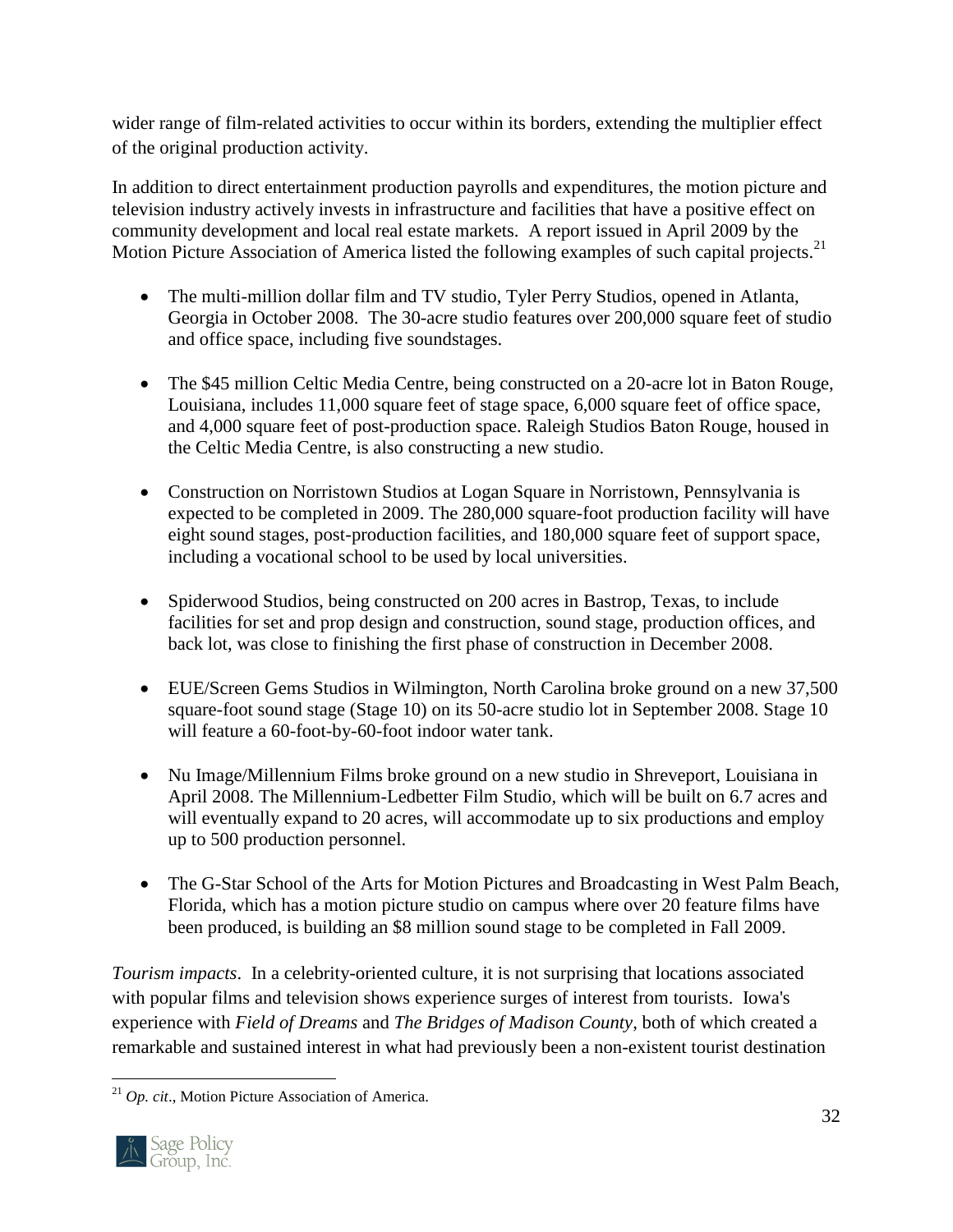wider range of film-related activities to occur within its borders, extending the multiplier effect of the original production activity.

In addition to direct entertainment production payrolls and expenditures, the motion picture and television industry actively invests in infrastructure and facilities that have a positive effect on community development and local real estate markets. A report issued in April 2009 by the Motion Picture Association of America listed the following examples of such capital projects.[21]

- The multi-million dollar film and TV studio, Tyler Perry Studios, opened in Atlanta, Georgia in October 2008. The 30-acre studio features over 200,000 square feet of studio and office space, including five soundstages.

- The $45 million Celtic Media Centre, being constructed on a 20-acre lot in Baton Rouge, Louisiana, includes 11,000 square feet of stage space, 6,000 square feet of office space, and 4,000 square feet of post-production space. Raleigh Studios Baton Rouge, housed in the Celtic Media Centre, is also constructing a new studio.

- Construction on Norristown Studios at Logan Square in Norristown, Pennsylvania is expected to be completed in 2009. The 280,000 square-foot production facility will have eight sound stages, post-production facilities, and 180,000 square feet of support space, including a vocational school to be used by local universities.

- Spiderwood Studios, being constructed on 200 acres in Bastrop, Texas, to include facilities for set and prop design and construction, sound stage, production offices, and back lot, was close to finishing the first phase of construction in December 2008.

- EUE/Screen Gems Studios in Wilmington, North Carolina broke ground on a new 37,500 square-foot sound stage (Stage 10) on its 50-acre studio lot in September 2008. Stage 10 will feature a 60-foot-by-60-foot indoor water tank.

- Nu Image/Millennium Films broke ground on a new studio in Shreveport, Louisiana in April 2008. The Millennium-Ledbetter Film Studio, which will be built on 6.7 acres and will eventually expand to 20 acres, will accommodate up to six productions and employ up to 500 production personnel.

- The G-Star School of the Arts for Motion Pictures and Broadcasting in West Palm Beach, Florida, which has a motion picture studio on campus where over 20 feature films have been produced, is building an $8 million sound stage to be completed in Fall 2009.

*Tourism impacts*. In a celebrity-oriented culture, it is not surprising that locations associated with popular films and television shows experience surges of interest from tourists. Iowa's experience with *Field of Dreams* and *The Bridges of Madison County*, both of which created a remarkable and sustained interest in what had previously been a non-existent tourist destination

[21] *Op. cit*., Motion Picture Association of America.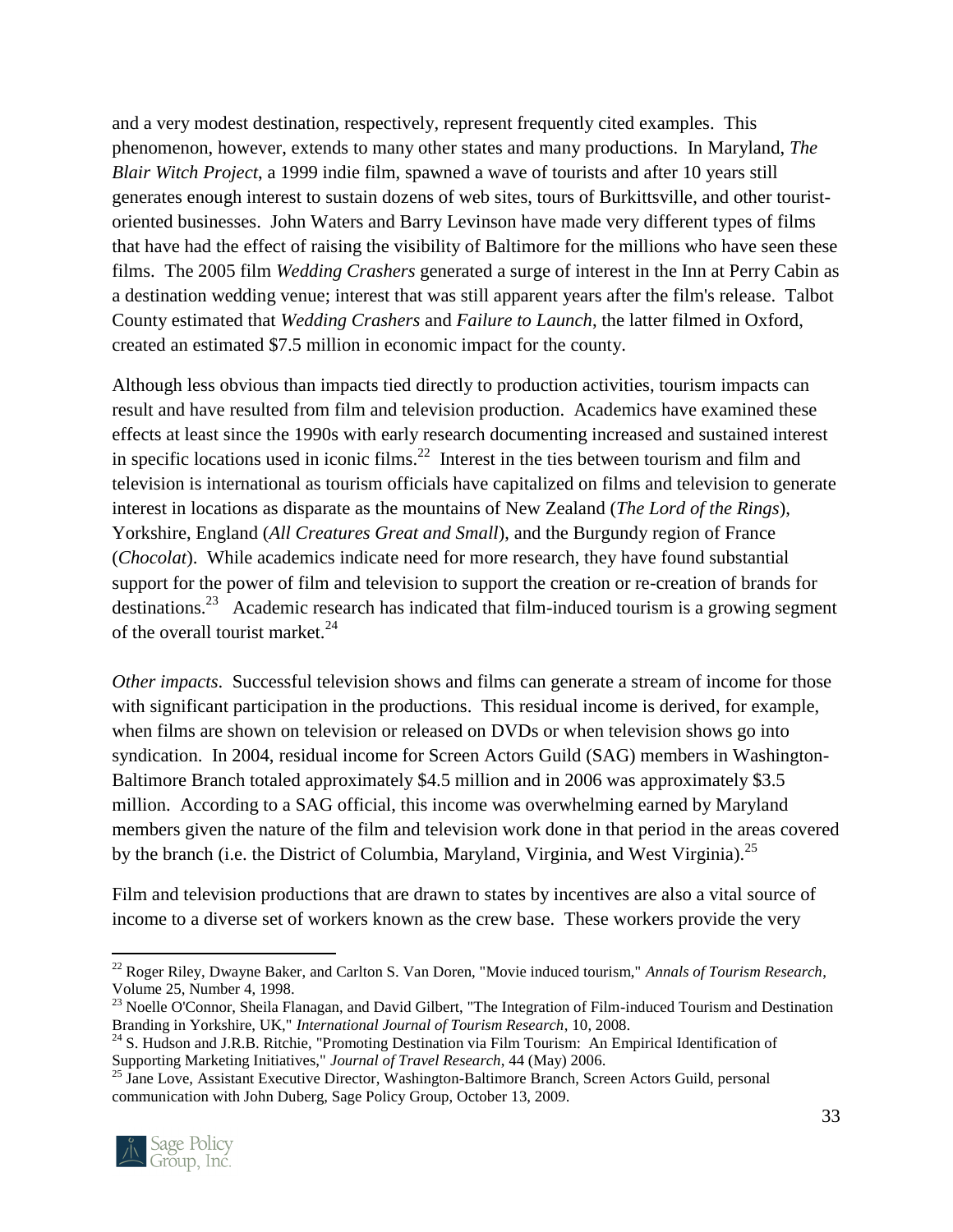and a very modest destination, respectively, represent frequently cited examples. This phenomenon, however, extends to many other states and many productions. In Maryland, *The Blair Witch Project*, a 1999 indie film, spawned a wave of tourists and after 10 years still generates enough interest to sustain dozens of web sites, tours of Burkittsville, and other tourist-oriented businesses. John Waters and Barry Levinson have made very different types of films that have had the effect of raising the visibility of Baltimore for the millions who have seen these films. The 2005 film *Wedding Crashers* generated a surge of interest in the Inn at Perry Cabin as a destination wedding venue; interest that was still apparent years after the film's release. Talbot County estimated that *Wedding Crashers* and *Failure to Launch*, the latter filmed in Oxford, created an estimated $7.5 million in economic impact for the county.

Although less obvious than impacts tied directly to production activities, tourism impacts can result and have resulted from film and television production. Academics have examined these effects at least since the 1990s with early research documenting increased and sustained interest in specific locations used in iconic films.[22] Interest in the ties between tourism and film and television is international as tourism officials have capitalized on films and television to generate interest in locations as disparate as the mountains of New Zealand (*The Lord of the Rings*), Yorkshire, England (*All Creatures Great and Small*), and the Burgundy region of France (*Chocolat*). While academics indicate need for more research, they have found substantial support for the power of film and television to support the creation or re-creation of brands for destinations.[23] Academic research has indicated that film-induced tourism is a growing segment of the overall tourist market.[24]

*Other impacts*. Successful television shows and films can generate a stream of income for those with significant participation in the productions. This residual income is derived, for example, when films are shown on television or released on DVDs or when television shows go into syndication. In 2004, residual income for Screen Actors Guild (SAG) members in Washington-Baltimore Branch totaled approximately $4.5 million and in 2006 was approximately $3.5 million. According to a SAG official, this income was overwhelming earned by Maryland members given the nature of the film and television work done in that period in the areas covered by the branch (i.e. the District of Columbia, Maryland, Virginia, and West Virginia).[25]

Film and television productions that are drawn to states by incentives are also a vital source of income to a diverse set of workers known as the crew base. These workers provide the very

---

[22] Roger Riley, Dwayne Baker, and Carlton S. Van Doren, "Movie induced tourism," *Annals of Tourism Research*, Volume 25, Number 4, 1998.

[23] Noelle O'Connor, Sheila Flanagan, and David Gilbert, "The Integration of Film-induced Tourism and Destination Branding in Yorkshire, UK," *International Journal of Tourism Research*, 10, 2008.

[24] S. Hudson and J.R.B. Ritchie, "Promoting Destination via Film Tourism: An Empirical Identification of Supporting Marketing Initiatives," *Journal of Travel Research*, 44 (May) 2006.

[25] Jane Love, Assistant Executive Director, Washington-Baltimore Branch, Screen Actors Guild, personal communication with John Duberg, Sage Policy Group, October 13, 2009.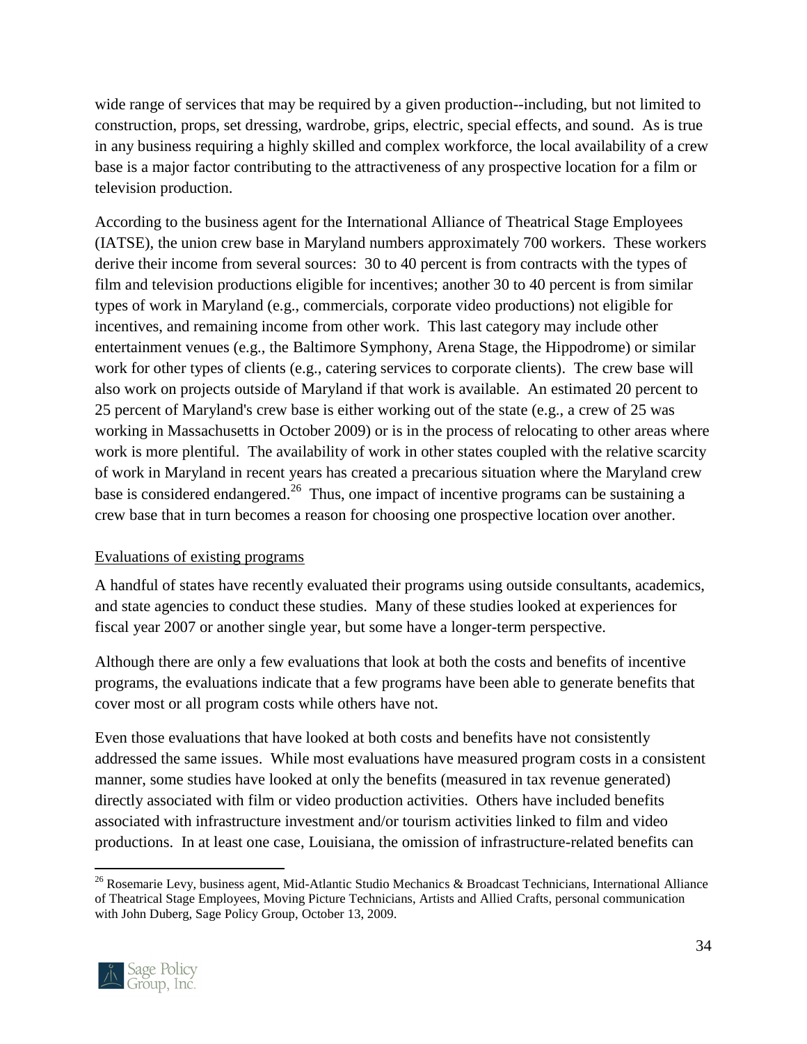wide range of services that may be required by a given production--including, but not limited to construction, props, set dressing, wardrobe, grips, electric, special effects, and sound. As is true in any business requiring a highly skilled and complex workforce, the local availability of a crew base is a major factor contributing to the attractiveness of any prospective location for a film or television production.

According to the business agent for the International Alliance of Theatrical Stage Employees (IATSE), the union crew base in Maryland numbers approximately 700 workers. These workers derive their income from several sources: 30 to 40 percent is from contracts with the types of film and television productions eligible for incentives; another 30 to 40 percent is from similar types of work in Maryland (e.g., commercials, corporate video productions) not eligible for incentives, and remaining income from other work. This last category may include other entertainment venues (e.g., the Baltimore Symphony, Arena Stage, the Hippodrome) or similar work for other types of clients (e.g., catering services to corporate clients). The crew base will also work on projects outside of Maryland if that work is available. An estimated 20 percent to 25 percent of Maryland's crew base is either working out of the state (e.g., a crew of 25 was working in Massachusetts in October 2009) or is in the process of relocating to other areas where work is more plentiful. The availability of work in other states coupled with the relative scarcity of work in Maryland in recent years has created a precarious situation where the Maryland crew base is considered endangered.[26] Thus, one impact of incentive programs can be sustaining a crew base that in turn becomes a reason for choosing one prospective location over another.

Evaluations of existing programs

A handful of states have recently evaluated their programs using outside consultants, academics, and state agencies to conduct these studies. Many of these studies looked at experiences for fiscal year 2007 or another single year, but some have a longer-term perspective.

Although there are only a few evaluations that look at both the costs and benefits of incentive programs, the evaluations indicate that a few programs have been able to generate benefits that cover most or all program costs while others have not.

Even those evaluations that have looked at both costs and benefits have not consistently addressed the same issues. While most evaluations have measured program costs in a consistent manner, some studies have looked at only the benefits (measured in tax revenue generated) directly associated with film or video production activities. Others have included benefits associated with infrastructure investment and/or tourism activities linked to film and video productions. In at least one case, Louisiana, the omission of infrastructure-related benefits can

[26] Rosemarie Levy, business agent, Mid-Atlantic Studio Mechanics & Broadcast Technicians, International Alliance of Theatrical Stage Employees, Moving Picture Technicians, Artists and Allied Crafts, personal communication with John Duberg, Sage Policy Group, October 13, 2009.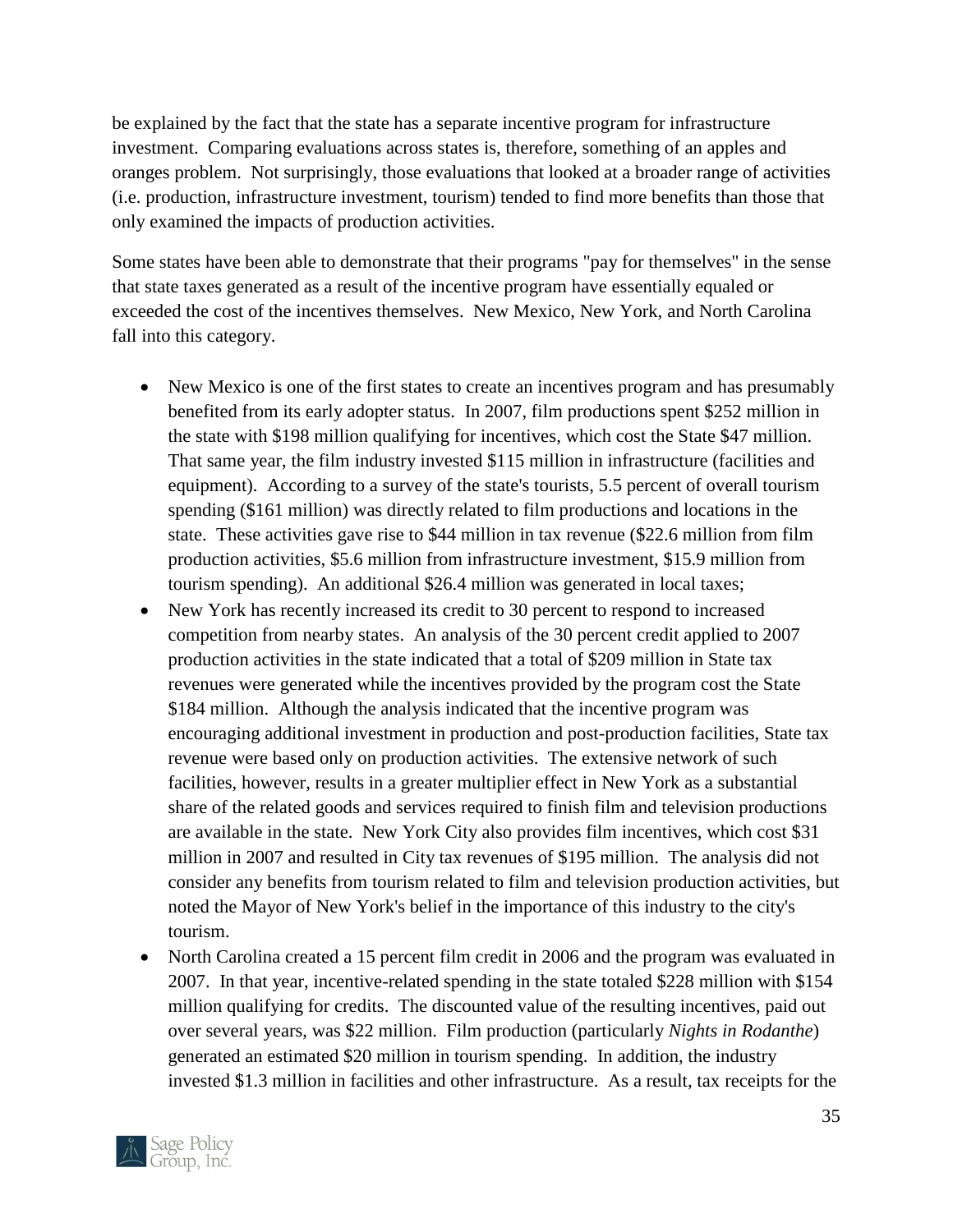be explained by the fact that the state has a separate incentive program for infrastructure investment. Comparing evaluations across states is, therefore, something of an apples and oranges problem. Not surprisingly, those evaluations that looked at a broader range of activities (i.e. production, infrastructure investment, tourism) tended to find more benefits than those that only examined the impacts of production activities.

Some states have been able to demonstrate that their programs "pay for themselves" in the sense that state taxes generated as a result of the incentive program have essentially equaled or exceeded the cost of the incentives themselves. New Mexico, New York, and North Carolina fall into this category.

- New Mexico is one of the first states to create an incentives program and has presumably benefited from its early adopter status. In 2007, film productions spent $252 million in the state with $198 million qualifying for incentives, which cost the State $47 million. That same year, the film industry invested $115 million in infrastructure (facilities and equipment). According to a survey of the state's tourists, 5.5 percent of overall tourism spending ($161 million) was directly related to film productions and locations in the state. These activities gave rise to $44 million in tax revenue ($22.6 million from film production activities, $5.6 million from infrastructure investment, $15.9 million from tourism spending). An additional $26.4 million was generated in local taxes;
- New York has recently increased its credit to 30 percent to respond to increased competition from nearby states. An analysis of the 30 percent credit applied to 2007 production activities in the state indicated that a total of $209 million in State tax revenues were generated while the incentives provided by the program cost the State $184 million. Although the analysis indicated that the incentive program was encouraging additional investment in production and post-production facilities, State tax revenue were based only on production activities. The extensive network of such facilities, however, results in a greater multiplier effect in New York as a substantial share of the related goods and services required to finish film and television productions are available in the state. New York City also provides film incentives, which cost $31 million in 2007 and resulted in City tax revenues of $195 million. The analysis did not consider any benefits from tourism related to film and television production activities, but noted the Mayor of New York's belief in the importance of this industry to the city's tourism.
- North Carolina created a 15 percent film credit in 2006 and the program was evaluated in 2007. In that year, incentive-related spending in the state totaled $228 million with $154 million qualifying for credits. The discounted value of the resulting incentives, paid out over several years, was $22 million. Film production (particularly *Nights in Rodanthe*) generated an estimated $20 million in tourism spending. In addition, the industry invested $1.3 million in facilities and other infrastructure. As a result, tax receipts for the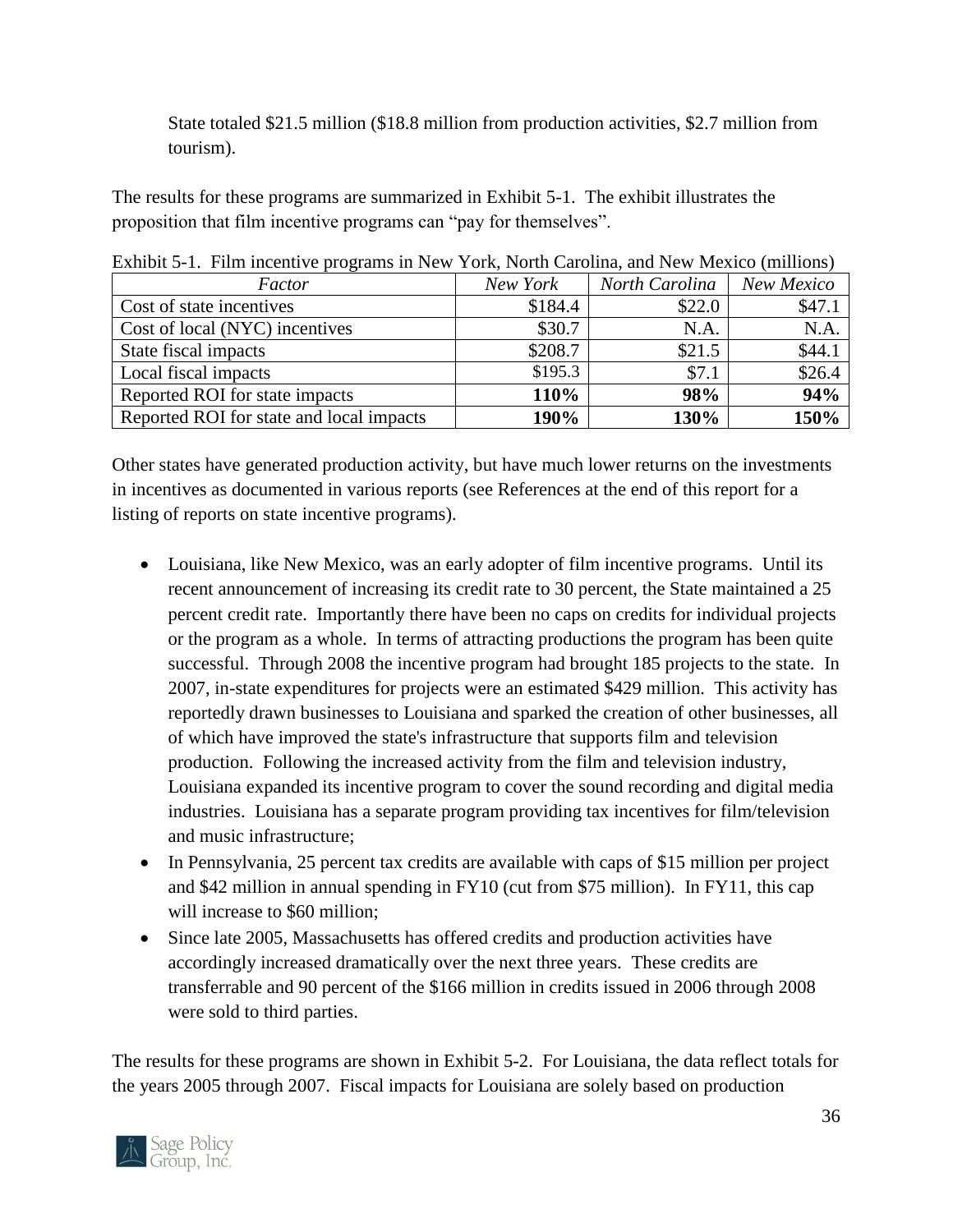State totaled $21.5 million ($18.8 million from production activities, $2.7 million from tourism).

The results for these programs are summarized in Exhibit 5-1. The exhibit illustrates the proposition that film incentive programs can "pay for themselves".

Exhibit 5-1. Film incentive programs in New York, North Carolina, and New Mexico (millions)

| *Factor* | *New York* | *North Carolina* | *New Mexico* |
|---|---|---|---|
| Cost of state incentives | $184.4 | $22.0 | $47.1 |
| Cost of local (NYC) incentives | $30.7 | N.A. | N.A. |
| State fiscal impacts | $208.7 | $21.5 | $44.1 |
| Local fiscal impacts | $195.3 | $7.1 | $26.4 |
| Reported ROI for state impacts | **110%** | **98%** | **94%** |
| Reported ROI for state and local impacts | **190%** | **130%** | **150%** |

Other states have generated production activity, but have much lower returns on the investments in incentives as documented in various reports (see References at the end of this report for a listing of reports on state incentive programs).

- Louisiana, like New Mexico, was an early adopter of film incentive programs. Until its recent announcement of increasing its credit rate to 30 percent, the State maintained a 25 percent credit rate. Importantly there have been no caps on credits for individual projects or the program as a whole. In terms of attracting productions the program has been quite successful. Through 2008 the incentive program had brought 185 projects to the state. In 2007, in-state expenditures for projects were an estimated $429 million. This activity has reportedly drawn businesses to Louisiana and sparked the creation of other businesses, all of which have improved the state's infrastructure that supports film and television production. Following the increased activity from the film and television industry, Louisiana expanded its incentive program to cover the sound recording and digital media industries. Louisiana has a separate program providing tax incentives for film/television and music infrastructure;
- In Pennsylvania, 25 percent tax credits are available with caps of $15 million per project and $42 million in annual spending in FY10 (cut from $75 million). In FY11, this cap will increase to $60 million;
- Since late 2005, Massachusetts has offered credits and production activities have accordingly increased dramatically over the next three years. These credits are transferrable and 90 percent of the $166 million in credits issued in 2006 through 2008 were sold to third parties.

The results for these programs are shown in Exhibit 5-2. For Louisiana, the data reflect totals for the years 2005 through 2007. Fiscal impacts for Louisiana are solely based on production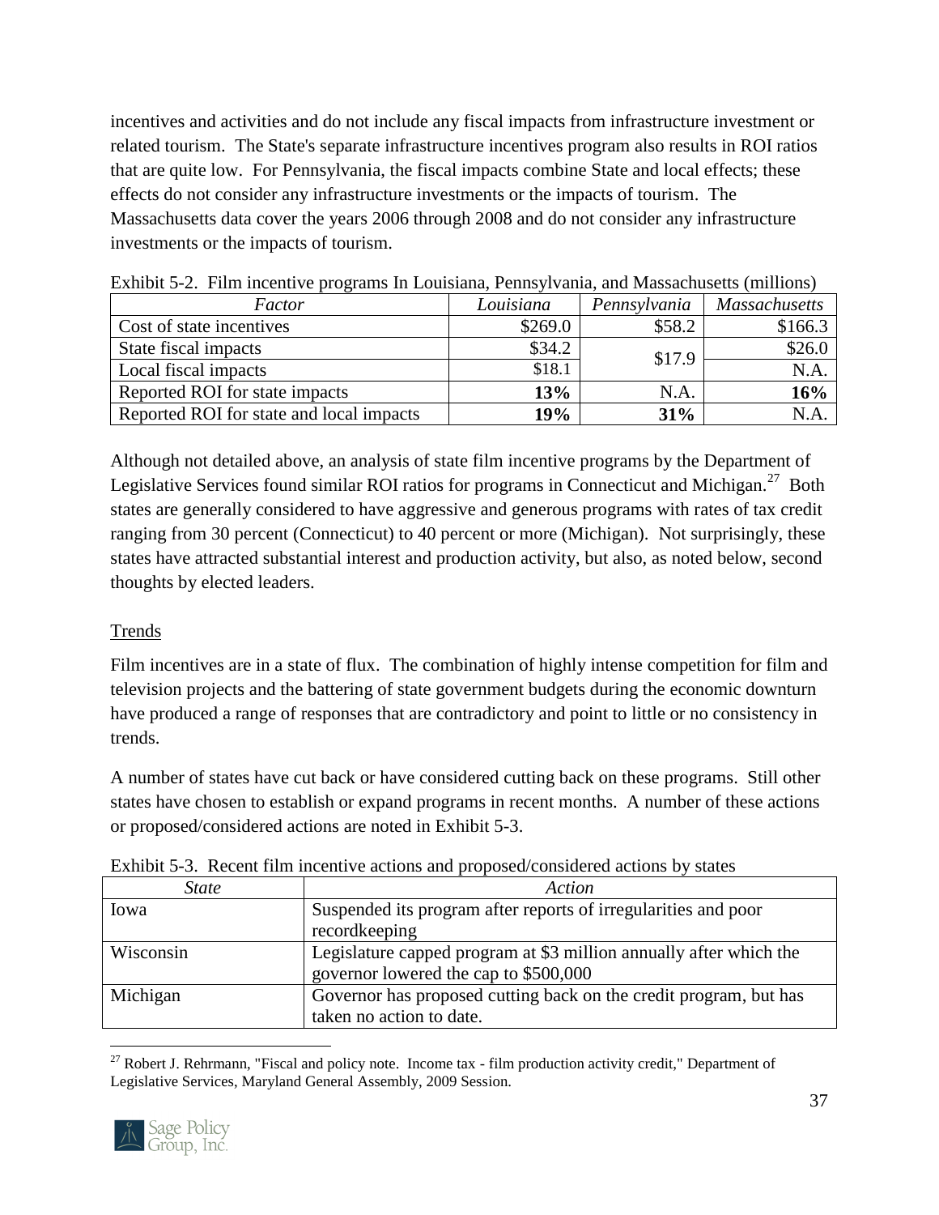incentives and activities and do not include any fiscal impacts from infrastructure investment or related tourism. The State's separate infrastructure incentives program also results in ROI ratios that are quite low. For Pennsylvania, the fiscal impacts combine State and local effects; these effects do not consider any infrastructure investments or the impacts of tourism. The Massachusetts data cover the years 2006 through 2008 and do not consider any infrastructure investments or the impacts of tourism.

Exhibit 5-2. Film incentive programs In Louisiana, Pennsylvania, and Massachusetts (millions)

| *Factor* | *Louisiana* | *Pennsylvania* | *Massachusetts* |
|---|---|---|---|
| Cost of state incentives | $269.0 | $58.2 | $166.3 |
| State fiscal impacts | $34.2 | $17.9 | $26.0 |
| Local fiscal impacts | $18.1 | | N.A. |
| Reported ROI for state impacts | **13%** | N.A. | **16%** |
| Reported ROI for state and local impacts | **19%** | **31%** | N.A. |

Although not detailed above, an analysis of state film incentive programs by the Department of Legislative Services found similar ROI ratios for programs in Connecticut and Michigan.[27] Both states are generally considered to have aggressive and generous programs with rates of tax credit ranging from 30 percent (Connecticut) to 40 percent or more (Michigan). Not surprisingly, these states have attracted substantial interest and production activity, but also, as noted below, second thoughts by elected leaders.

Trends

Film incentives are in a state of flux. The combination of highly intense competition for film and television projects and the battering of state government budgets during the economic downturn have produced a range of responses that are contradictory and point to little or no consistency in trends.

A number of states have cut back or have considered cutting back on these programs. Still other states have chosen to establish or expand programs in recent months. A number of these actions or proposed/considered actions are noted in Exhibit 5-3.

Exhibit 5-3. Recent film incentive actions and proposed/considered actions by states

| *State* | *Action* |
|---|---|
| Iowa | Suspended its program after reports of irregularities and poor recordkeeping |
| Wisconsin | Legislature capped program at $3 million annually after which the governor lowered the cap to $500,000 |
| Michigan | Governor has proposed cutting back on the credit program, but has taken no action to date. |

[27] Robert J. Rehrmann, "Fiscal and policy note. Income tax - film production activity credit," Department of Legislative Services, Maryland General Assembly, 2009 Session.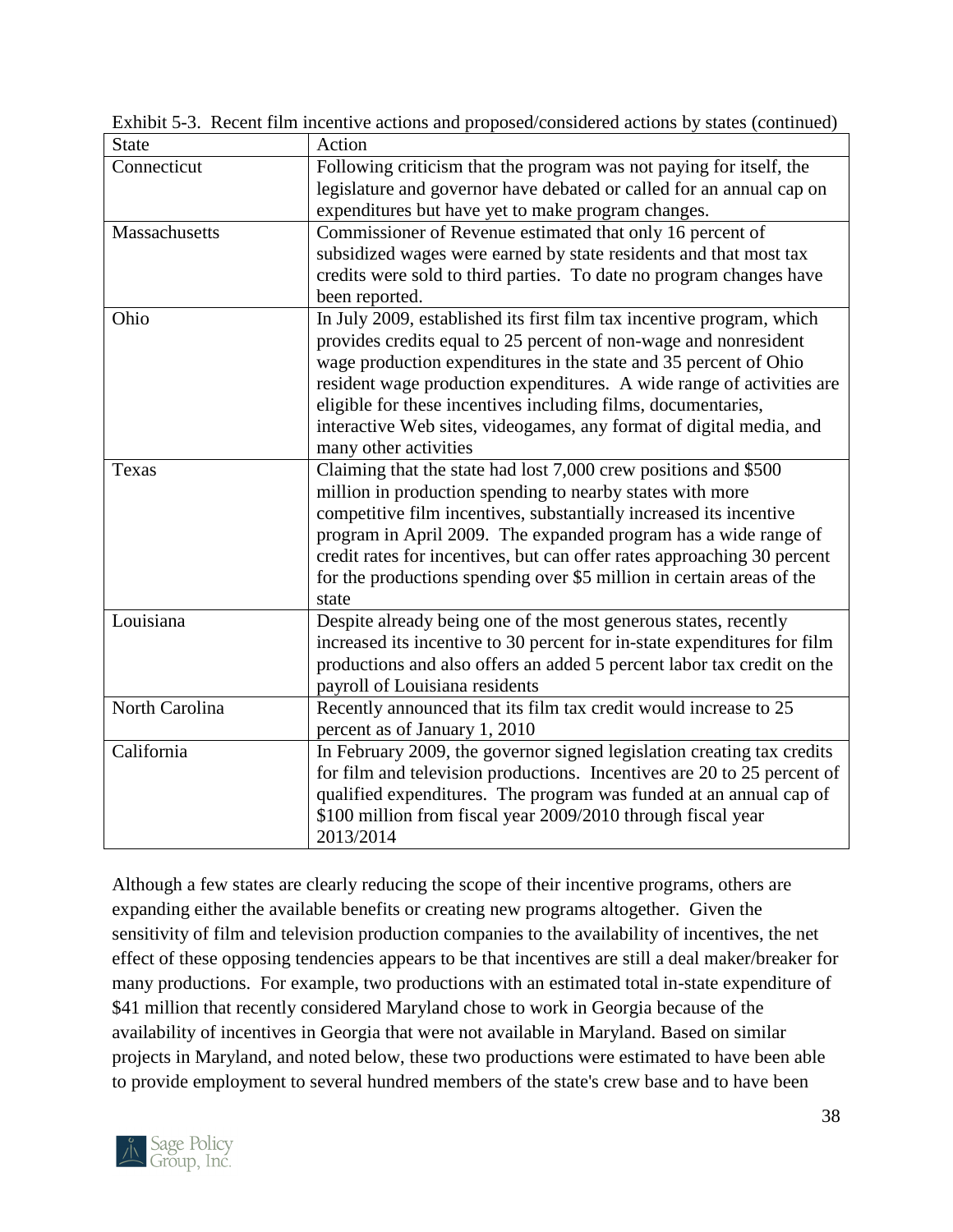Exhibit 5-3. Recent film incentive actions and proposed/considered actions by states (continued)

| State | Action |
|---|---|
| Connecticut | Following criticism that the program was not paying for itself, the legislature and governor have debated or called for an annual cap on expenditures but have yet to make program changes. |
| Massachusetts | Commissioner of Revenue estimated that only 16 percent of subsidized wages were earned by state residents and that most tax credits were sold to third parties. To date no program changes have been reported. |
| Ohio | In July 2009, established its first film tax incentive program, which provides credits equal to 25 percent of non-wage and nonresident wage production expenditures in the state and 35 percent of Ohio resident wage production expenditures. A wide range of activities are eligible for these incentives including films, documentaries, interactive Web sites, videogames, any format of digital media, and many other activities |
| Texas | Claiming that the state had lost 7,000 crew positions and $500 million in production spending to nearby states with more competitive film incentives, substantially increased its incentive program in April 2009. The expanded program has a wide range of credit rates for incentives, but can offer rates approaching 30 percent for the productions spending over $5 million in certain areas of the state |
| Louisiana | Despite already being one of the most generous states, recently increased its incentive to 30 percent for in-state expenditures for film productions and also offers an added 5 percent labor tax credit on the payroll of Louisiana residents |
| North Carolina | Recently announced that its film tax credit would increase to 25 percent as of January 1, 2010 |
| California | In February 2009, the governor signed legislation creating tax credits for film and television productions. Incentives are 20 to 25 percent of qualified expenditures. The program was funded at an annual cap of $100 million from fiscal year 2009/2010 through fiscal year 2013/2014 |

Although a few states are clearly reducing the scope of their incentive programs, others are expanding either the available benefits or creating new programs altogether. Given the sensitivity of film and television production companies to the availability of incentives, the net effect of these opposing tendencies appears to be that incentives are still a deal maker/breaker for many productions. For example, two productions with an estimated total in-state expenditure of $41 million that recently considered Maryland chose to work in Georgia because of the availability of incentives in Georgia that were not available in Maryland. Based on similar projects in Maryland, and noted below, these two productions were estimated to have been able to provide employment to several hundred members of the state's crew base and to have been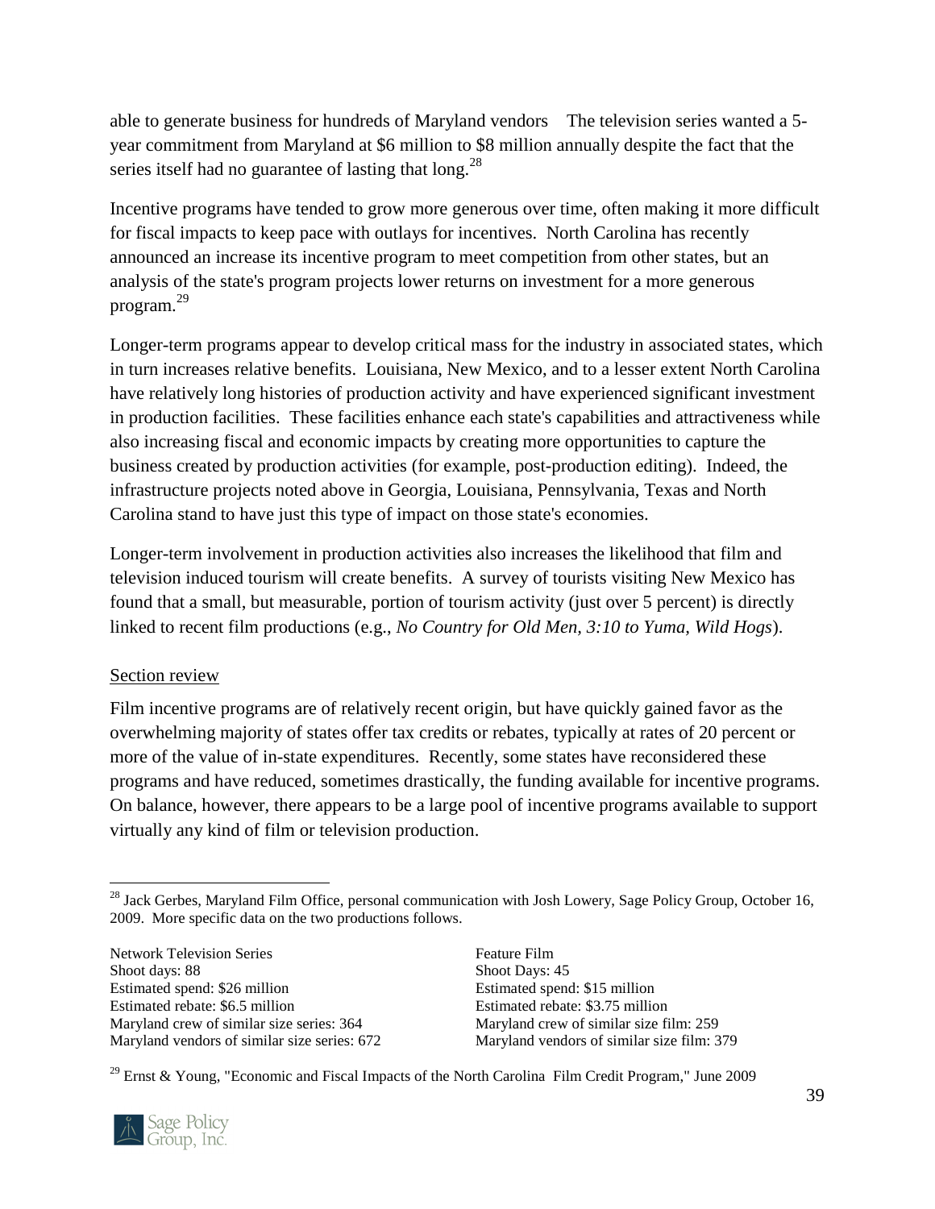able to generate business for hundreds of Maryland vendors The television series wanted a 5-year commitment from Maryland at $6 million to $8 million annually despite the fact that the series itself had no guarantee of lasting that long.[28]

Incentive programs have tended to grow more generous over time, often making it more difficult for fiscal impacts to keep pace with outlays for incentives. North Carolina has recently announced an increase its incentive program to meet competition from other states, but an analysis of the state's program projects lower returns on investment for a more generous program.[29]

Longer-term programs appear to develop critical mass for the industry in associated states, which in turn increases relative benefits. Louisiana, New Mexico, and to a lesser extent North Carolina have relatively long histories of production activity and have experienced significant investment in production facilities. These facilities enhance each state's capabilities and attractiveness while also increasing fiscal and economic impacts by creating more opportunities to capture the business created by production activities (for example, post-production editing). Indeed, the infrastructure projects noted above in Georgia, Louisiana, Pennsylvania, Texas and North Carolina stand to have just this type of impact on those state's economies.

Longer-term involvement in production activities also increases the likelihood that film and television induced tourism will create benefits. A survey of tourists visiting New Mexico has found that a small, but measurable, portion of tourism activity (just over 5 percent) is directly linked to recent film productions (e.g., *No Country for Old Men, 3:10 to Yuma, Wild Hogs*).

<u>Section review</u>

Film incentive programs are of relatively recent origin, but have quickly gained favor as the overwhelming majority of states offer tax credits or rebates, typically at rates of 20 percent or more of the value of in-state expenditures. Recently, some states have reconsidered these programs and have reduced, sometimes drastically, the funding available for incentive programs. On balance, however, there appears to be a large pool of incentive programs available to support virtually any kind of film or television production.

---

[28] Jack Gerbes, Maryland Film Office, personal communication with Josh Lowery, Sage Policy Group, October 16, 2009. More specific data on the two productions follows.

| Network Television Series | Feature Film |
|---|---|
| Shoot days: 88 | Shoot Days: 45 |
| Estimated spend: $26 million | Estimated spend: $15 million |
| Estimated rebate: $6.5 million | Estimated rebate: $3.75 million |
| Maryland crew of similar size series: 364 | Maryland crew of similar size film: 259 |
| Maryland vendors of similar size series: 672 | Maryland vendors of similar size film: 379 |

[29] Ernst & Young, "Economic and Fiscal Impacts of the North Carolina Film Credit Program," June 2009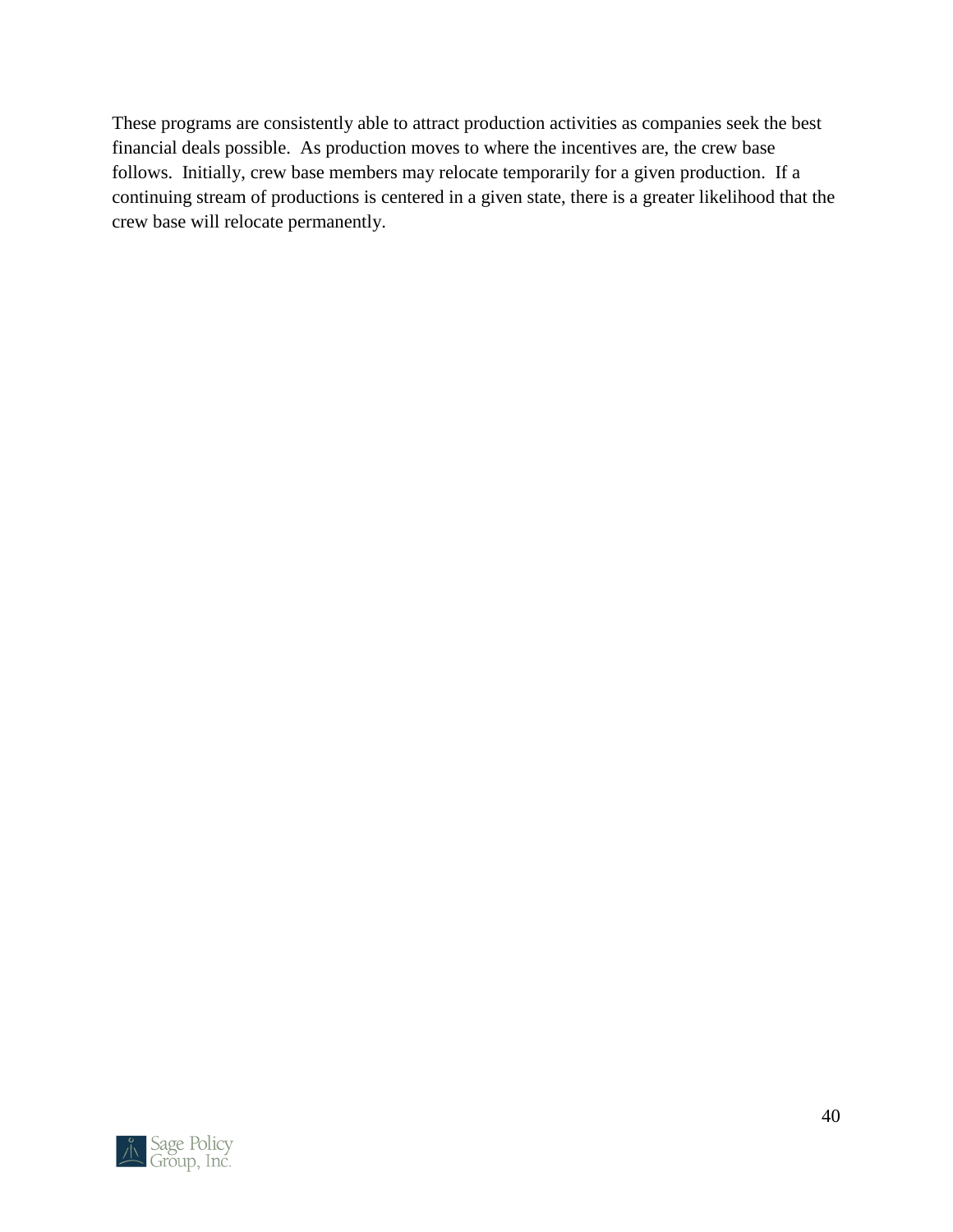These programs are consistently able to attract production activities as companies seek the best financial deals possible. As production moves to where the incentives are, the crew base follows. Initially, crew base members may relocate temporarily for a given production. If a continuing stream of productions is centered in a given state, there is a greater likelihood that the crew base will relocate permanently.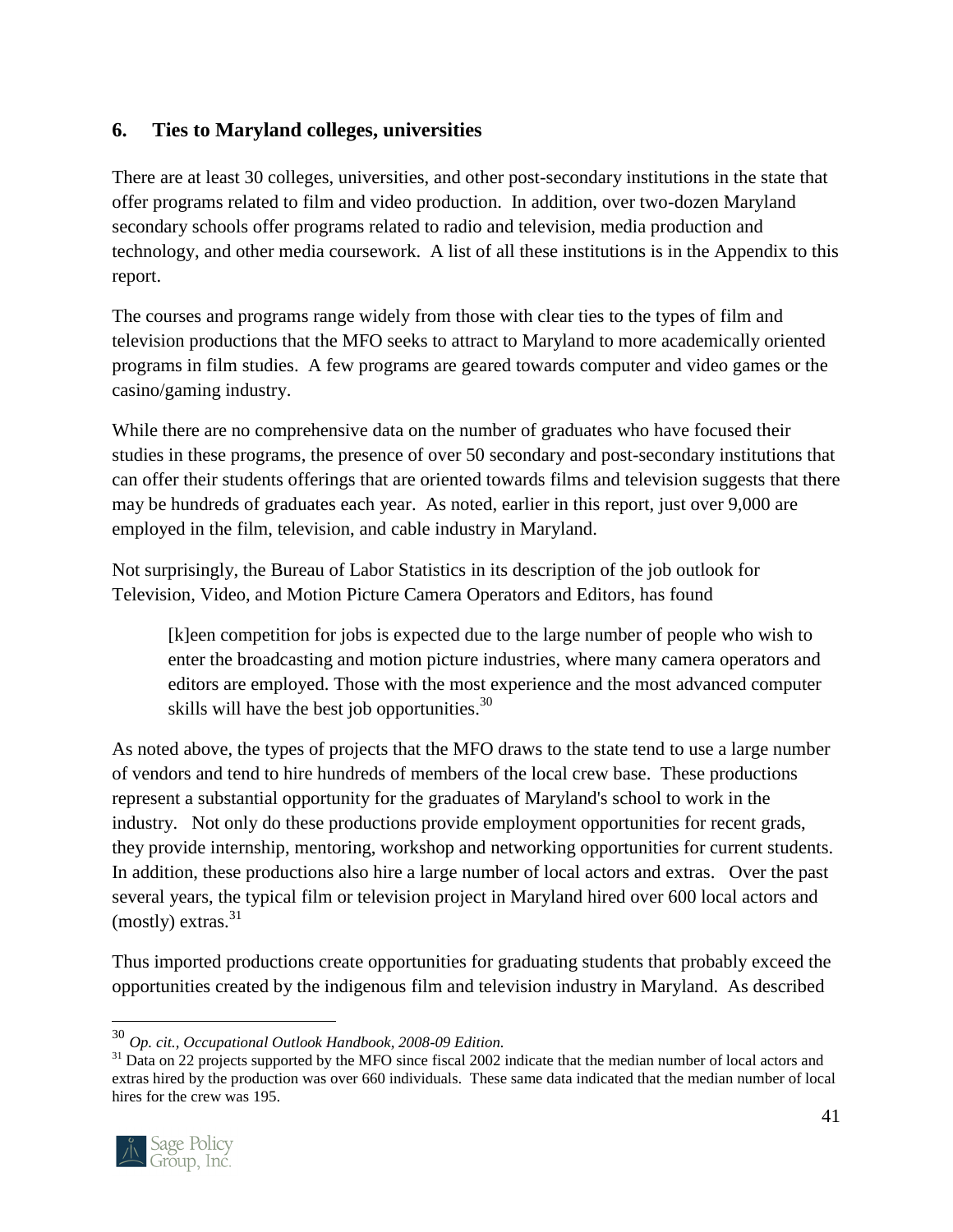## 6. Ties to Maryland colleges, universities

There are at least 30 colleges, universities, and other post-secondary institutions in the state that offer programs related to film and video production. In addition, over two-dozen Maryland secondary schools offer programs related to radio and television, media production and technology, and other media coursework. A list of all these institutions is in the Appendix to this report.

The courses and programs range widely from those with clear ties to the types of film and television productions that the MFO seeks to attract to Maryland to more academically oriented programs in film studies. A few programs are geared towards computer and video games or the casino/gaming industry.

While there are no comprehensive data on the number of graduates who have focused their studies in these programs, the presence of over 50 secondary and post-secondary institutions that can offer their students offerings that are oriented towards films and television suggests that there may be hundreds of graduates each year. As noted, earlier in this report, just over 9,000 are employed in the film, television, and cable industry in Maryland.

Not surprisingly, the Bureau of Labor Statistics in its description of the job outlook for Television, Video, and Motion Picture Camera Operators and Editors, has found

> [k]een competition for jobs is expected due to the large number of people who wish to enter the broadcasting and motion picture industries, where many camera operators and editors are employed. Those with the most experience and the most advanced computer skills will have the best job opportunities.[30]

As noted above, the types of projects that the MFO draws to the state tend to use a large number of vendors and tend to hire hundreds of members of the local crew base. These productions represent a substantial opportunity for the graduates of Maryland's school to work in the industry. Not only do these productions provide employment opportunities for recent grads, they provide internship, mentoring, workshop and networking opportunities for current students. In addition, these productions also hire a large number of local actors and extras. Over the past several years, the typical film or television project in Maryland hired over 600 local actors and (mostly) extras.[31]

Thus imported productions create opportunities for graduating students that probably exceed the opportunities created by the indigenous film and television industry in Maryland. As described

---

[30] *Op. cit., Occupational Outlook Handbook, 2008-09 Edition.*

[31] Data on 22 projects supported by the MFO since fiscal 2002 indicate that the median number of local actors and extras hired by the production was over 660 individuals. These same data indicated that the median number of local hires for the crew was 195.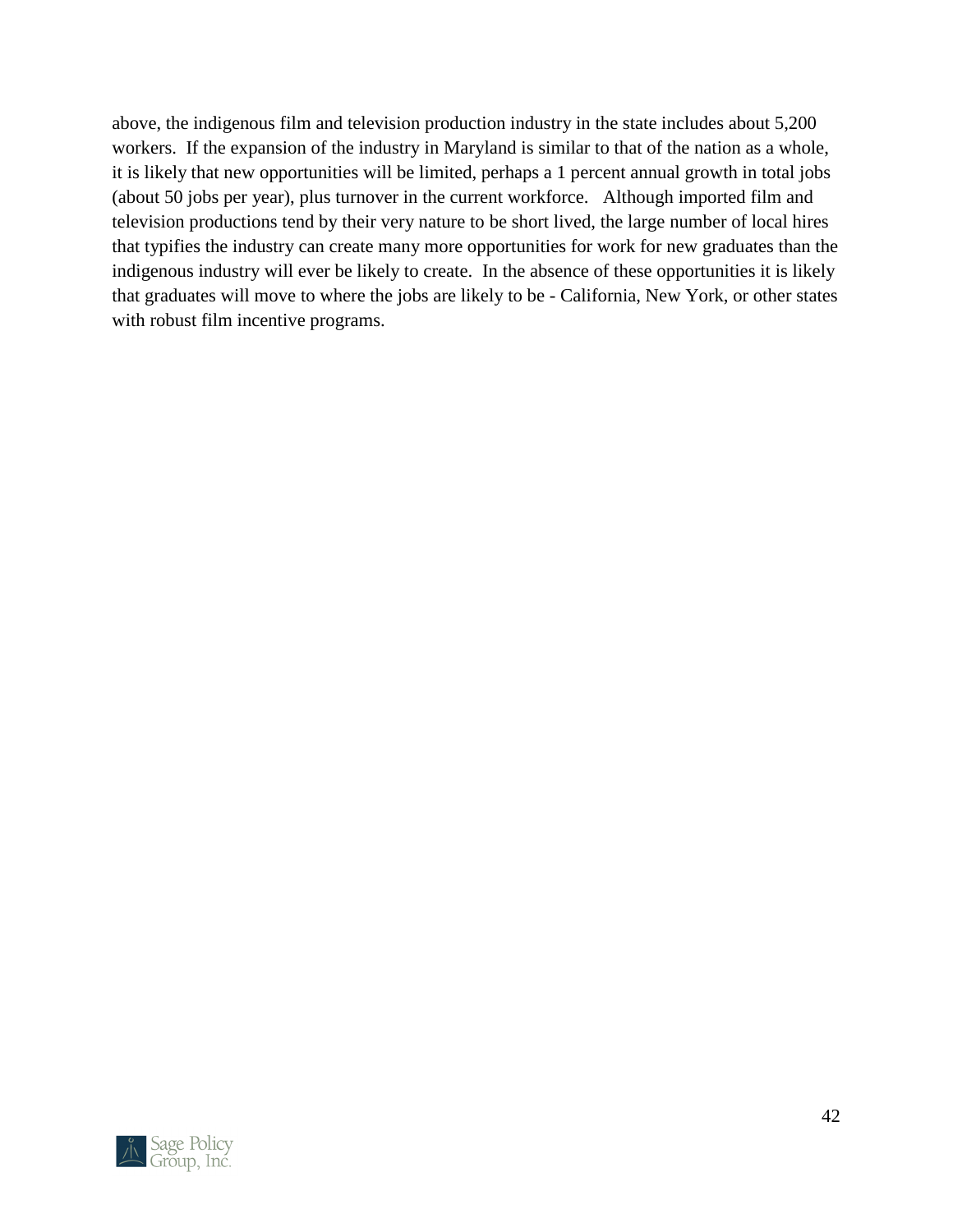above, the indigenous film and television production industry in the state includes about 5,200 workers. If the expansion of the industry in Maryland is similar to that of the nation as a whole, it is likely that new opportunities will be limited, perhaps a 1 percent annual growth in total jobs (about 50 jobs per year), plus turnover in the current workforce. Although imported film and television productions tend by their very nature to be short lived, the large number of local hires that typifies the industry can create many more opportunities for work for new graduates than the indigenous industry will ever be likely to create. In the absence of these opportunities it is likely that graduates will move to where the jobs are likely to be - California, New York, or other states with robust film incentive programs.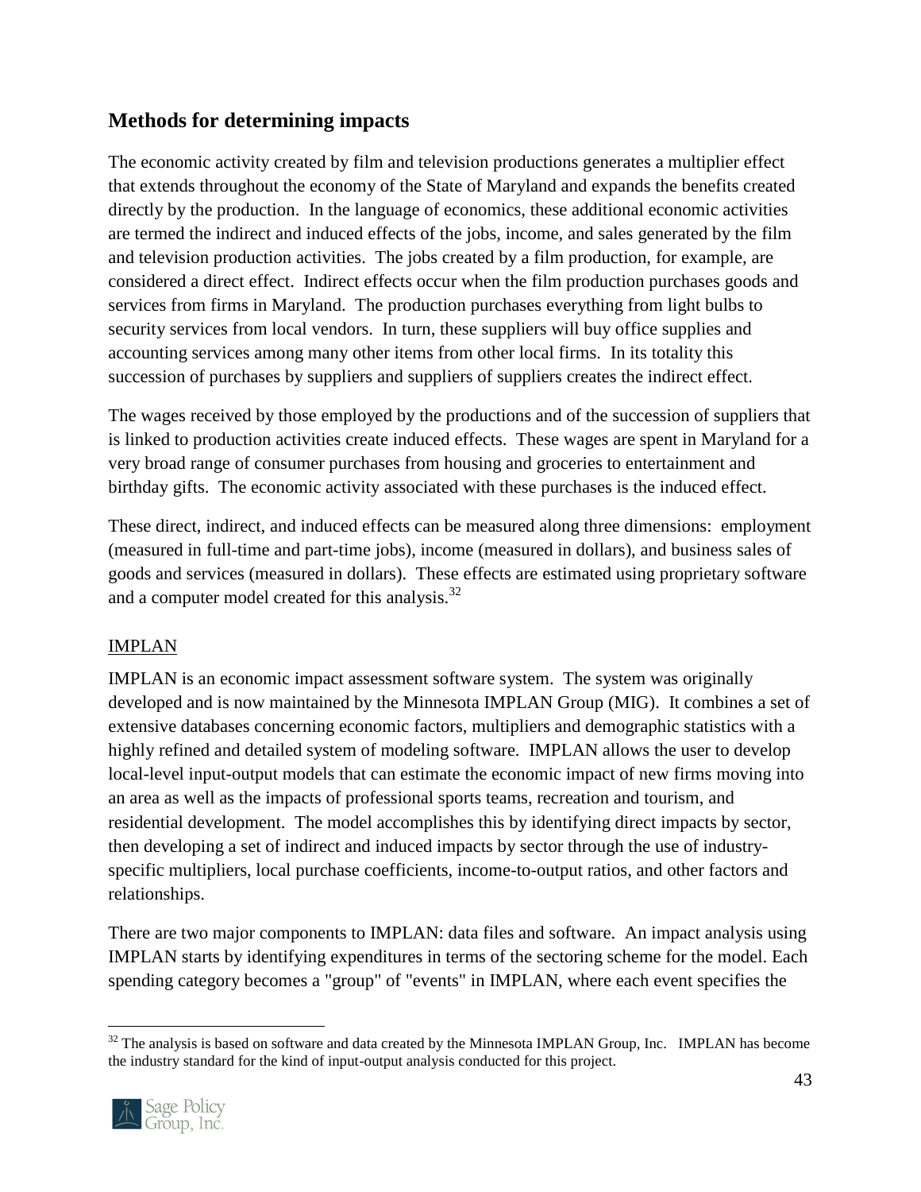## Methods for determining impacts

The economic activity created by film and television productions generates a multiplier effect that extends throughout the economy of the State of Maryland and expands the benefits created directly by the production. In the language of economics, these additional economic activities are termed the indirect and induced effects of the jobs, income, and sales generated by the film and television production activities. The jobs created by a film production, for example, are considered a direct effect. Indirect effects occur when the film production purchases goods and services from firms in Maryland. The production purchases everything from light bulbs to security services from local vendors. In turn, these suppliers will buy office supplies and accounting services among many other items from other local firms. In its totality this succession of purchases by suppliers and suppliers of suppliers creates the indirect effect.

The wages received by those employed by the productions and of the succession of suppliers that is linked to production activities create induced effects. These wages are spent in Maryland for a very broad range of consumer purchases from housing and groceries to entertainment and birthday gifts. The economic activity associated with these purchases is the induced effect.

These direct, indirect, and induced effects can be measured along three dimensions: employment (measured in full-time and part-time jobs), income (measured in dollars), and business sales of goods and services (measured in dollars). These effects are estimated using proprietary software and a computer model created for this analysis.[32]

### IMPLAN

IMPLAN is an economic impact assessment software system. The system was originally developed and is now maintained by the Minnesota IMPLAN Group (MIG). It combines a set of extensive databases concerning economic factors, multipliers and demographic statistics with a highly refined and detailed system of modeling software. IMPLAN allows the user to develop local-level input-output models that can estimate the economic impact of new firms moving into an area as well as the impacts of professional sports teams, recreation and tourism, and residential development. The model accomplishes this by identifying direct impacts by sector, then developing a set of indirect and induced impacts by sector through the use of industry-specific multipliers, local purchase coefficients, income-to-output ratios, and other factors and relationships.

There are two major components to IMPLAN: data files and software. An impact analysis using IMPLAN starts by identifying expenditures in terms of the sectoring scheme for the model. Each spending category becomes a "group" of "events" in IMPLAN, where each event specifies the

[32] The analysis is based on software and data created by the Minnesota IMPLAN Group, Inc. IMPLAN has become the industry standard for the kind of input-output analysis conducted for this project.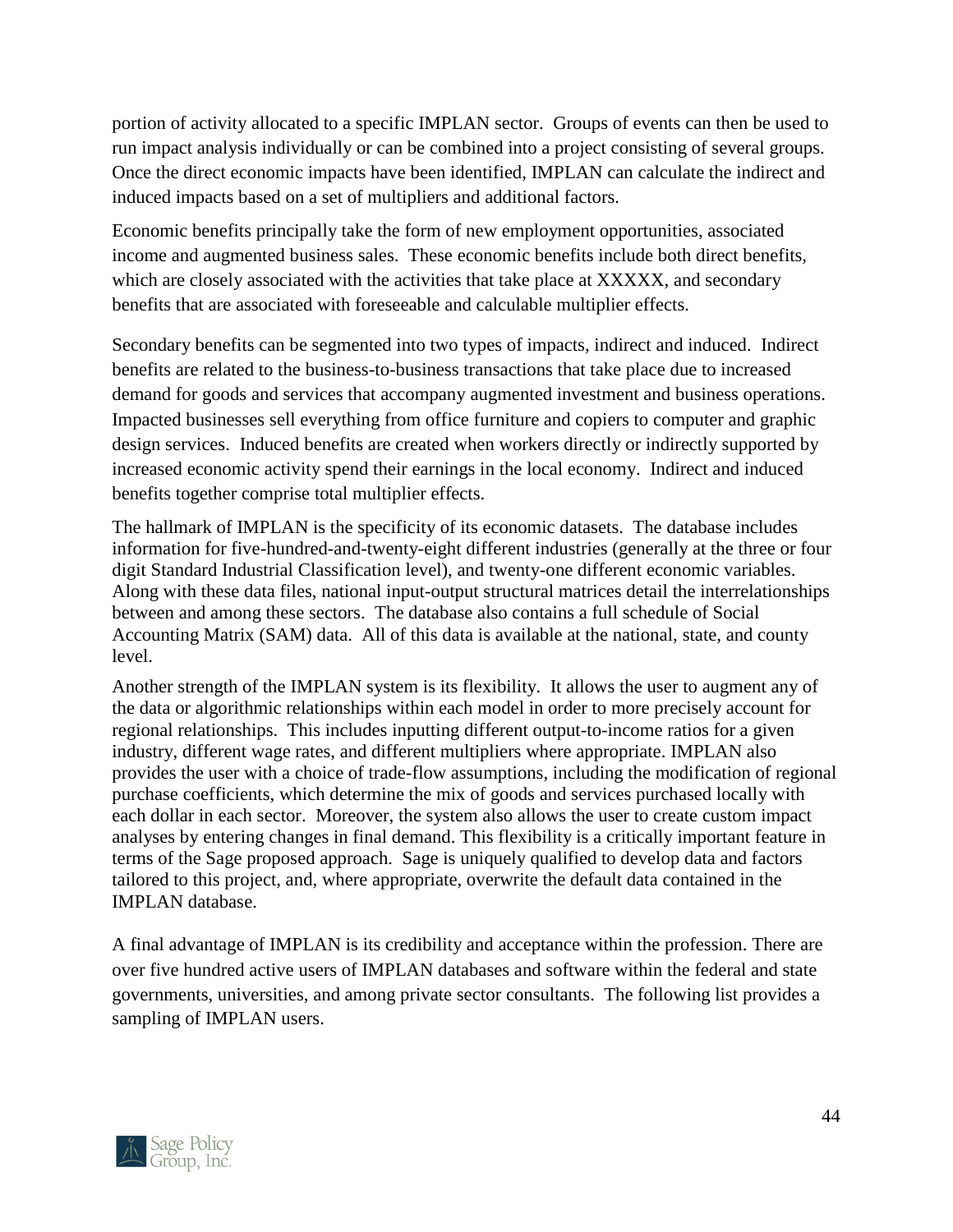portion of activity allocated to a specific IMPLAN sector. Groups of events can then be used to run impact analysis individually or can be combined into a project consisting of several groups. Once the direct economic impacts have been identified, IMPLAN can calculate the indirect and induced impacts based on a set of multipliers and additional factors.

Economic benefits principally take the form of new employment opportunities, associated income and augmented business sales. These economic benefits include both direct benefits, which are closely associated with the activities that take place at XXXXX, and secondary benefits that are associated with foreseeable and calculable multiplier effects.

Secondary benefits can be segmented into two types of impacts, indirect and induced. Indirect benefits are related to the business-to-business transactions that take place due to increased demand for goods and services that accompany augmented investment and business operations. Impacted businesses sell everything from office furniture and copiers to computer and graphic design services. Induced benefits are created when workers directly or indirectly supported by increased economic activity spend their earnings in the local economy. Indirect and induced benefits together comprise total multiplier effects.

The hallmark of IMPLAN is the specificity of its economic datasets. The database includes information for five-hundred-and-twenty-eight different industries (generally at the three or four digit Standard Industrial Classification level), and twenty-one different economic variables. Along with these data files, national input-output structural matrices detail the interrelationships between and among these sectors. The database also contains a full schedule of Social Accounting Matrix (SAM) data. All of this data is available at the national, state, and county level.

Another strength of the IMPLAN system is its flexibility. It allows the user to augment any of the data or algorithmic relationships within each model in order to more precisely account for regional relationships. This includes inputting different output-to-income ratios for a given industry, different wage rates, and different multipliers where appropriate. IMPLAN also provides the user with a choice of trade-flow assumptions, including the modification of regional purchase coefficients, which determine the mix of goods and services purchased locally with each dollar in each sector. Moreover, the system also allows the user to create custom impact analyses by entering changes in final demand. This flexibility is a critically important feature in terms of the Sage proposed approach. Sage is uniquely qualified to develop data and factors tailored to this project, and, where appropriate, overwrite the default data contained in the IMPLAN database.

A final advantage of IMPLAN is its credibility and acceptance within the profession. There are over five hundred active users of IMPLAN databases and software within the federal and state governments, universities, and among private sector consultants. The following list provides a sampling of IMPLAN users.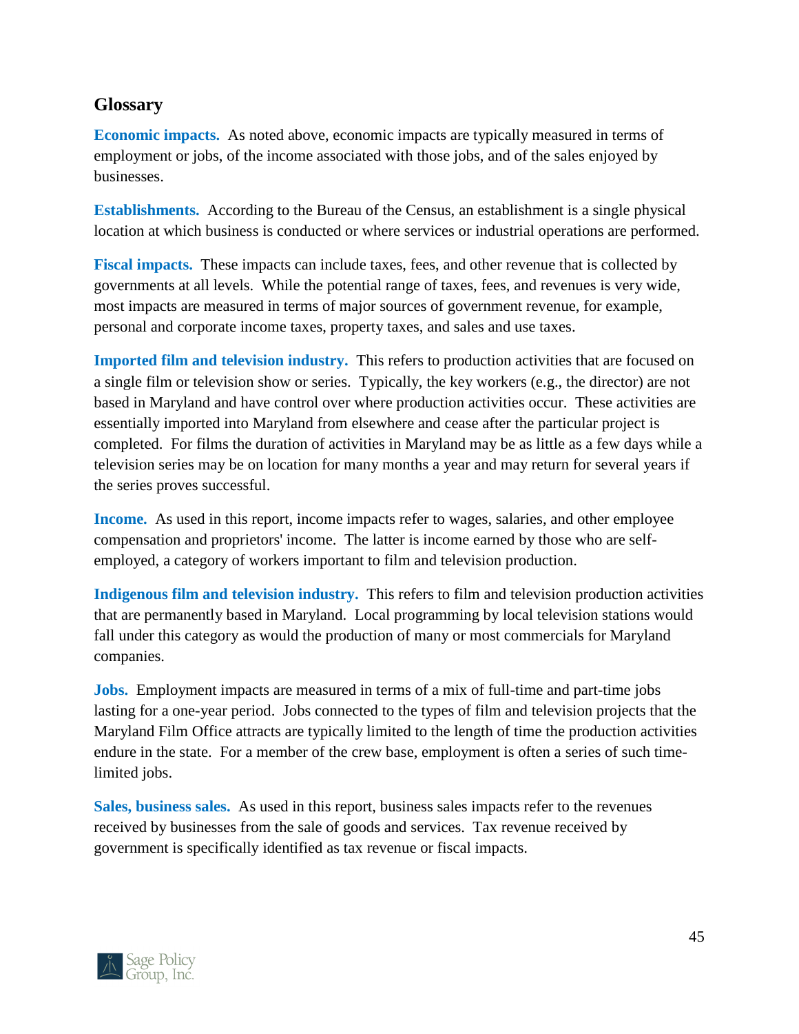## Glossary

**Economic impacts.** As noted above, economic impacts are typically measured in terms of employment or jobs, of the income associated with those jobs, and of the sales enjoyed by businesses.

**Establishments.** According to the Bureau of the Census, an establishment is a single physical location at which business is conducted or where services or industrial operations are performed.

**Fiscal impacts.** These impacts can include taxes, fees, and other revenue that is collected by governments at all levels. While the potential range of taxes, fees, and revenues is very wide, most impacts are measured in terms of major sources of government revenue, for example, personal and corporate income taxes, property taxes, and sales and use taxes.

**Imported film and television industry.** This refers to production activities that are focused on a single film or television show or series. Typically, the key workers (e.g., the director) are not based in Maryland and have control over where production activities occur. These activities are essentially imported into Maryland from elsewhere and cease after the particular project is completed. For films the duration of activities in Maryland may be as little as a few days while a television series may be on location for many months a year and may return for several years if the series proves successful.

**Income.** As used in this report, income impacts refer to wages, salaries, and other employee compensation and proprietors' income. The latter is income earned by those who are self-employed, a category of workers important to film and television production.

**Indigenous film and television industry.** This refers to film and television production activities that are permanently based in Maryland. Local programming by local television stations would fall under this category as would the production of many or most commercials for Maryland companies.

**Jobs.** Employment impacts are measured in terms of a mix of full-time and part-time jobs lasting for a one-year period. Jobs connected to the types of film and television projects that the Maryland Film Office attracts are typically limited to the length of time the production activities endure in the state. For a member of the crew base, employment is often a series of such time-limited jobs.

**Sales, business sales.** As used in this report, business sales impacts refer to the revenues received by businesses from the sale of goods and services. Tax revenue received by government is specifically identified as tax revenue or fiscal impacts.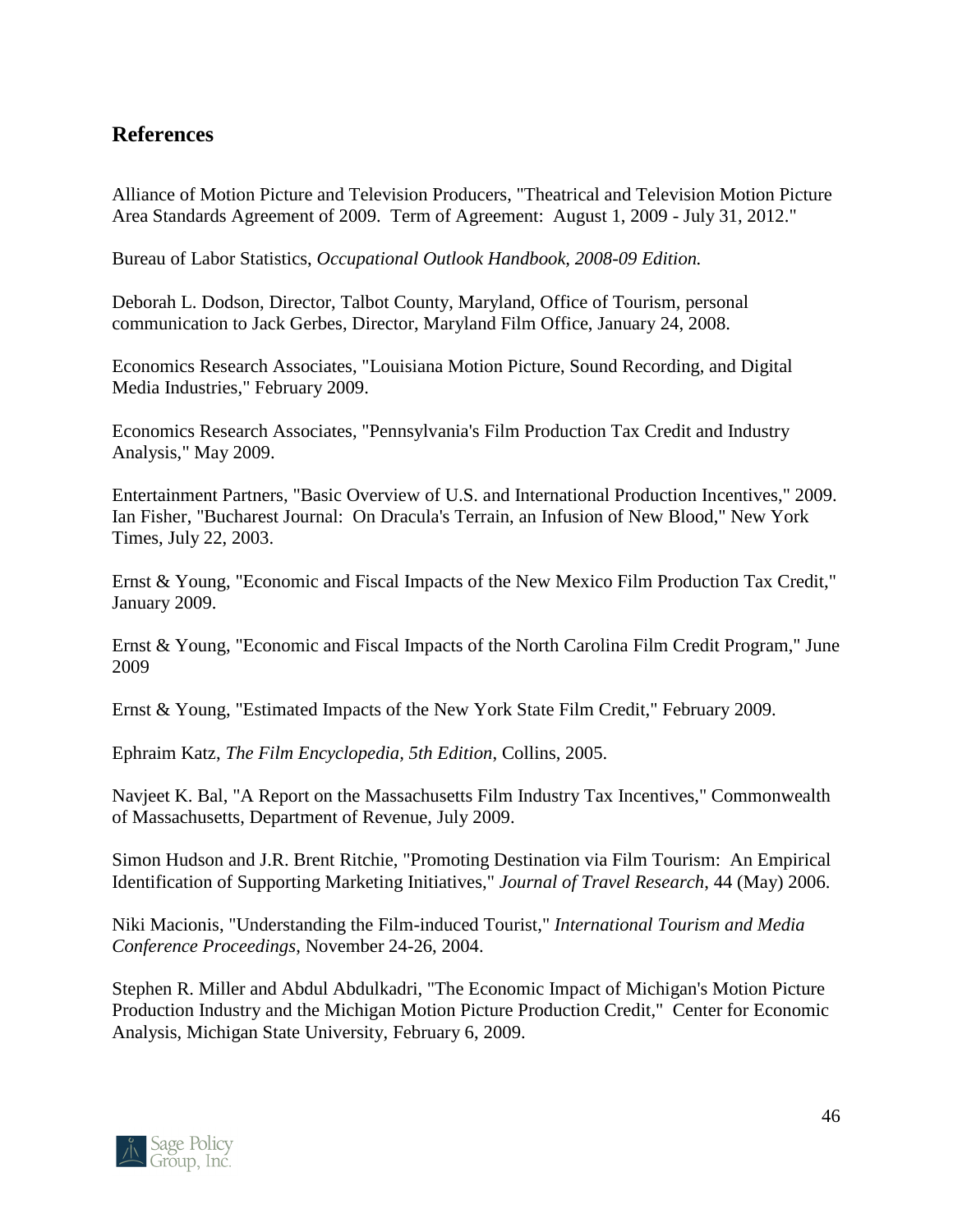## References

Alliance of Motion Picture and Television Producers, "Theatrical and Television Motion Picture Area Standards Agreement of 2009. Term of Agreement: August 1, 2009 - July 31, 2012."

Bureau of Labor Statistics, *Occupational Outlook Handbook, 2008-09 Edition.*

Deborah L. Dodson, Director, Talbot County, Maryland, Office of Tourism, personal communication to Jack Gerbes, Director, Maryland Film Office, January 24, 2008.

Economics Research Associates, "Louisiana Motion Picture, Sound Recording, and Digital Media Industries," February 2009.

Economics Research Associates, "Pennsylvania's Film Production Tax Credit and Industry Analysis," May 2009.

Entertainment Partners, "Basic Overview of U.S. and International Production Incentives," 2009.
Ian Fisher, "Bucharest Journal: On Dracula's Terrain, an Infusion of New Blood," New York Times, July 22, 2003.

Ernst & Young, "Economic and Fiscal Impacts of the New Mexico Film Production Tax Credit," January 2009.

Ernst & Young, "Economic and Fiscal Impacts of the North Carolina Film Credit Program," June 2009

Ernst & Young, "Estimated Impacts of the New York State Film Credit," February 2009.

Ephraim Katz, *The Film Encyclopedia, 5th Edition*, Collins, 2005.

Navjeet K. Bal, "A Report on the Massachusetts Film Industry Tax Incentives," Commonwealth of Massachusetts, Department of Revenue, July 2009.

Simon Hudson and J.R. Brent Ritchie, "Promoting Destination via Film Tourism: An Empirical Identification of Supporting Marketing Initiatives," *Journal of Travel Research*, 44 (May) 2006.

Niki Macionis, "Understanding the Film-induced Tourist," *International Tourism and Media Conference Proceedings*, November 24-26, 2004.

Stephen R. Miller and Abdul Abdulkadri, "The Economic Impact of Michigan's Motion Picture Production Industry and the Michigan Motion Picture Production Credit," Center for Economic Analysis, Michigan State University, February 6, 2009.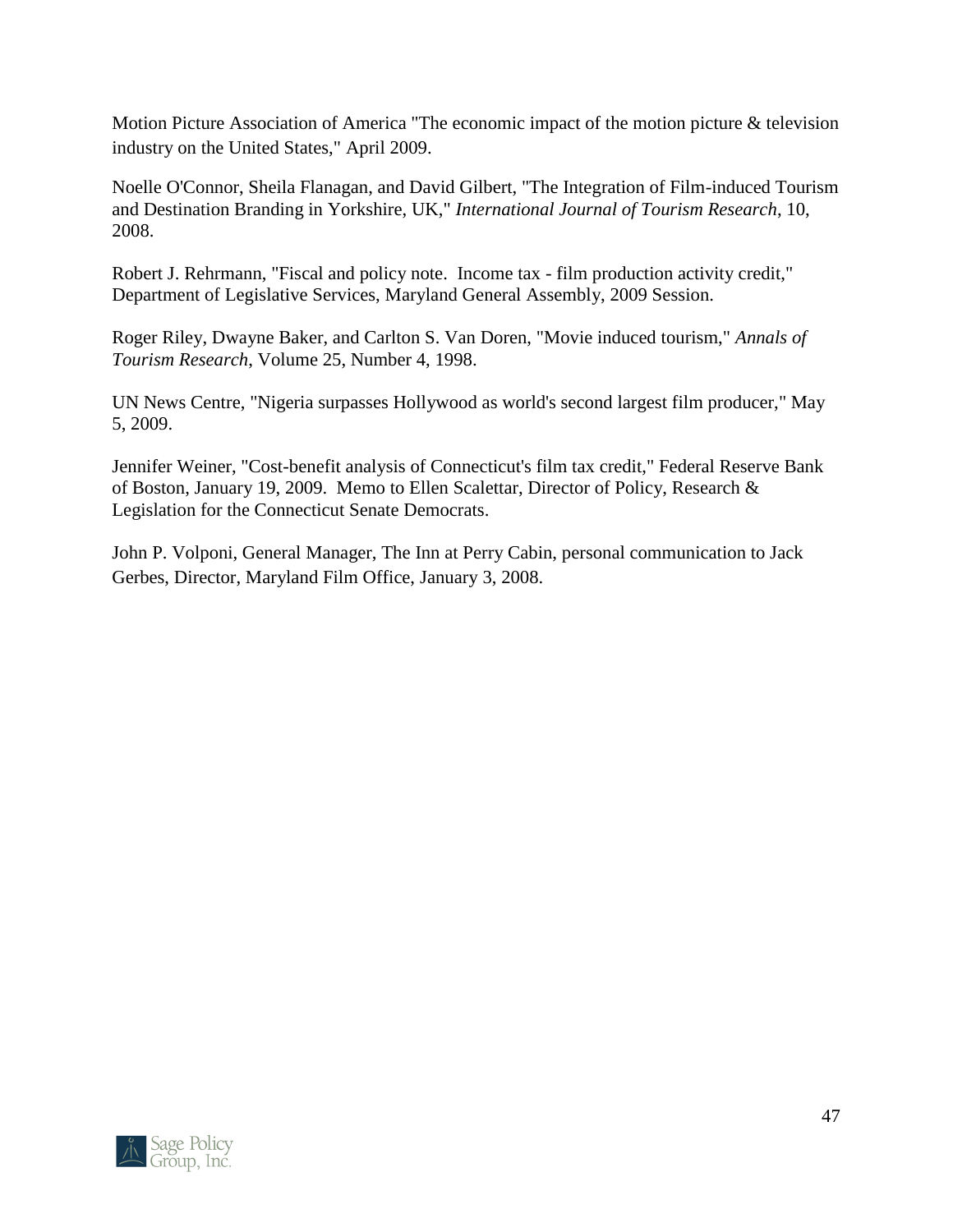Motion Picture Association of America "The economic impact of the motion picture & television industry on the United States," April 2009.

Noelle O'Connor, Sheila Flanagan, and David Gilbert, "The Integration of Film-induced Tourism and Destination Branding in Yorkshire, UK," *International Journal of Tourism Research*, 10, 2008.

Robert J. Rehrmann, "Fiscal and policy note. Income tax - film production activity credit," Department of Legislative Services, Maryland General Assembly, 2009 Session.

Roger Riley, Dwayne Baker, and Carlton S. Van Doren, "Movie induced tourism," *Annals of Tourism Research*, Volume 25, Number 4, 1998.

UN News Centre, "Nigeria surpasses Hollywood as world's second largest film producer," May 5, 2009.

Jennifer Weiner, "Cost-benefit analysis of Connecticut's film tax credit," Federal Reserve Bank of Boston, January 19, 2009. Memo to Ellen Scalettar, Director of Policy, Research & Legislation for the Connecticut Senate Democrats.

John P. Volponi, General Manager, The Inn at Perry Cabin, personal communication to Jack Gerbes, Director, Maryland Film Office, January 3, 2008.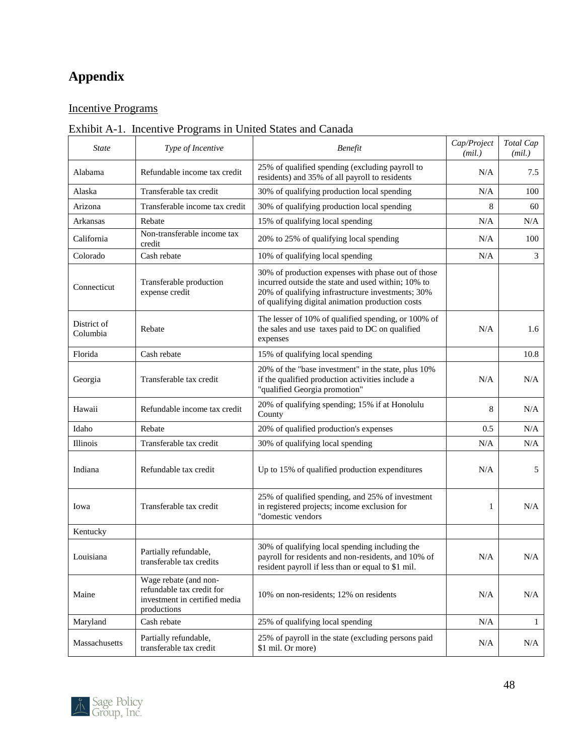# Appendix

## Incentive Programs

Exhibit A-1. Incentive Programs in United States and Canada

| *State* | *Type of Incentive* | *Benefit* | *Cap/Project (mil.)* | *Total Cap (mil.)* |
|---|---|---|---|---|
| Alabama | Refundable income tax credit | 25% of qualified spending (excluding payroll to residents) and 35% of all payroll to residents | N/A | 7.5 |
| Alaska | Transferable tax credit | 30% of qualifying production local spending | N/A | 100 |
| Arizona | Transferable income tax credit | 30% of qualifying production local spending | 8 | 60 |
| Arkansas | Rebate | 15% of qualifying local spending | N/A | N/A |
| California | Non-transferable income tax credit | 20% to 25% of qualifying local spending | N/A | 100 |
| Colorado | Cash rebate | 10% of qualifying local spending | N/A | 3 |
| Connecticut | Transferable production expense credit | 30% of production expenses with phase out of those incurred outside the state and used within; 10% to 20% of qualifying infrastructure investments; 30% of qualifying digital animation production costs | | |
| District of Columbia | Rebate | The lesser of 10% of qualified spending, or 100% of the sales and use taxes paid to DC on qualified expenses | N/A | 1.6 |
| Florida | Cash rebate | 15% of qualifying local spending | | 10.8 |
| Georgia | Transferable tax credit | 20% of the "base investment" in the state, plus 10% if the qualified production activities include a "qualified Georgia promotion" | N/A | N/A |
| Hawaii | Refundable income tax credit | 20% of qualifying spending; 15% if at Honolulu County | 8 | N/A |
| Idaho | Rebate | 20% of qualified production's expenses | 0.5 | N/A |
| Illinois | Transferable tax credit | 30% of qualifying local spending | N/A | N/A |
| Indiana | Refundable tax credit | Up to 15% of qualified production expenditures | N/A | 5 |
| Iowa | Transferable tax credit | 25% of qualified spending, and 25% of investment in registered projects; income exclusion for "domestic vendors | 1 | N/A |
| Kentucky | | | | |
| Louisiana | Partially refundable, transferable tax credits | 30% of qualifying local spending including the payroll for residents and non-residents, and 10% of resident payroll if less than or equal to $1 mil. | N/A | N/A |
| Maine | Wage rebate (and non-refundable tax credit for investment in certified media productions | 10% on non-residents; 12% on residents | N/A | N/A |
| Maryland | Cash rebate | 25% of qualifying local spending | N/A | 1 |
| Massachusetts | Partially refundable, transferable tax credit | 25% of payroll in the state (excluding persons paid $1 mil. Or more) | N/A | N/A |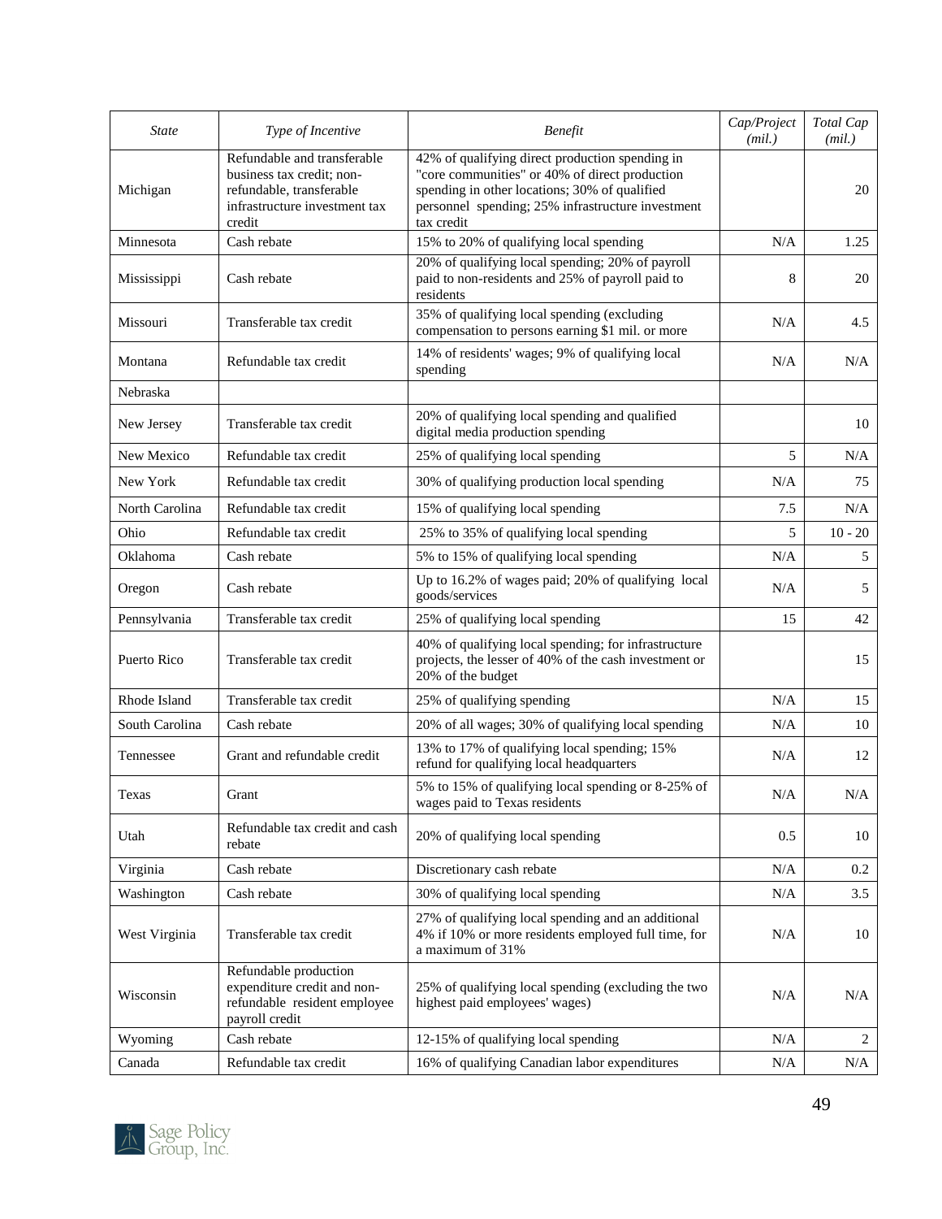| *State* | *Type of Incentive* | *Benefit* | *Cap/Project (mil.)* | *Total Cap (mil.)* |
|---|---|---|---|---|
| Michigan | Refundable and transferable business tax credit; non-refundable, transferable infrastructure investment tax credit | 42% of qualifying direct production spending in "core communities" or 40% of direct production spending in other locations; 30% of qualified personnel spending; 25% infrastructure investment tax credit | | 20 |
| Minnesota | Cash rebate | 15% to 20% of qualifying local spending | N/A | 1.25 |
| Mississippi | Cash rebate | 20% of qualifying local spending; 20% of payroll paid to non-residents and 25% of payroll paid to residents | 8 | 20 |
| Missouri | Transferable tax credit | 35% of qualifying local spending (excluding compensation to persons earning $1 mil. or more | N/A | 4.5 |
| Montana | Refundable tax credit | 14% of residents' wages; 9% of qualifying local spending | N/A | N/A |
| Nebraska | | | | |
| New Jersey | Transferable tax credit | 20% of qualifying local spending and qualified digital media production spending | | 10 |
| New Mexico | Refundable tax credit | 25% of qualifying local spending | 5 | N/A |
| New York | Refundable tax credit | 30% of qualifying production local spending | N/A | 75 |
| North Carolina | Refundable tax credit | 15% of qualifying local spending | 7.5 | N/A |
| Ohio | Refundable tax credit | 25% to 35% of qualifying local spending | 5 | 10 - 20 |
| Oklahoma | Cash rebate | 5% to 15% of qualifying local spending | N/A | 5 |
| Oregon | Cash rebate | Up to 16.2% of wages paid; 20% of qualifying local goods/services | N/A | 5 |
| Pennsylvania | Transferable tax credit | 25% of qualifying local spending | 15 | 42 |
| Puerto Rico | Transferable tax credit | 40% of qualifying local spending; for infrastructure projects, the lesser of 40% of the cash investment or 20% of the budget | | 15 |
| Rhode Island | Transferable tax credit | 25% of qualifying spending | N/A | 15 |
| South Carolina | Cash rebate | 20% of all wages; 30% of qualifying local spending | N/A | 10 |
| Tennessee | Grant and refundable credit | 13% to 17% of qualifying local spending; 15% refund for qualifying local headquarters | N/A | 12 |
| Texas | Grant | 5% to 15% of qualifying local spending or 8-25% of wages paid to Texas residents | N/A | N/A |
| Utah | Refundable tax credit and cash rebate | 20% of qualifying local spending | 0.5 | 10 |
| Virginia | Cash rebate | Discretionary cash rebate | N/A | 0.2 |
| Washington | Cash rebate | 30% of qualifying local spending | N/A | 3.5 |
| West Virginia | Transferable tax credit | 27% of qualifying local spending and an additional 4% if 10% or more residents employed full time, for a maximum of 31% | N/A | 10 |
| Wisconsin | Refundable production expenditure credit and non-refundable resident employee payroll credit | 25% of qualifying local spending (excluding the two highest paid employees' wages) | N/A | N/A |
| Wyoming | Cash rebate | 12-15% of qualifying local spending | N/A | 2 |
| Canada | Refundable tax credit | 16% of qualifying Canadian labor expenditures | N/A | N/A |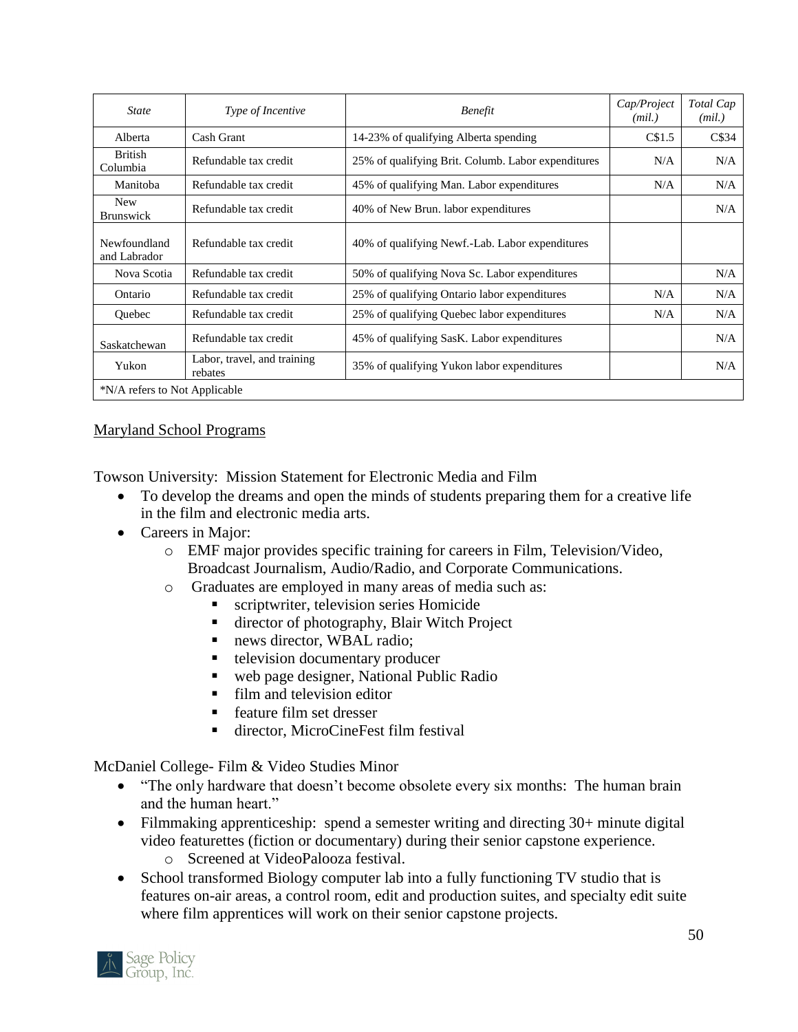| *State* | *Type of Incentive* | *Benefit* | *Cap/Project (mil.)* | *Total Cap (mil.)* |
|---|---|---|---|---|
| Alberta | Cash Grant | 14-23% of qualifying Alberta spending | C$1.5 | C$34 |
| British Columbia | Refundable tax credit | 25% of qualifying Brit. Columb. Labor expenditures | N/A | N/A |
| Manitoba | Refundable tax credit | 45% of qualifying Man. Labor expenditures | N/A | N/A |
| New Brunswick | Refundable tax credit | 40% of New Brun. labor expenditures | | N/A |
| Newfoundland and Labrador | Refundable tax credit | 40% of qualifying Newf.-Lab. Labor expenditures | | |
| Nova Scotia | Refundable tax credit | 50% of qualifying Nova Sc. Labor expenditures | | N/A |
| Ontario | Refundable tax credit | 25% of qualifying Ontario labor expenditures | N/A | N/A |
| Quebec | Refundable tax credit | 25% of qualifying Quebec labor expenditures | N/A | N/A |
| Saskatchewan | Refundable tax credit | 45% of qualifying SasK. Labor expenditures | | N/A |
| Yukon | Labor, travel, and training rebates | 35% of qualifying Yukon labor expenditures | | N/A |
| *N/A refers to Not Applicable | | | | |

## Maryland School Programs

Towson University: Mission Statement for Electronic Media and Film

- To develop the dreams and open the minds of students preparing them for a creative life in the film and electronic media arts.
- Careers in Major:
  - EMF major provides specific training for careers in Film, Television/Video, Broadcast Journalism, Audio/Radio, and Corporate Communications.
  - Graduates are employed in many areas of media such as:
    - scriptwriter, television series Homicide
    - director of photography, Blair Witch Project
    - news director, WBAL radio;
    - television documentary producer
    - web page designer, National Public Radio
    - film and television editor
    - feature film set dresser
    - director, MicroCineFest film festival

McDaniel College- Film & Video Studies Minor

- "The only hardware that doesn't become obsolete every six months: The human brain and the human heart."
- Filmmaking apprenticeship: spend a semester writing and directing 30+ minute digital video featurettes (fiction or documentary) during their senior capstone experience.
  - Screened at VideoPalooza festival.
- School transformed Biology computer lab into a fully functioning TV studio that is features on-air areas, a control room, edit and production suites, and specialty edit suite where film apprentices will work on their senior capstone projects.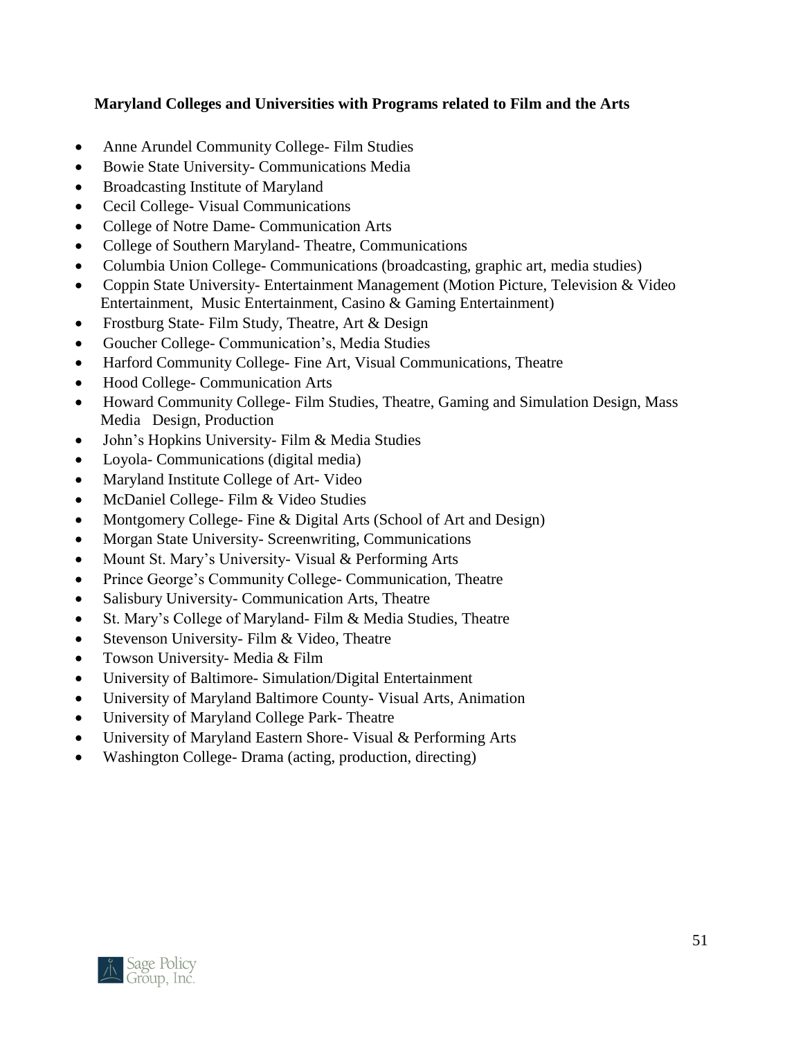**Maryland Colleges and Universities with Programs related to Film and the Arts**

- Anne Arundel Community College- Film Studies
- Bowie State University- Communications Media
- Broadcasting Institute of Maryland
- Cecil College- Visual Communications
- College of Notre Dame- Communication Arts
- College of Southern Maryland- Theatre, Communications
- Columbia Union College- Communications (broadcasting, graphic art, media studies)
- Coppin State University- Entertainment Management (Motion Picture, Television & Video Entertainment, Music Entertainment, Casino & Gaming Entertainment)
- Frostburg State- Film Study, Theatre, Art & Design
- Goucher College- Communication's, Media Studies
- Harford Community College- Fine Art, Visual Communications, Theatre
- Hood College- Communication Arts
- Howard Community College- Film Studies, Theatre, Gaming and Simulation Design, Mass Media Design, Production
- John's Hopkins University- Film & Media Studies
- Loyola- Communications (digital media)
- Maryland Institute College of Art- Video
- McDaniel College- Film & Video Studies
- Montgomery College- Fine & Digital Arts (School of Art and Design)
- Morgan State University- Screenwriting, Communications
- Mount St. Mary's University- Visual & Performing Arts
- Prince George's Community College- Communication, Theatre
- Salisbury University- Communication Arts, Theatre
- St. Mary's College of Maryland- Film & Media Studies, Theatre
- Stevenson University- Film & Video, Theatre
- Towson University- Media & Film
- University of Baltimore- Simulation/Digital Entertainment
- University of Maryland Baltimore County- Visual Arts, Animation
- University of Maryland College Park- Theatre
- University of Maryland Eastern Shore- Visual & Performing Arts
- Washington College- Drama (acting, production, directing)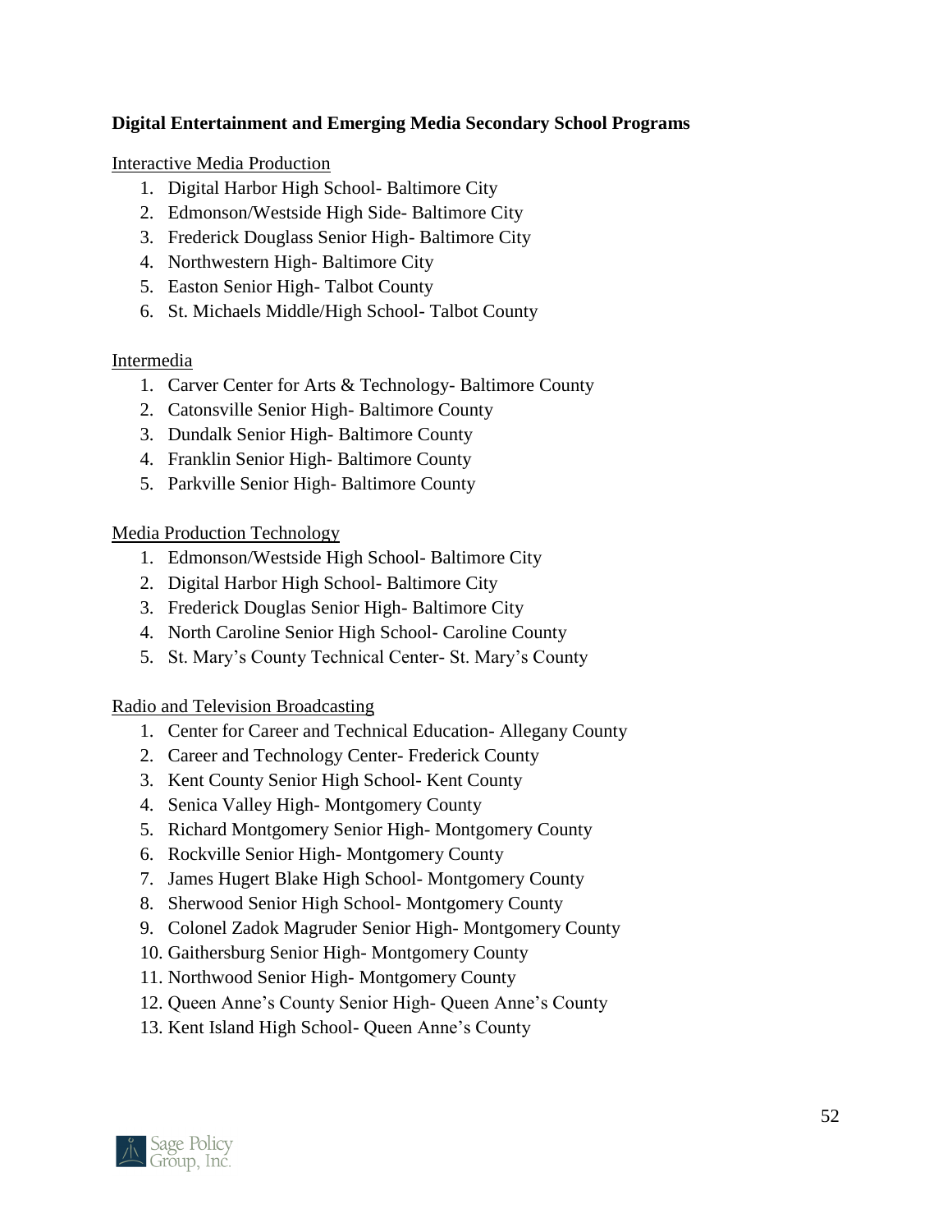**Digital Entertainment and Emerging Media Secondary School Programs**

Interactive Media Production

1. Digital Harbor High School- Baltimore City
2. Edmonson/Westside High Side- Baltimore City
3. Frederick Douglass Senior High- Baltimore City
4. Northwestern High- Baltimore City
5. Easton Senior High- Talbot County
6. St. Michaels Middle/High School- Talbot County

Intermedia

1. Carver Center for Arts & Technology- Baltimore County
2. Catonsville Senior High- Baltimore County
3. Dundalk Senior High- Baltimore County
4. Franklin Senior High- Baltimore County
5. Parkville Senior High- Baltimore County

Media Production Technology

1. Edmonson/Westside High School- Baltimore City
2. Digital Harbor High School- Baltimore City
3. Frederick Douglas Senior High- Baltimore City
4. North Caroline Senior High School- Caroline County
5. St. Mary's County Technical Center- St. Mary's County

Radio and Television Broadcasting

1. Center for Career and Technical Education- Allegany County
2. Career and Technology Center- Frederick County
3. Kent County Senior High School- Kent County
4. Senica Valley High- Montgomery County
5. Richard Montgomery Senior High- Montgomery County
6. Rockville Senior High- Montgomery County
7. James Hugert Blake High School- Montgomery County
8. Sherwood Senior High School- Montgomery County
9. Colonel Zadok Magruder Senior High- Montgomery County
10. Gaithersburg Senior High- Montgomery County
11. Northwood Senior High- Montgomery County
12. Queen Anne's County Senior High- Queen Anne's County
13. Kent Island High School- Queen Anne's County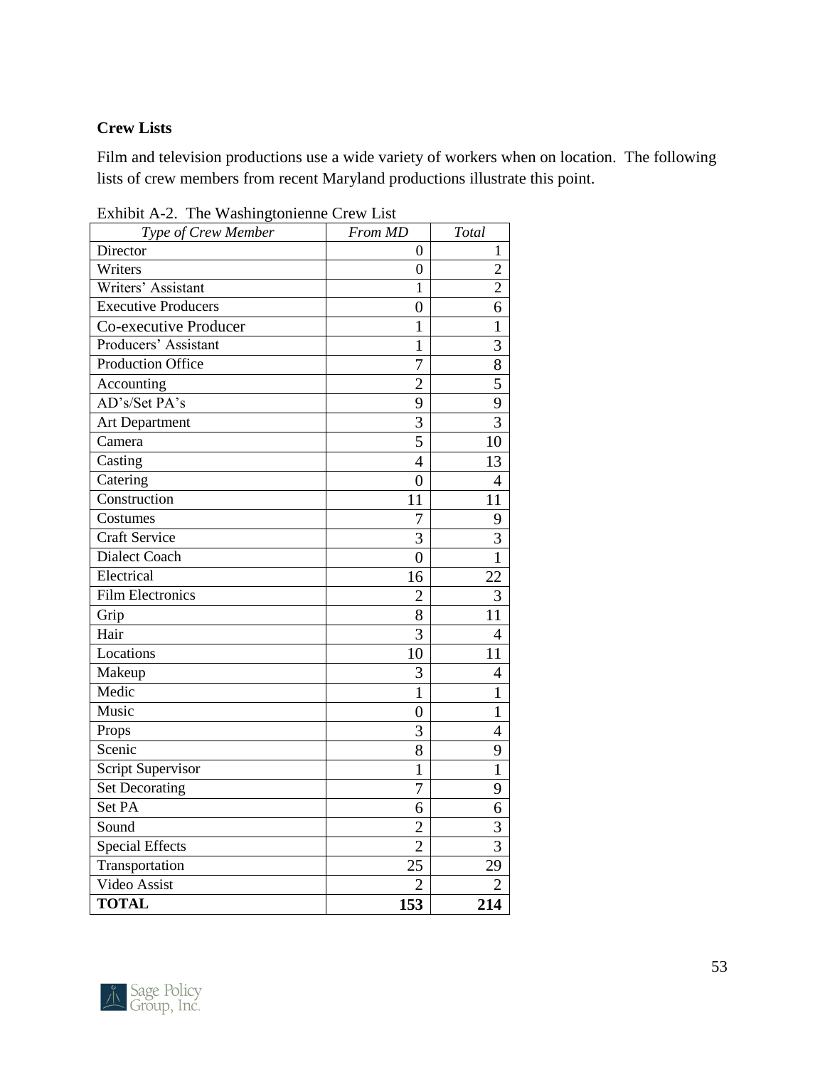**Crew Lists**

Film and television productions use a wide variety of workers when on location. The following lists of crew members from recent Maryland productions illustrate this point.

Exhibit A-2. The Washingtonienne Crew List

| *Type of Crew Member* | *From MD* | *Total* |
|---|---|---|
| Director | 0 | 1 |
| Writers | 0 | 2 |
| Writers' Assistant | 1 | 2 |
| Executive Producers | 0 | 6 |
| Co-executive Producer | 1 | 1 |
| Producers' Assistant | 1 | 3 |
| Production Office | 7 | 8 |
| Accounting | 2 | 5 |
| AD's/Set PA's | 9 | 9 |
| Art Department | 3 | 3 |
| Camera | 5 | 10 |
| Casting | 4 | 13 |
| Catering | 0 | 4 |
| Construction | 11 | 11 |
| Costumes | 7 | 9 |
| Craft Service | 3 | 3 |
| Dialect Coach | 0 | 1 |
| Electrical | 16 | 22 |
| Film Electronics | 2 | 3 |
| Grip | 8 | 11 |
| Hair | 3 | 4 |
| Locations | 10 | 11 |
| Makeup | 3 | 4 |
| Medic | 1 | 1 |
| Music | 0 | 1 |
| Props | 3 | 4 |
| Scenic | 8 | 9 |
| Script Supervisor | 1 | 1 |
| Set Decorating | 7 | 9 |
| Set PA | 6 | 6 |
| Sound | 2 | 3 |
| Special Effects | 2 | 3 |
| Transportation | 25 | 29 |
| Video Assist | 2 | 2 |
| **TOTAL** | **153** | **214** |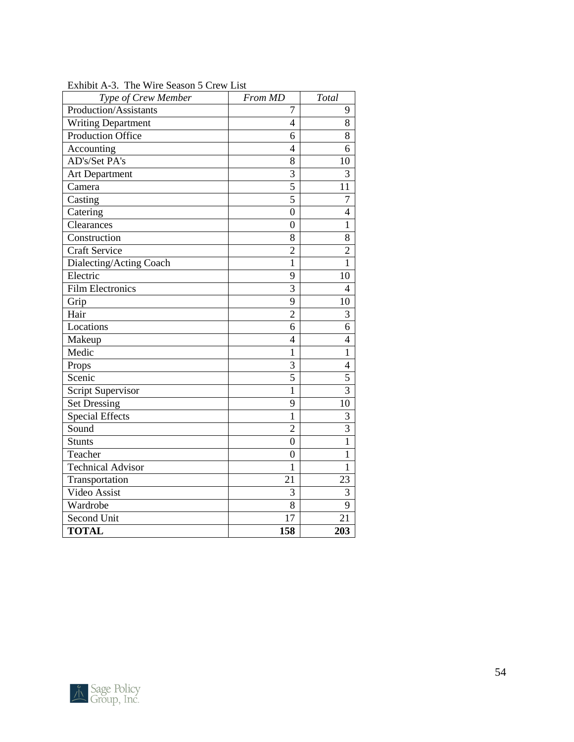Exhibit A-3. The Wire Season 5 Crew List

| *Type of Crew Member* | *From MD* | *Total* |
|---|---|---|
| Production/Assistants | 7 | 9 |
| Writing Department | 4 | 8 |
| Production Office | 6 | 8 |
| Accounting | 4 | 6 |
| AD's/Set PA's | 8 | 10 |
| Art Department | 3 | 3 |
| Camera | 5 | 11 |
| Casting | 5 | 7 |
| Catering | 0 | 4 |
| Clearances | 0 | 1 |
| Construction | 8 | 8 |
| Craft Service | 2 | 2 |
| Dialecting/Acting Coach | 1 | 1 |
| Electric | 9 | 10 |
| Film Electronics | 3 | 4 |
| Grip | 9 | 10 |
| Hair | 2 | 3 |
| Locations | 6 | 6 |
| Makeup | 4 | 4 |
| Medic | 1 | 1 |
| Props | 3 | 4 |
| Scenic | 5 | 5 |
| Script Supervisor | 1 | 3 |
| Set Dressing | 9 | 10 |
| Special Effects | 1 | 3 |
| Sound | 2 | 3 |
| Stunts | 0 | 1 |
| Teacher | 0 | 1 |
| Technical Advisor | 1 | 1 |
| Transportation | 21 | 23 |
| Video Assist | 3 | 3 |
| Wardrobe | 8 | 9 |
| Second Unit | 17 | 21 |
| **TOTAL** | **158** | **203** |